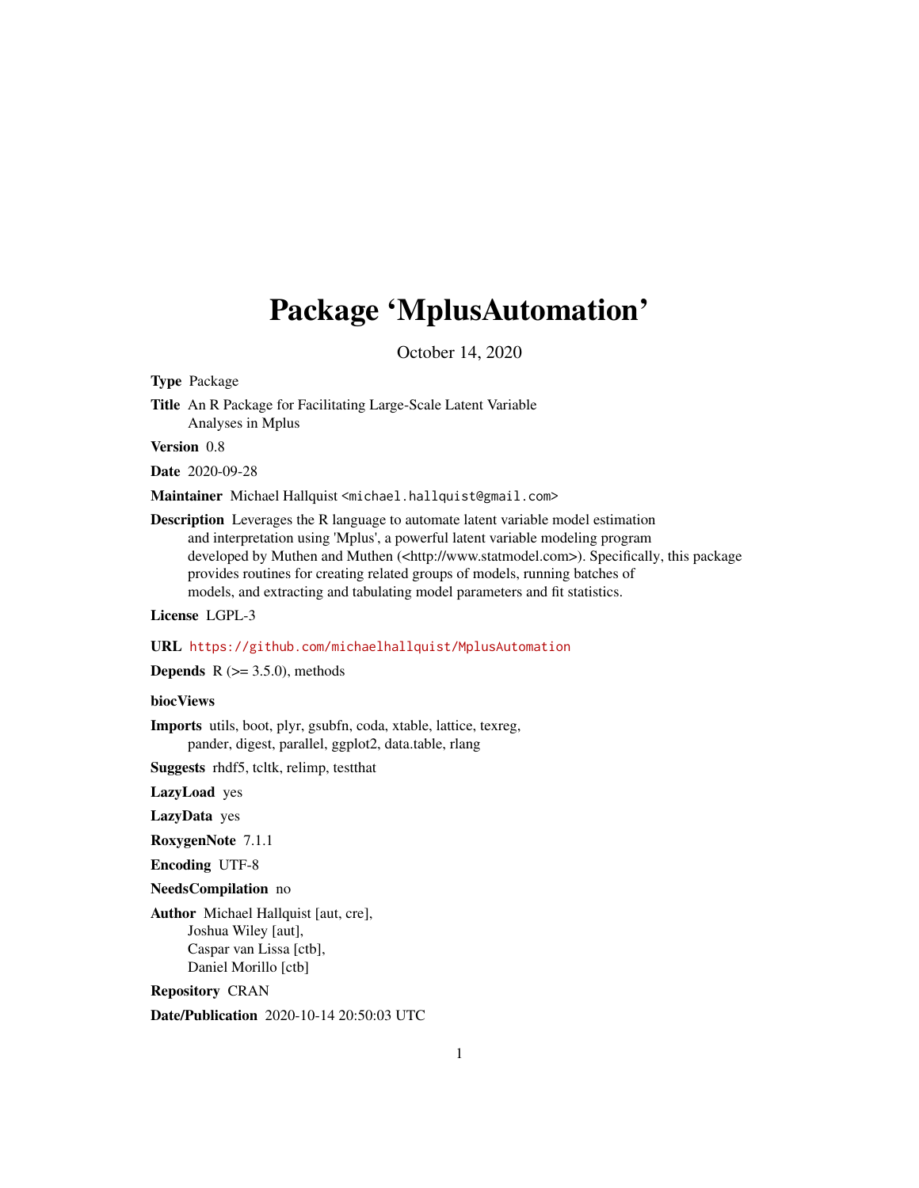# Package 'MplusAutomation'

October 14, 2020

**Type** Package

**Title** An R Package for Facilitating Large-Scale Latent Variable Analyses in Mplus

**Version** 0.8

**Date** 2020-09-28

**Maintainer** Michael Hallquist <michael.hallquist@gmail.com>

**Description** Leverages the R language to automate latent variable model estimation and interpretation using 'Mplus', a powerful latent variable modeling program developed by Muthen and Muthen (<http://www.statmodel.com>). Specifically, this package provides routines for creating related groups of models, running batches of models, and extracting and tabulating model parameters and fit statistics.

**License** LGPL-3

**URL** https://github.com/michaelhallquist/MplusAutomation

**Depends** R (>= 3.5.0), methods

**biocViews**

**Imports** utils, boot, plyr, gsubfn, coda, xtable, lattice, texreg, pander, digest, parallel, ggplot2, data.table, rlang

**Suggests** rhdf5, tcltk, relimp, testthat

**LazyLoad** yes

**LazyData** yes

**RoxygenNote** 7.1.1

**Encoding** UTF-8

**NeedsCompilation** no

**Author** Michael Hallquist [aut, cre], Joshua Wiley [aut], Caspar van Lissa [ctb], Daniel Morillo [ctb]

**Repository** CRAN

**Date/Publication** 2020-10-14 20:50:03 UTC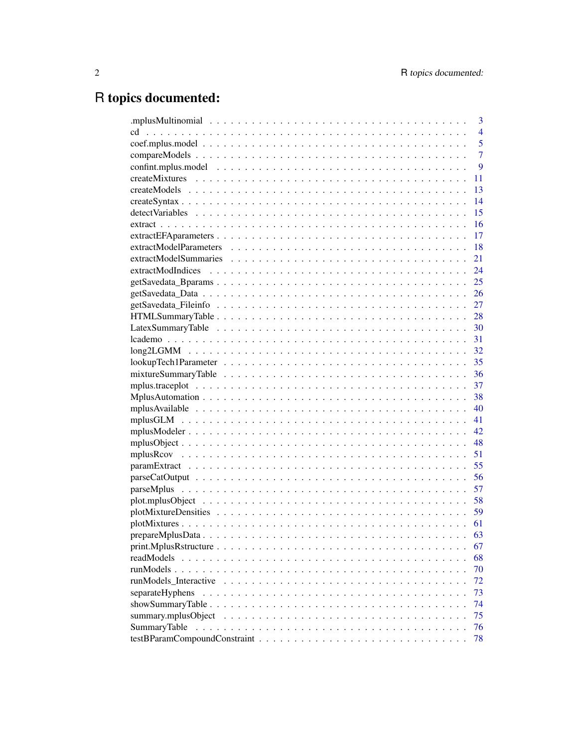# R topics documented:

| | |
|---|---|
| .mplusMultinomial | 3 |
| cd | 4 |
| coef.mplus.model | 5 |
| compareModels | 7 |
| confint.mplus.model | 9 |
| createMixtures | 11 |
| createModels | 13 |
| createSyntax | 14 |
| detectVariables | 15 |
| extract | 16 |
| extractEFAparameters | 17 |
| extractModelParameters | 18 |
| extractModelSummaries | 21 |
| extractModIndices | 24 |
| getSavedata_Bparams | 25 |
| getSavedata_Data | 26 |
| getSavedata_Fileinfo | 27 |
| HTMLSummaryTable | 28 |
| LatexSummaryTable | 30 |
| lcademo | 31 |
| long2LGMM | 32 |
| lookupTech1Parameter | 35 |
| mixtureSummaryTable | 36 |
| mplus.traceplot | 37 |
| MplusAutomation | 38 |
| mplusAvailable | 40 |
| mplusGLM | 41 |
| mplusModeler | 42 |
| mplusObject | 48 |
| mplusRcov | 51 |
| paramExtract | 55 |
| parseCatOutput | 56 |
| parseMplus | 57 |
| plot.mplusObject | 58 |
| plotMixtureDensities | 59 |
| plotMixtures | 61 |
| prepareMplusData | 63 |
| print.MplusRstructure | 67 |
| readModels | 68 |
| runModels | 70 |
| runModels_Interactive | 72 |
| separateHyphens | 73 |
| showSummaryTable | 74 |
| summary.mplusObject | 75 |
| SummaryTable | 76 |
| testBParamCompoundConstraint | 78 |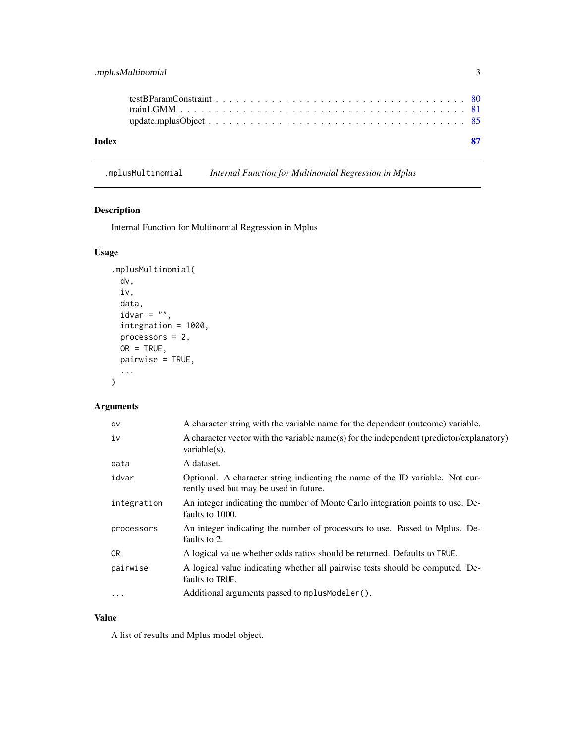testBParamConstraint . . . . . . . . . . . . . . . . . . . . . . . . . . . . . . . . . . 80
trainLGMM . . . . . . . . . . . . . . . . . . . . . . . . . . . . . . . . . . . . . . . 81
update.mplusObject . . . . . . . . . . . . . . . . . . . . . . . . . . . . . . . . . . . 85

**Index** **87**

---

## .mplusMultinomial *Internal Function for Multinomial Regression in Mplus*

### Description

Internal Function for Multinomial Regression in Mplus

### Usage

```
.mplusMultinomial(
  dv,
  iv,
  data,
  idvar = "",
  integration = 1000,
  processors = 2,
  OR = TRUE,
  pairwise = TRUE,
  ...
)
```

### Arguments

| | |
|---|---|
| `dv` | A character string with the variable name for the dependent (outcome) variable. |
| `iv` | A character vector with the variable name(s) for the independent (predictor/explanatory) variable(s). |
| `data` | A dataset. |
| `idvar` | Optional. A character string indicating the name of the ID variable. Not currently used but may be used in future. |
| `integration` | An integer indicating the number of Monte Carlo integration points to use. Defaults to 1000. |
| `processors` | An integer indicating the number of processors to use. Passed to Mplus. Defaults to 2. |
| `OR` | A logical value whether odds ratios should be returned. Defaults to `TRUE`. |
| `pairwise` | A logical value indicating whether all pairwise tests should be computed. Defaults to `TRUE`. |
| `...` | Additional arguments passed to `mplusModeler()`. |

### Value

A list of results and Mplus model object.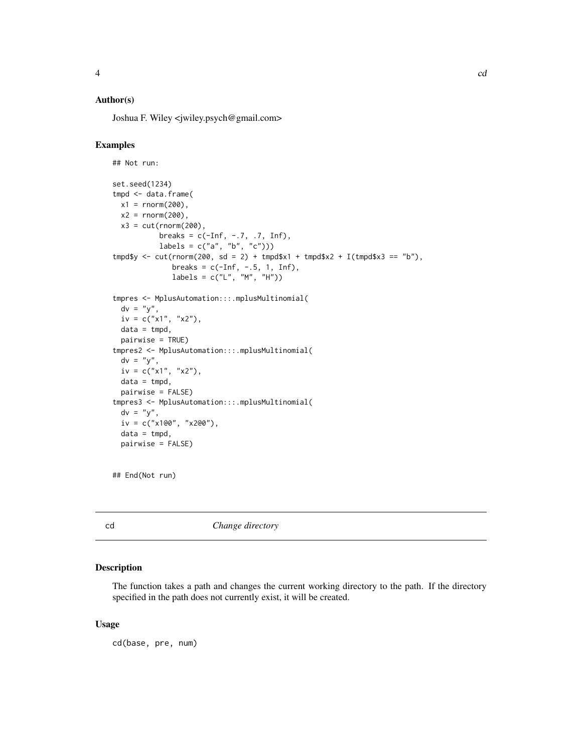## Author(s)

Joshua F. Wiley <jwiley.psych@gmail.com>

## Examples

```
## Not run:

set.seed(1234)
tmpd <- data.frame(
  x1 = rnorm(200),
  x2 = rnorm(200),
  x3 = cut(rnorm(200),
           breaks = c(-Inf, -.7, .7, Inf),
           labels = c("a", "b", "c")))
tmpd$y <- cut(rnorm(200, sd = 2) + tmpd$x1 + tmpd$x2 + I(tmpd$x3 == "b"),
              breaks = c(-Inf, -.5, 1, Inf),
              labels = c("L", "M", "H"))

tmpres <- MplusAutomation:::.mplusMultinomial(
  dv = "y",
  iv = c("x1", "x2"),
  data = tmpd,
  pairwise = TRUE)
tmpres2 <- MplusAutomation:::.mplusMultinomial(
  dv = "y",
  iv = c("x1", "x2"),
  data = tmpd,
  pairwise = FALSE)
tmpres3 <- MplusAutomation:::.mplusMultinomial(
  dv = "y",
  iv = c("x1@0", "x2@0"),
  data = tmpd,
  pairwise = FALSE)


## End(Not run)
```

---

# cd — *Change directory*

---

## Description

The function takes a path and changes the current working directory to the path. If the directory specified in the path does not currently exist, it will be created.

## Usage

```
cd(base, pre, num)
```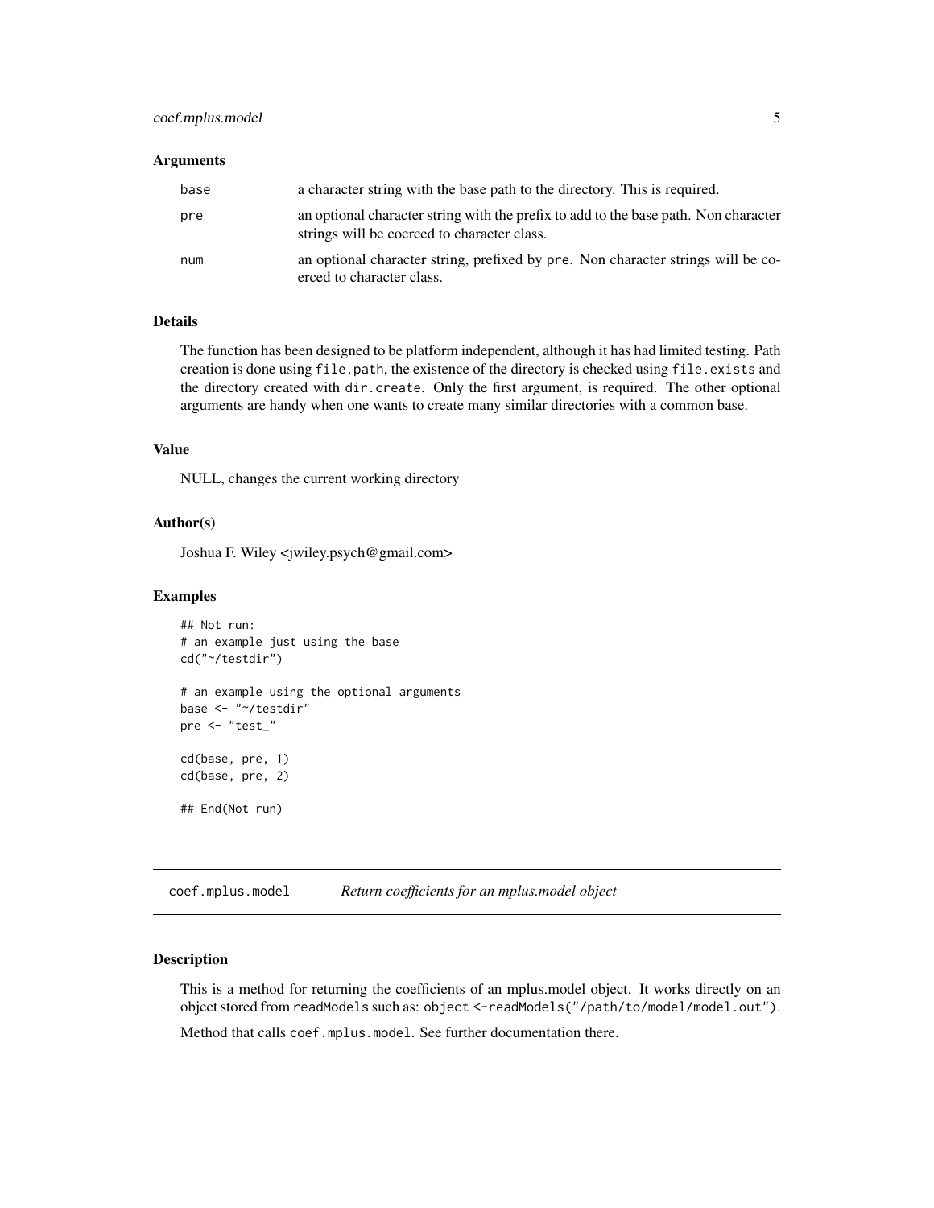### Arguments

| | |
|---|---|
| base | a character string with the base path to the directory. This is required. |
| pre | an optional character string with the prefix to add to the base path. Non character strings will be coerced to character class. |
| num | an optional character string, prefixed by pre. Non character strings will be coerced to character class. |

### Details

The function has been designed to be platform independent, although it has had limited testing. Path creation is done using `file.path`, the existence of the directory is checked using `file.exists` and the directory created with `dir.create`. Only the first argument, is required. The other optional arguments are handy when one wants to create many similar directories with a common base.

### Value

NULL, changes the current working directory

### Author(s)

Joshua F. Wiley <jwiley.psych@gmail.com>

### Examples

```
## Not run:
# an example just using the base
cd("~/testdir")

# an example using the optional arguments
base <- "~/testdir"
pre <- "test_"

cd(base, pre, 1)
cd(base, pre, 2)

## End(Not run)
```

---

## coef.mplus.model *Return coefficients for an mplus.model object*

### Description

This is a method for returning the coefficients of an mplus.model object. It works directly on an object stored from `readModels` such as: `object <-readModels("/path/to/model/model.out")`.

Method that calls `coef.mplus.model`. See further documentation there.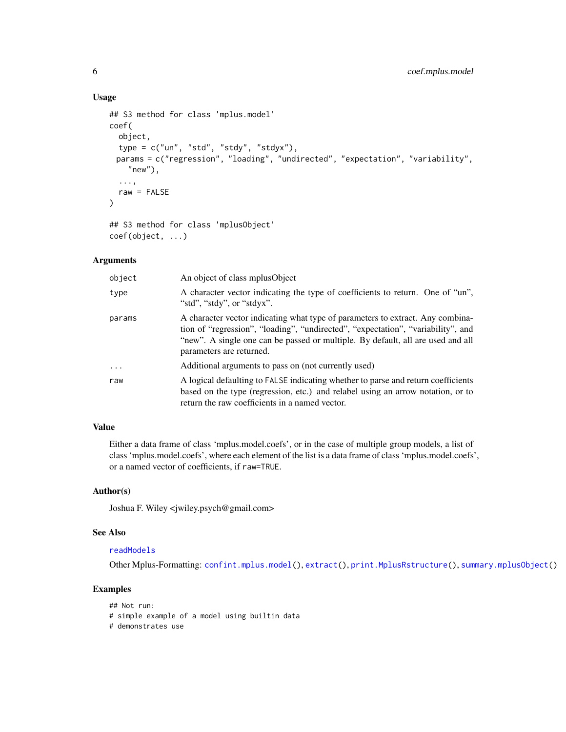## Usage

```
## S3 method for class 'mplus.model'
coef(
  object,
  type = c("un", "std", "stdy", "stdyx"),
 params = c("regression", "loading", "undirected", "expectation", "variability",
    "new"),
  ...,
  raw = FALSE
)

## S3 method for class 'mplusObject'
coef(object, ...)
```

## Arguments

| | |
|---|---|
| object | An object of class mplusObject |
| type | A character vector indicating the type of coefficients to return. One of "un", "std", "stdy", or "stdyx". |
| params | A character vector indicating what type of parameters to extract. Any combination of "regression", "loading", "undirected", "expectation", "variability", and "new". A single one can be passed or multiple. By default, all are used and all parameters are returned. |
| ... | Additional arguments to pass on (not currently used) |
| raw | A logical defaulting to FALSE indicating whether to parse and return coefficients based on the type (regression, etc.) and relabel using an arrow notation, or to return the raw coefficients in a named vector. |

## Value

Either a data frame of class 'mplus.model.coefs', or in the case of multiple group models, a list of class 'mplus.model.coefs', where each element of the list is a data frame of class 'mplus.model.coefs', or a named vector of coefficients, if raw=TRUE.

## Author(s)

Joshua F. Wiley <jwiley.psych@gmail.com>

## See Also

readModels

Other Mplus-Formatting: confint.mplus.model(), extract(), print.MplusRstructure(), summary.mplusObject()

## Examples

```
## Not run:
# simple example of a model using builtin data
# demonstrates use
```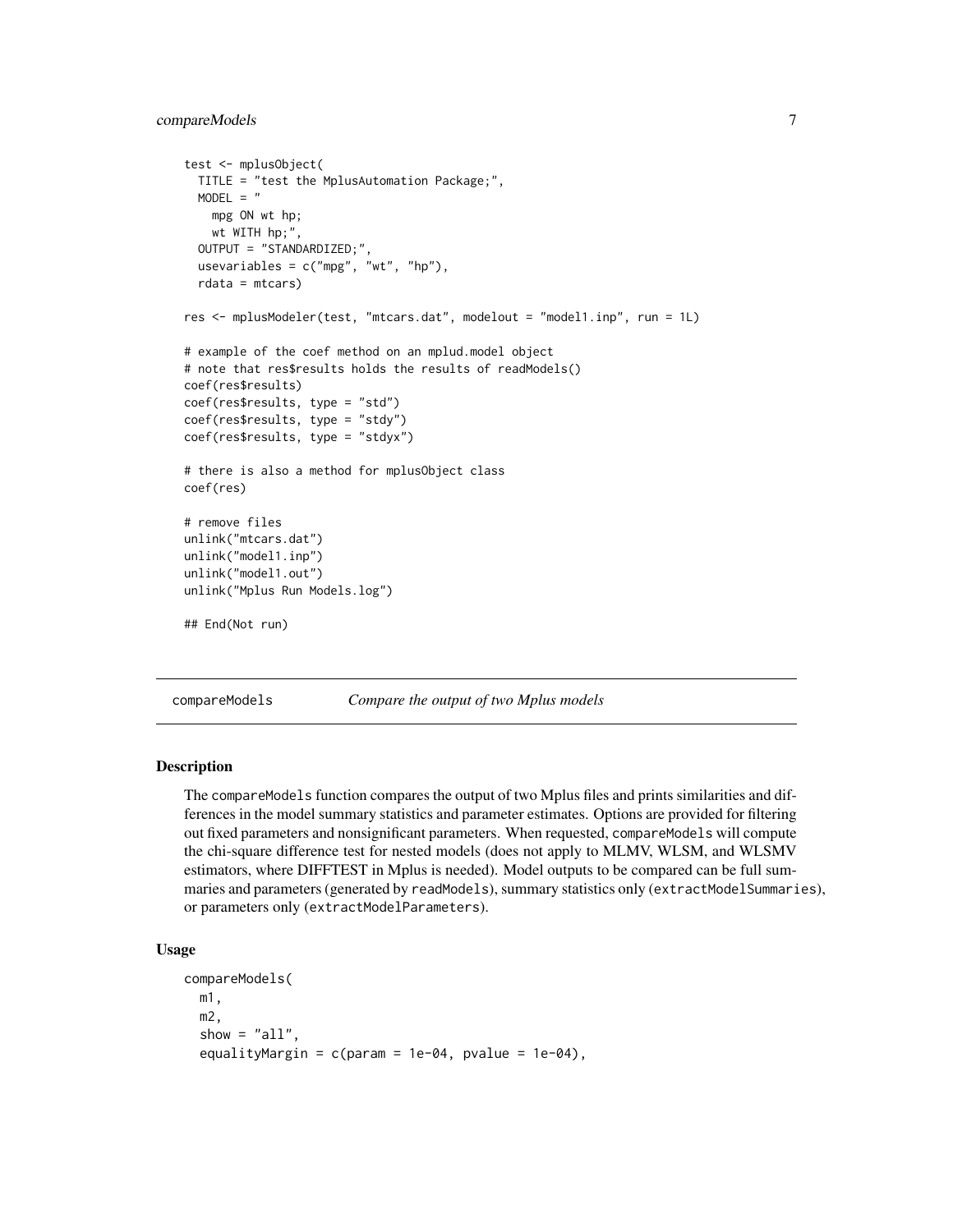```
test <- mplusObject(
  TITLE = "test the MplusAutomation Package;",
  MODEL = "
    mpg ON wt hp;
    wt WITH hp;",
  OUTPUT = "STANDARDIZED;",
  usevariables = c("mpg", "wt", "hp"),
  rdata = mtcars)

res <- mplusModeler(test, "mtcars.dat", modelout = "model1.inp", run = 1L)

# example of the coef method on an mplud.model object
# note that res$results holds the results of readModels()
coef(res$results)
coef(res$results, type = "std")
coef(res$results, type = "stdy")
coef(res$results, type = "stdyx")

# there is also a method for mplusObject class
coef(res)

# remove files
unlink("mtcars.dat")
unlink("model1.inp")
unlink("model1.out")
unlink("Mplus Run Models.log")

## End(Not run)
```

## compareModels *Compare the output of two Mplus models*

### Description

The compareModels function compares the output of two Mplus files and prints similarities and differences in the model summary statistics and parameter estimates. Options are provided for filtering out fixed parameters and nonsignificant parameters. When requested, compareModels will compute the chi-square difference test for nested models (does not apply to MLMV, WLSM, and WLSMV estimators, where DIFFTEST in Mplus is needed). Model outputs to be compared can be full summaries and parameters (generated by readModels), summary statistics only (extractModelSummaries), or parameters only (extractModelParameters).

### Usage

```
compareModels(
  m1,
  m2,
  show = "all",
  equalityMargin = c(param = 1e-04, pvalue = 1e-04),
```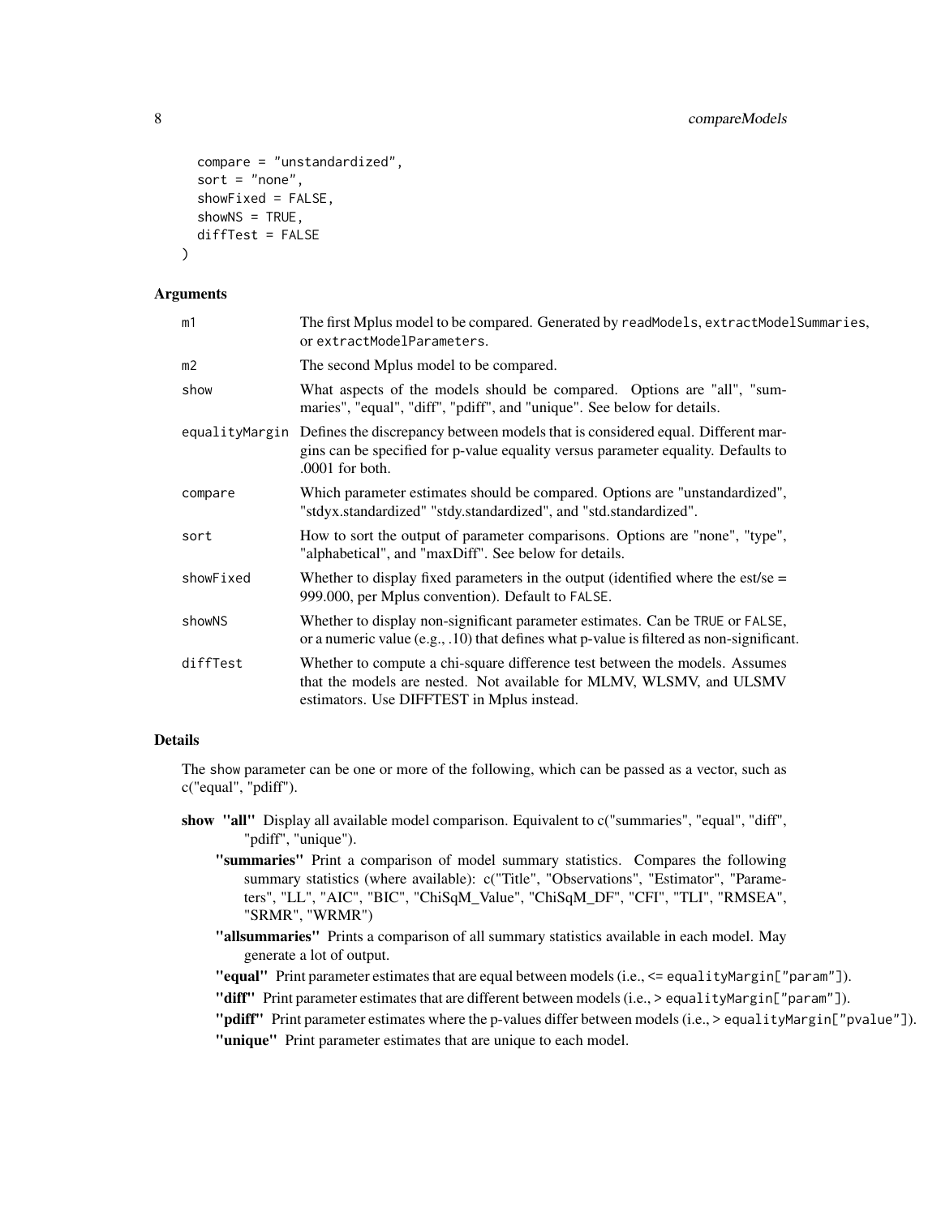```
  compare = "unstandardized",
  sort = "none",
  showFixed = FALSE,
  showNS = TRUE,
  diffTest = FALSE
)
```

### Arguments

| | |
|---|---|
| m1 | The first Mplus model to be compared. Generated by readModels, extractModelSummaries, or extractModelParameters. |
| m2 | The second Mplus model to be compared. |
| show | What aspects of the models should be compared. Options are "all", "summaries", "equal", "diff", "pdiff", and "unique". See below for details. |
| equalityMargin | Defines the discrepancy between models that is considered equal. Different margins can be specified for p-value equality versus parameter equality. Defaults to .0001 for both. |
| compare | Which parameter estimates should be compared. Options are "unstandardized", "stdyx.standardized" "stdy.standardized", and "std.standardized". |
| sort | How to sort the output of parameter comparisons. Options are "none", "type", "alphabetical", and "maxDiff". See below for details. |
| showFixed | Whether to display fixed parameters in the output (identified where the est/se = 999.000, per Mplus convention). Default to FALSE. |
| showNS | Whether to display non-significant parameter estimates. Can be TRUE or FALSE, or a numeric value (e.g., .10) that defines what p-value is filtered as non-significant. |
| diffTest | Whether to compute a chi-square difference test between the models. Assumes that the models are nested. Not available for MLMV, WLSMV, and ULSMV estimators. Use DIFFTEST in Mplus instead. |

### Details

The show parameter can be one or more of the following, which can be passed as a vector, such as c("equal", "pdiff").

**show "all"** Display all available model comparison. Equivalent to c("summaries", "equal", "diff", "pdiff", "unique").

- **"summaries"** Print a comparison of model summary statistics. Compares the following summary statistics (where available): c("Title", "Observations", "Estimator", "Parameters", "LL", "AIC", "BIC", "ChiSqM_Value", "ChiSqM_DF", "CFI", "TLI", "RMSEA", "SRMR", "WRMR")
- **"allsummaries"** Prints a comparison of all summary statistics available in each model. May generate a lot of output.
- **"equal"** Print parameter estimates that are equal between models (i.e., <= equalityMargin["param"]).
- **"diff"** Print parameter estimates that are different between models (i.e., > equalityMargin["param"]).
- **"pdiff"** Print parameter estimates where the p-values differ between models (i.e., > equalityMargin["pvalue"]).
- **"unique"** Print parameter estimates that are unique to each model.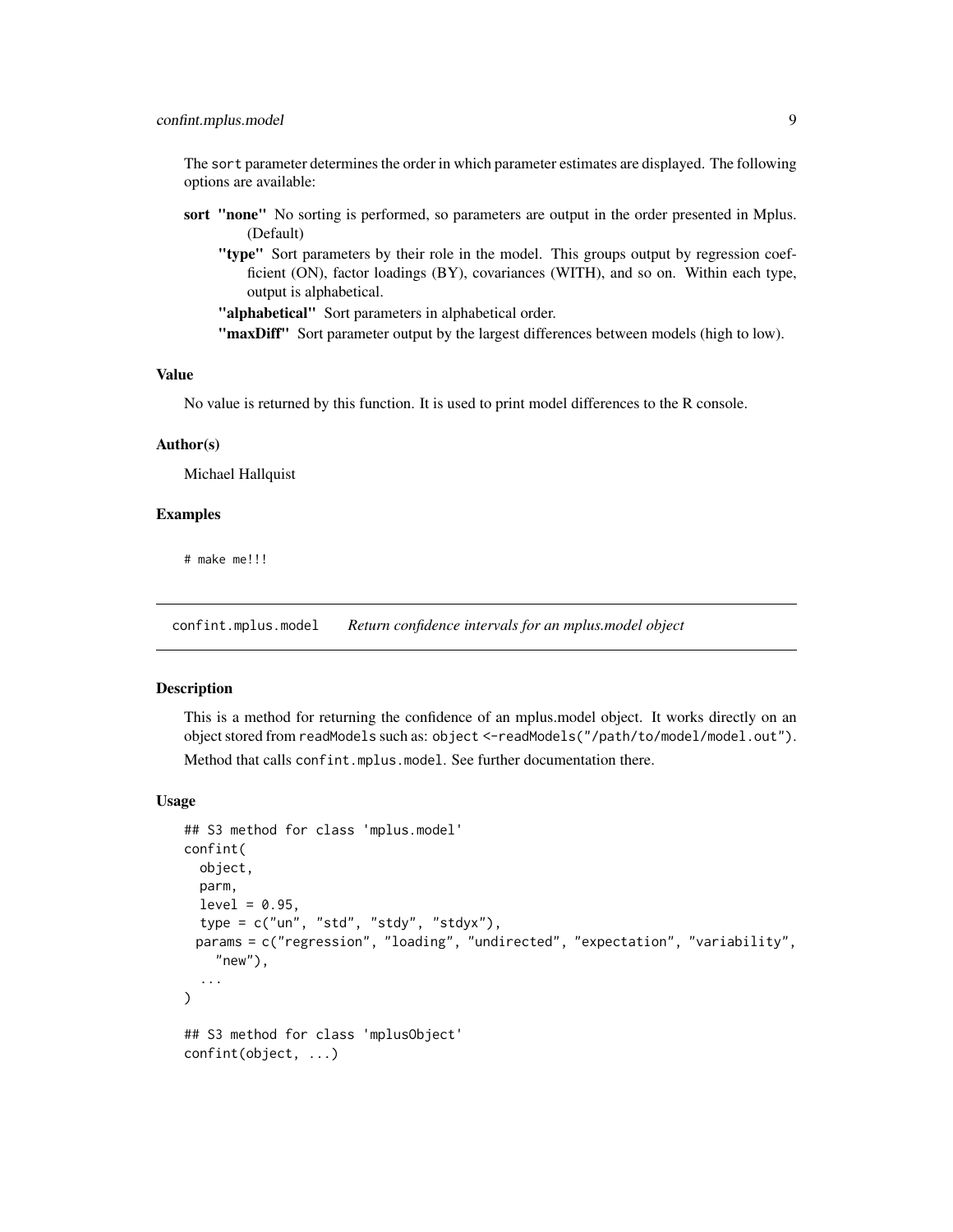The sort parameter determines the order in which parameter estimates are displayed. The following options are available:

**sort** **"none"** No sorting is performed, so parameters are output in the order presented in Mplus. (Default)

**"type"** Sort parameters by their role in the model. This groups output by regression coefficient (ON), factor loadings (BY), covariances (WITH), and so on. Within each type, output is alphabetical.

**"alphabetical"** Sort parameters in alphabetical order.

**"maxDiff"** Sort parameter output by the largest differences between models (high to low).

### Value

No value is returned by this function. It is used to print model differences to the R console.

### Author(s)

Michael Hallquist

### Examples

```
# make me!!!
```

---

## confint.mplus.model *Return confidence intervals for an mplus.model object*

### Description

This is a method for returning the confidence of an mplus.model object. It works directly on an object stored from readModels such as: object <-readModels("/path/to/model/model.out").

Method that calls confint.mplus.model. See further documentation there.

### Usage

```
## S3 method for class 'mplus.model'
confint(
  object,
  parm,
  level = 0.95,
  type = c("un", "std", "stdy", "stdyx"),
 params = c("regression", "loading", "undirected", "expectation", "variability",
    "new"),
  ...
)

## S3 method for class 'mplusObject'
confint(object, ...)
```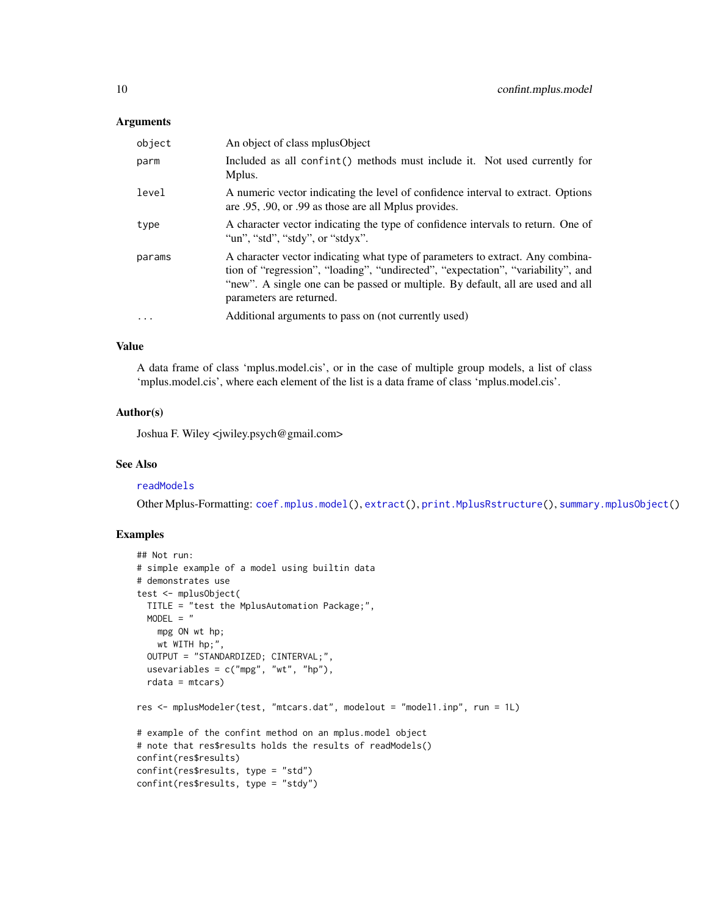### Arguments

| | |
|---|---|
| `object` | An object of class mplusObject |
| `parm` | Included as all `confint()` methods must include it. Not used currently for Mplus. |
| `level` | A numeric vector indicating the level of confidence interval to extract. Options are .95, .90, or .99 as those are all Mplus provides. |
| `type` | A character vector indicating the type of confidence intervals to return. One of "un", "std", "stdy", or "stdyx". |
| `params` | A character vector indicating what type of parameters to extract. Any combination of "regression", "loading", "undirected", "expectation", "variability", and "new". A single one can be passed or multiple. By default, all are used and all parameters are returned. |
| `...` | Additional arguments to pass on (not currently used) |

### Value

A data frame of class 'mplus.model.cis', or in the case of multiple group models, a list of class 'mplus.model.cis', where each element of the list is a data frame of class 'mplus.model.cis'.

### Author(s)

Joshua F. Wiley <jwiley.psych@gmail.com>

### See Also

`readModels`

Other Mplus-Formatting: `coef.mplus.model()`, `extract()`, `print.MplusRstructure()`, `summary.mplusObject()`

### Examples

```
## Not run:
# simple example of a model using builtin data
# demonstrates use
test <- mplusObject(
  TITLE = "test the MplusAutomation Package;",
  MODEL = "
    mpg ON wt hp;
    wt WITH hp;",
  OUTPUT = "STANDARDIZED; CINTERVAL;",
  usevariables = c("mpg", "wt", "hp"),
  rdata = mtcars)

res <- mplusModeler(test, "mtcars.dat", modelout = "model1.inp", run = 1L)

# example of the confint method on an mplus.model object
# note that res$results holds the results of readModels()
confint(res$results)
confint(res$results, type = "std")
confint(res$results, type = "stdy")
```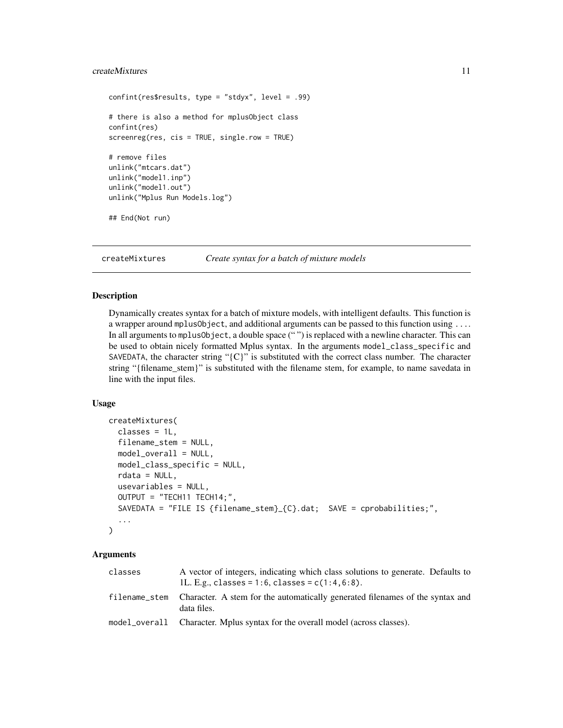```
confint(res$results, type = "stdyx", level = .99)

# there is also a method for mplusObject class
confint(res)
screenreg(res, cis = TRUE, single.row = TRUE)

# remove files
unlink("mtcars.dat")
unlink("model1.inp")
unlink("model1.out")
unlink("Mplus Run Models.log")

## End(Not run)
```

## createMixtures *Create syntax for a batch of mixture models*

### Description

Dynamically creates syntax for a batch of mixture models, with intelligent defaults. This function is a wrapper around `mplusObject`, and additional arguments can be passed to this function using `...`. In all arguments to `mplusObject`, a double space (“ ”) is replaced with a newline character. This can be used to obtain nicely formatted Mplus syntax. In the arguments `model_class_specific` and `SAVEDATA`, the character string “{C}” is substituted with the correct class number. The character string “{filename_stem}” is substituted with the filename stem, for example, to name savedata in line with the input files.

### Usage

```
createMixtures(
  classes = 1L,
  filename_stem = NULL,
  model_overall = NULL,
  model_class_specific = NULL,
  rdata = NULL,
  usevariables = NULL,
  OUTPUT = "TECH11 TECH14;",
  SAVEDATA = "FILE IS {filename_stem}_{C}.dat;  SAVE = cprobabilities;",
  ...
)
```

### Arguments

| | |
|---|---|
| `classes` | A vector of integers, indicating which class solutions to generate. Defaults to 1L. E.g., `classes = 1:6`, `classes = c(1:4,6:8)`. |
| `filename_stem` | Character. A stem for the automatically generated filenames of the syntax and data files. |
| `model_overall` | Character. Mplus syntax for the overall model (across classes). |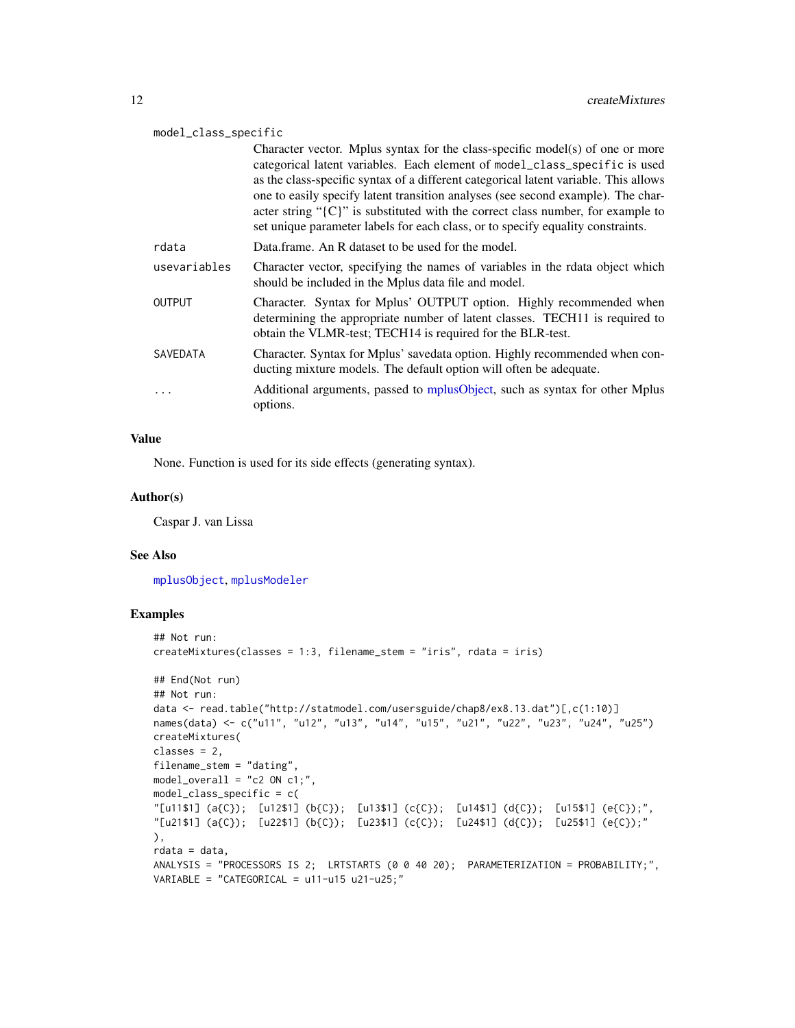| | |
|---|---|
| model_class_specific | Character vector. Mplus syntax for the class-specific model(s) of one or more categorical latent variables. Each element of model_class_specific is used as the class-specific syntax of a different categorical latent variable. This allows one to easily specify latent transition analyses (see second example). The character string "{C}" is substituted with the correct class number, for example to set unique parameter labels for each class, or to specify equality constraints. |
| rdata | Data.frame. An R dataset to be used for the model. |
| usevariables | Character vector, specifying the names of variables in the rdata object which should be included in the Mplus data file and model. |
| OUTPUT | Character. Syntax for Mplus' OUTPUT option. Highly recommended when determining the appropriate number of latent classes. TECH11 is required to obtain the VLMR-test; TECH14 is required for the BLR-test. |
| SAVEDATA | Character. Syntax for Mplus' savedata option. Highly recommended when conducting mixture models. The default option will often be adequate. |
| ... | Additional arguments, passed to mplusObject, such as syntax for other Mplus options. |

## Value

None. Function is used for its side effects (generating syntax).

## Author(s)

Caspar J. van Lissa

## See Also

mplusObject, mplusModeler

## Examples

```
## Not run:
createMixtures(classes = 1:3, filename_stem = "iris", rdata = iris)

## End(Not run)
## Not run:
data <- read.table("http://statmodel.com/usersguide/chap8/ex8.13.dat")[,c(1:10)]
names(data) <- c("u11", "u12", "u13", "u14", "u15", "u21", "u22", "u23", "u24", "u25")
createMixtures(
classes = 2,
filename_stem = "dating",
model_overall = "c2 ON c1;",
model_class_specific = c(
"[u11$1] (a{C});  [u12$1] (b{C});  [u13$1] (c{C});  [u14$1] (d{C});  [u15$1] (e{C});",
"[u21$1] (a{C});  [u22$1] (b{C});  [u23$1] (c{C});  [u24$1] (d{C});  [u25$1] (e{C});"
),
rdata = data,
ANALYSIS = "PROCESSORS IS 2;  LRTSTARTS (0 0 40 20);  PARAMETERIZATION = PROBABILITY;",
VARIABLE = "CATEGORICAL = u11-u15 u21-u25;"
```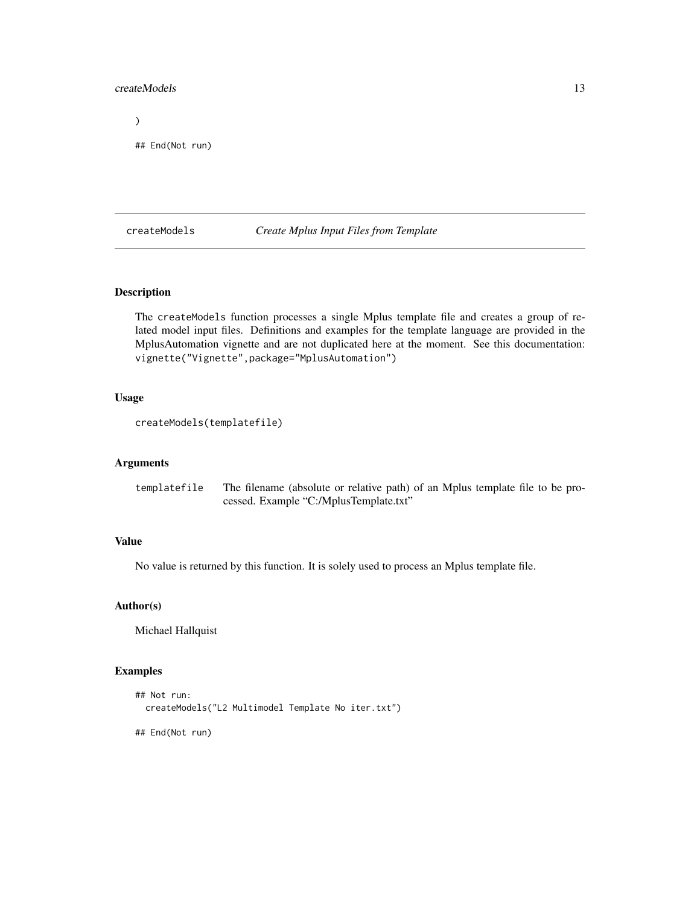```
)

## End(Not run)
```

---

createModels *Create Mplus Input Files from Template*

---

### Description

The `createModels` function processes a single Mplus template file and creates a group of related model input files. Definitions and examples for the template language are provided in the MplusAutomation vignette and are not duplicated here at the moment. See this documentation: `vignette("Vignette",package="MplusAutomation")`

### Usage

```
createModels(templatefile)
```

### Arguments

| | |
|---|---|
| `templatefile` | The filename (absolute or relative path) of an Mplus template file to be processed. Example "C:/MplusTemplate.txt" |

### Value

No value is returned by this function. It is solely used to process an Mplus template file.

### Author(s)

Michael Hallquist

### Examples

```
## Not run:
  createModels("L2 Multimodel Template No iter.txt")

## End(Not run)
```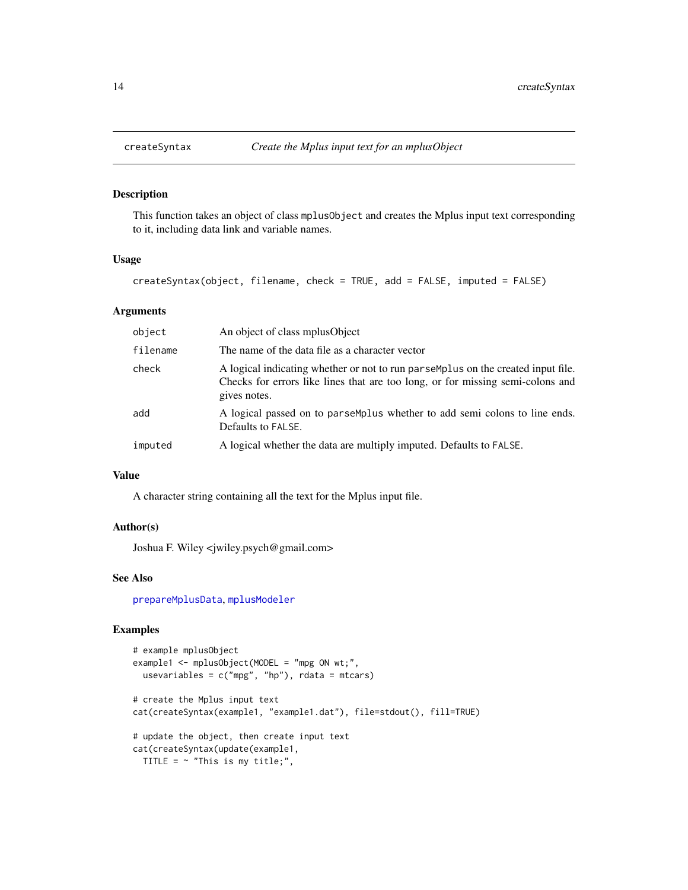## createSyntax — *Create the Mplus input text for an mplusObject*

### Description

This function takes an object of class `mplusObject` and creates the Mplus input text corresponding to it, including data link and variable names.

### Usage

```
createSyntax(object, filename, check = TRUE, add = FALSE, imputed = FALSE)
```

### Arguments

| | |
|---|---|
| `object` | An object of class mplusObject |
| `filename` | The name of the data file as a character vector |
| `check` | A logical indicating whether or not to run `parseMplus` on the created input file. Checks for errors like lines that are too long, or for missing semi-colons and gives notes. |
| `add` | A logical passed on to `parseMplus` whether to add semi colons to line ends. Defaults to `FALSE`. |
| `imputed` | A logical whether the data are multiply imputed. Defaults to `FALSE`. |

### Value

A character string containing all the text for the Mplus input file.

### Author(s)

Joshua F. Wiley <jwiley.psych@gmail.com>

### See Also

`prepareMplusData`, `mplusModeler`

### Examples

```
# example mplusObject
example1 <- mplusObject(MODEL = "mpg ON wt;",
  usevariables = c("mpg", "hp"), rdata = mtcars)

# create the Mplus input text
cat(createSyntax(example1, "example1.dat"), file=stdout(), fill=TRUE)

# update the object, then create input text
cat(createSyntax(update(example1,
  TITLE = ~ "This is my title;",
```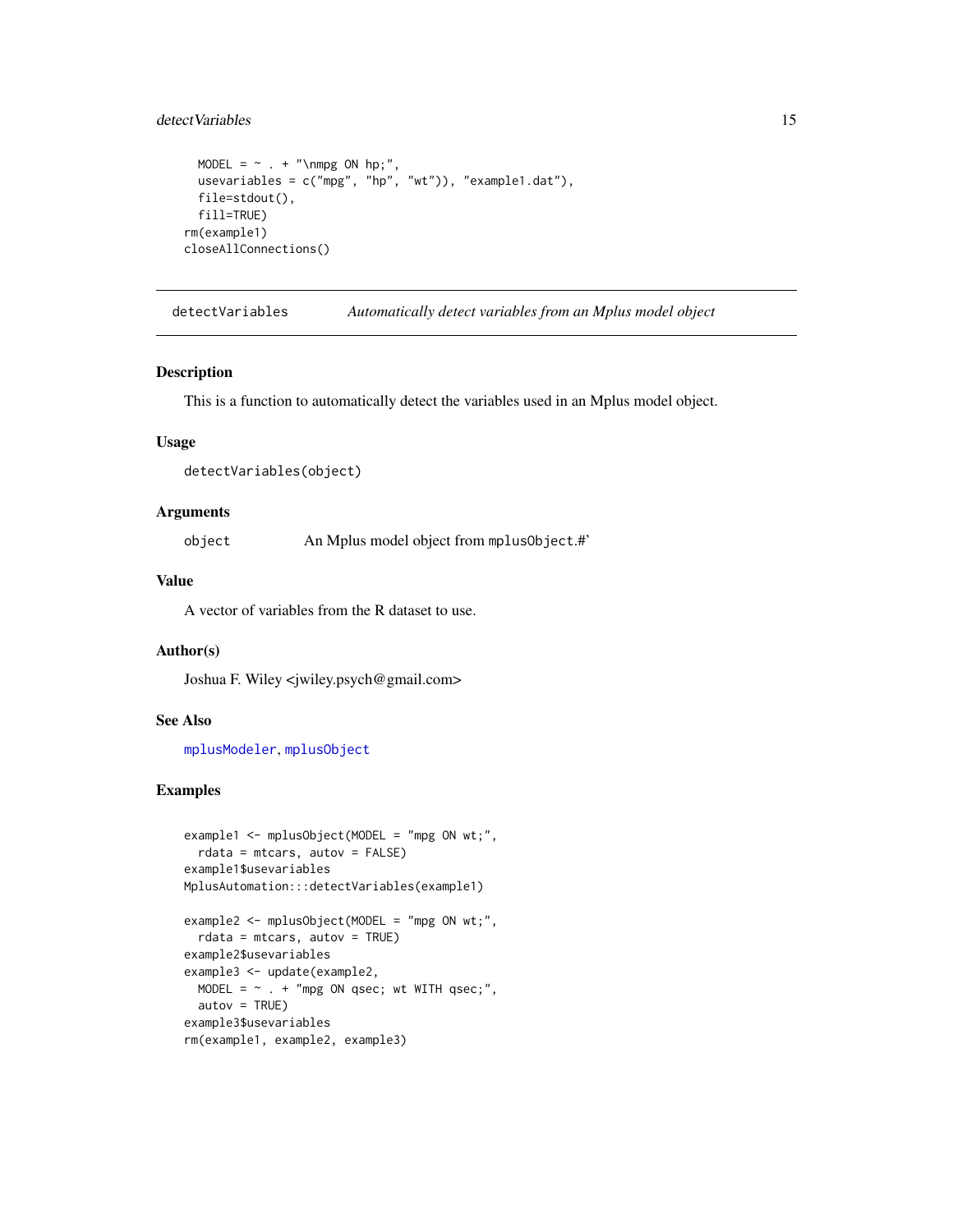```
  MODEL = ~ . + "\nmpg ON hp;",
  usevariables = c("mpg", "hp", "wt")), "example1.dat"),
  file=stdout(),
  fill=TRUE)
rm(example1)
closeAllConnections()
```

---

## detectVariables *Automatically detect variables from an Mplus model object*

---

### Description

This is a function to automatically detect the variables used in an Mplus model object.

### Usage

```
detectVariables(object)
```

### Arguments

| | |
|---|---|
| object | An Mplus model object from mplusObject.#' |

### Value

A vector of variables from the R dataset to use.

### Author(s)

Joshua F. Wiley <jwiley.psych@gmail.com>

### See Also

mplusModeler, mplusObject

### Examples

```

example1 <- mplusObject(MODEL = "mpg ON wt;",
  rdata = mtcars, autov = FALSE)
example1$usevariables
MplusAutomation:::detectVariables(example1)

example2 <- mplusObject(MODEL = "mpg ON wt;",
  rdata = mtcars, autov = TRUE)
example2$usevariables
example3 <- update(example2,
  MODEL = ~ . + "mpg ON qsec; wt WITH qsec;",
  autov = TRUE)
example3$usevariables
rm(example1, example2, example3)
```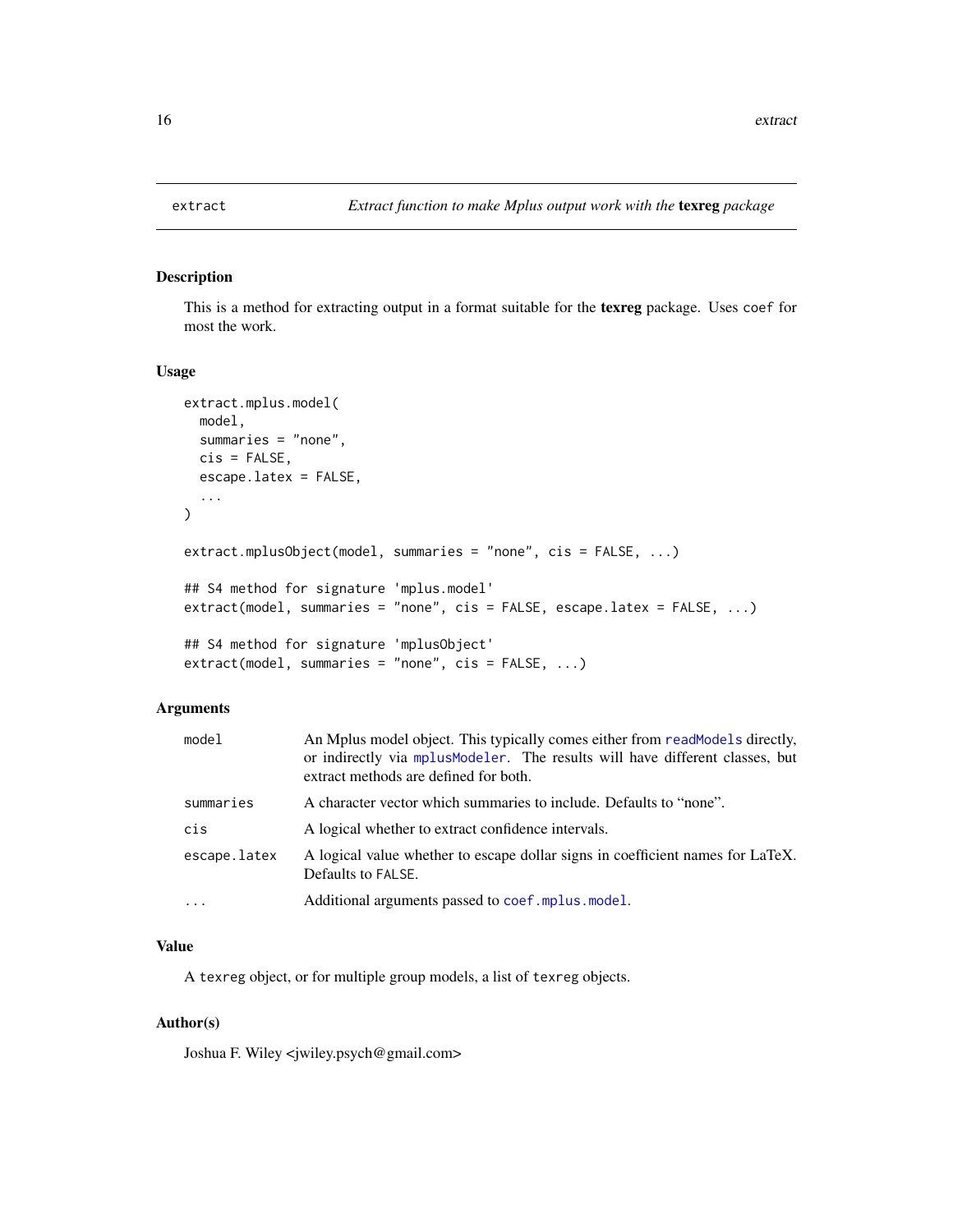## extract — *Extract function to make Mplus output work with the* **texreg** *package*

### Description

This is a method for extracting output in a format suitable for the **texreg** package. Uses `coef` for most the work.

### Usage

```
extract.mplus.model(
  model,
  summaries = "none",
  cis = FALSE,
  escape.latex = FALSE,
  ...
)

extract.mplusObject(model, summaries = "none", cis = FALSE, ...)

## S4 method for signature 'mplus.model'
extract(model, summaries = "none", cis = FALSE, escape.latex = FALSE, ...)

## S4 method for signature 'mplusObject'
extract(model, summaries = "none", cis = FALSE, ...)
```

### Arguments

| | |
|---|---|
| `model` | An Mplus model object. This typically comes either from `readModels` directly, or indirectly via `mplusModeler`. The results will have different classes, but extract methods are defined for both. |
| `summaries` | A character vector which summaries to include. Defaults to "none". |
| `cis` | A logical whether to extract confidence intervals. |
| `escape.latex` | A logical value whether to escape dollar signs in coefficient names for LaTeX. Defaults to `FALSE`. |
| `...` | Additional arguments passed to `coef.mplus.model`. |

### Value

A `texreg` object, or for multiple group models, a list of `texreg` objects.

### Author(s)

Joshua F. Wiley <jwiley.psych@gmail.com>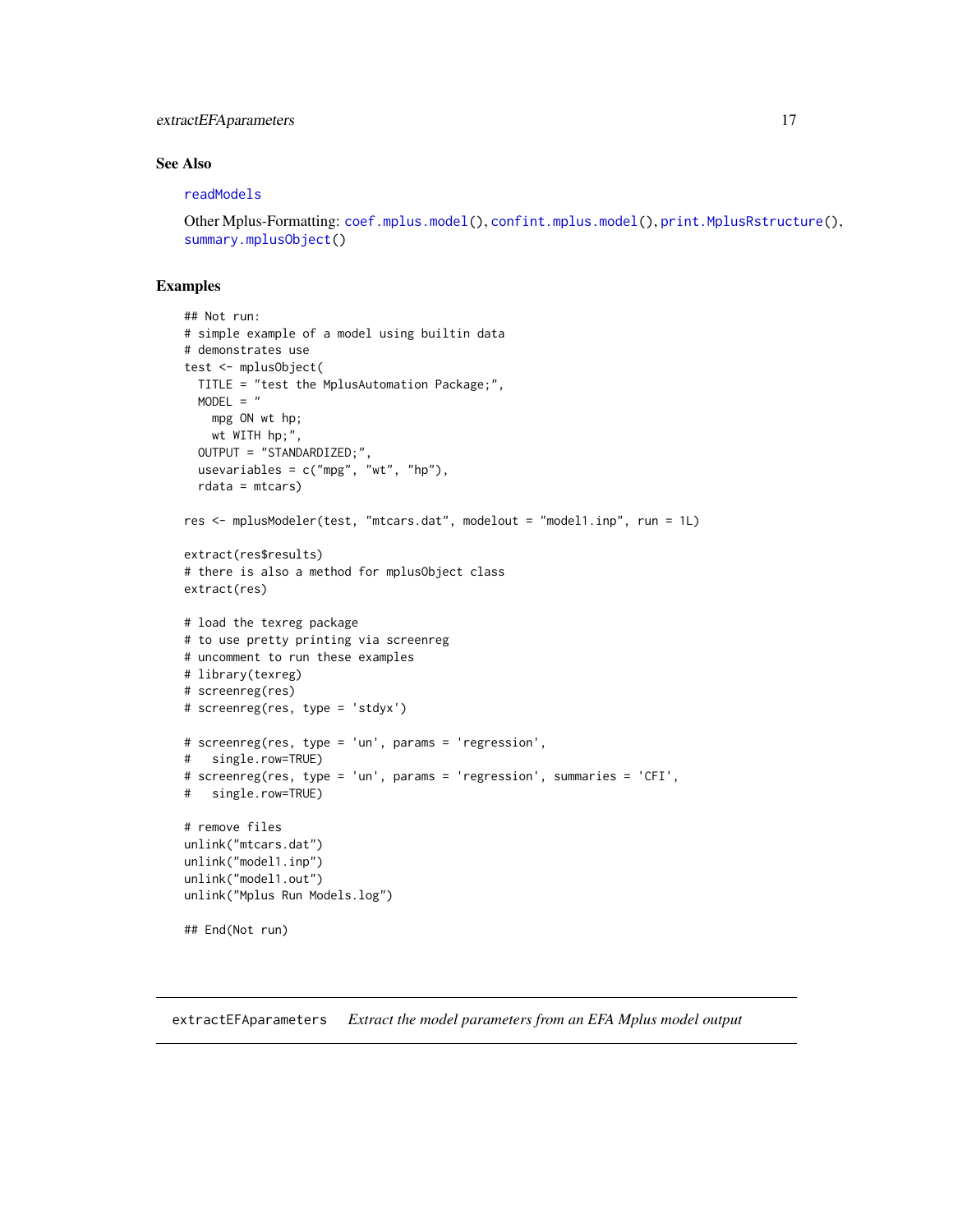## See Also

readModels

Other Mplus-Formatting: coef.mplus.model(), confint.mplus.model(), print.MplusRstructure(), summary.mplusObject()

## Examples

```
## Not run:
# simple example of a model using builtin data
# demonstrates use
test <- mplusObject(
  TITLE = "test the MplusAutomation Package;",
  MODEL = "
    mpg ON wt hp;
    wt WITH hp;",
  OUTPUT = "STANDARDIZED;",
  usevariables = c("mpg", "wt", "hp"),
  rdata = mtcars)

res <- mplusModeler(test, "mtcars.dat", modelout = "model1.inp", run = 1L)

extract(res$results)
# there is also a method for mplusObject class
extract(res)

# load the texreg package
# to use pretty printing via screenreg
# uncomment to run these examples
# library(texreg)
# screenreg(res)
# screenreg(res, type = 'stdyx')

# screenreg(res, type = 'un', params = 'regression',
#   single.row=TRUE)
# screenreg(res, type = 'un', params = 'regression', summaries = 'CFI',
#   single.row=TRUE)

# remove files
unlink("mtcars.dat")
unlink("model1.inp")
unlink("model1.out")
unlink("Mplus Run Models.log")

## End(Not run)
```

---

extractEFAparameters    *Extract the model parameters from an EFA Mplus model output*

---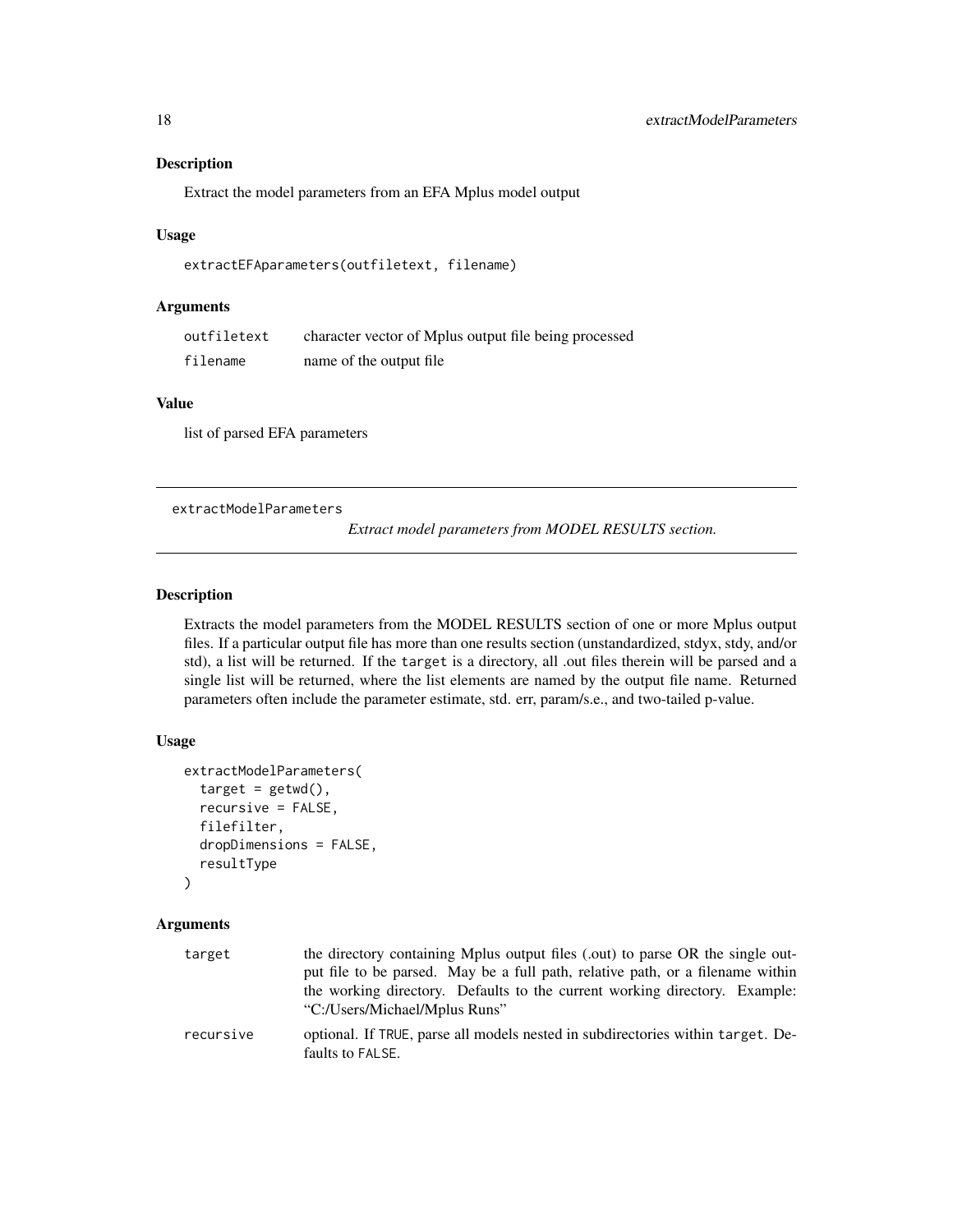## Description

Extract the model parameters from an EFA Mplus model output

## Usage

```
extractEFAparameters(outfiletext, filename)
```

## Arguments

| | |
|---|---|
| outfiletext | character vector of Mplus output file being processed |
| filename | name of the output file |

## Value

list of parsed EFA parameters

---

# extractModelParameters

*Extract model parameters from MODEL RESULTS section.*

---

## Description

Extracts the model parameters from the MODEL RESULTS section of one or more Mplus output files. If a particular output file has more than one results section (unstandardized, stdyx, stdy, and/or std), a list will be returned. If the target is a directory, all .out files therein will be parsed and a single list will be returned, where the list elements are named by the output file name. Returned parameters often include the parameter estimate, std. err, param/s.e., and two-tailed p-value.

## Usage

```
extractModelParameters(
  target = getwd(),
  recursive = FALSE,
  filefilter,
  dropDimensions = FALSE,
  resultType
)
```

## Arguments

| | |
|---|---|
| target | the directory containing Mplus output files (.out) to parse OR the single output file to be parsed. May be a full path, relative path, or a filename within the working directory. Defaults to the current working directory. Example: "C:/Users/Michael/Mplus Runs" |
| recursive | optional. If TRUE, parse all models nested in subdirectories within target. Defaults to FALSE. |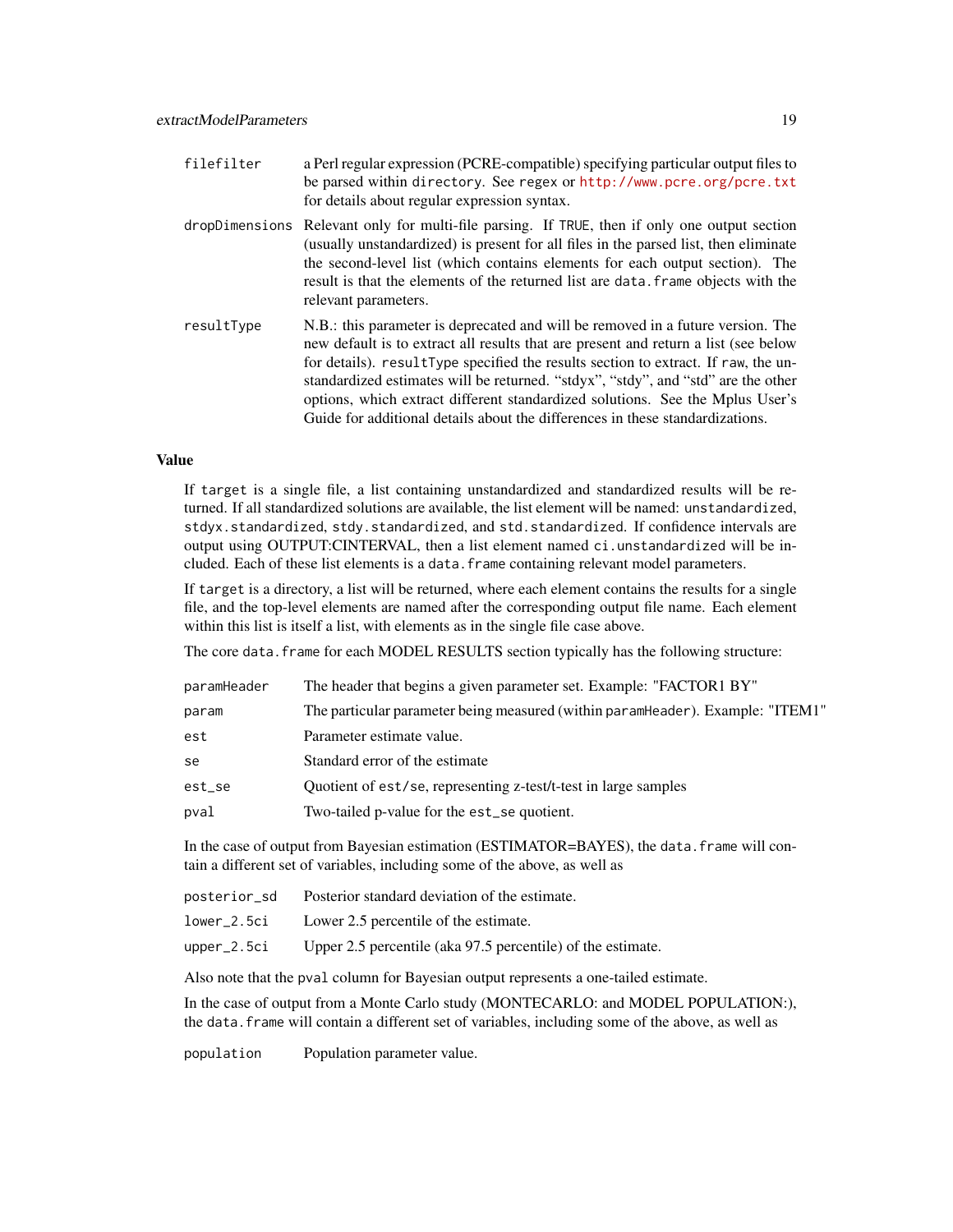| | |
|---|---|
| `filefilter` | a Perl regular expression (PCRE-compatible) specifying particular output files to be parsed within `directory`. See `regex` or http://www.pcre.org/pcre.txt for details about regular expression syntax. |
| `dropDimensions` | Relevant only for multi-file parsing. If `TRUE`, then if only one output section (usually unstandardized) is present for all files in the parsed list, then eliminate the second-level list (which contains elements for each output section). The result is that the elements of the returned list are `data.frame` objects with the relevant parameters. |
| `resultType` | N.B.: this parameter is deprecated and will be removed in a future version. The new default is to extract all results that are present and return a list (see below for details). `resultType` specified the results section to extract. If `raw`, the unstandardized estimates will be returned. "stdyx", "stdy", and "std" are the other options, which extract different standardized solutions. See the Mplus User's Guide for additional details about the differences in these standardizations. |

## Value

If `target` is a single file, a list containing unstandardized and standardized results will be returned. If all standardized solutions are available, the list element will be named: `unstandardized`, `stdyx.standardized`, `stdy.standardized`, and `std.standardized`. If confidence intervals are output using OUTPUT:CINTERVAL, then a list element named `ci.unstandardized` will be included. Each of these list elements is a `data.frame` containing relevant model parameters.

If `target` is a directory, a list will be returned, where each element contains the results for a single file, and the top-level elements are named after the corresponding output file name. Each element within this list is itself a list, with elements as in the single file case above.

The core `data.frame` for each MODEL RESULTS section typically has the following structure:

| | |
|---|---|
| `paramHeader` | The header that begins a given parameter set. Example: "FACTOR1 BY" |
| `param` | The particular parameter being measured (within `paramHeader`). Example: "ITEM1" |
| `est` | Parameter estimate value. |
| `se` | Standard error of the estimate |
| `est_se` | Quotient of `est/se`, representing z-test/t-test in large samples |
| `pval` | Two-tailed p-value for the `est_se` quotient. |

In the case of output from Bayesian estimation (ESTIMATOR=BAYES), the `data.frame` will contain a different set of variables, including some of the above, as well as

| | |
|---|---|
| `posterior_sd` | Posterior standard deviation of the estimate. |
| `lower_2.5ci` | Lower 2.5 percentile of the estimate. |
| `upper_2.5ci` | Upper 2.5 percentile (aka 97.5 percentile) of the estimate. |

Also note that the `pval` column for Bayesian output represents a one-tailed estimate.

In the case of output from a Monte Carlo study (MONTECARLO: and MODEL POPULATION:), the `data.frame` will contain a different set of variables, including some of the above, as well as

| | |
|---|---|
| `population` | Population parameter value. |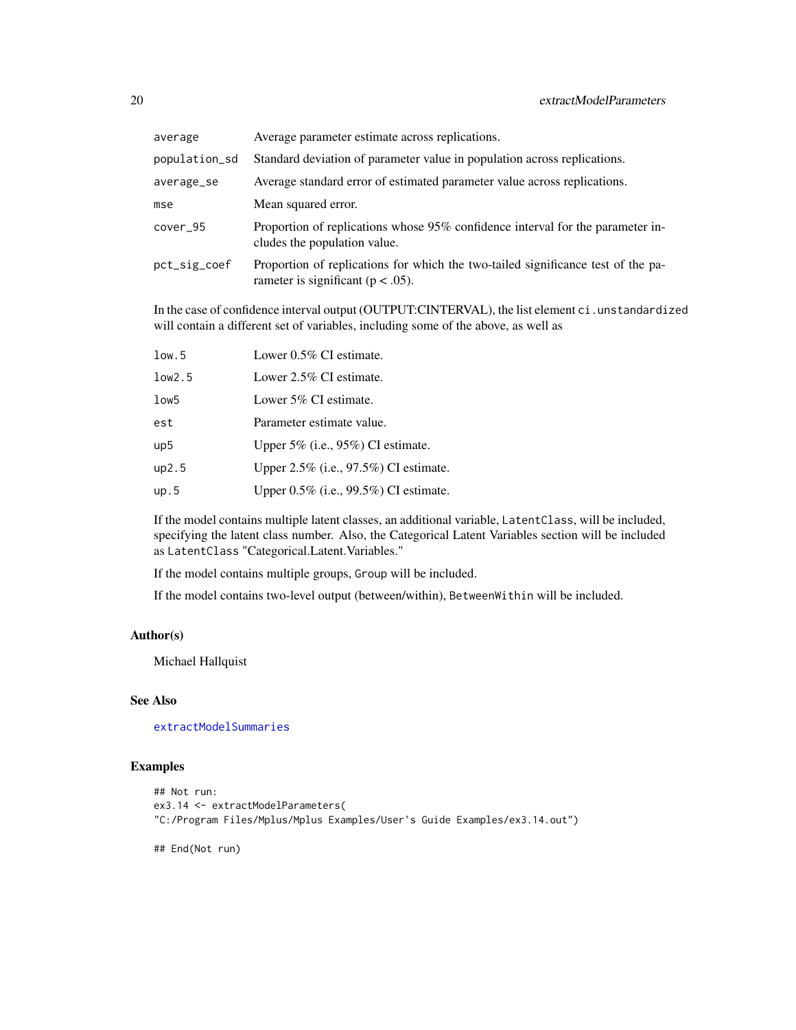| | |
|---|---|
| `average` | Average parameter estimate across replications. |
| `population_sd` | Standard deviation of parameter value in population across replications. |
| `average_se` | Average standard error of estimated parameter value across replications. |
| `mse` | Mean squared error. |
| `cover_95` | Proportion of replications whose 95% confidence interval for the parameter includes the population value. |
| `pct_sig_coef` | Proportion of replications for which the two-tailed significance test of the parameter is significant (p < .05). |

In the case of confidence interval output (OUTPUT:CINTERVAL), the list element `ci.unstandardized` will contain a different set of variables, including some of the above, as well as

| | |
|---|---|
| `low.5` | Lower 0.5% CI estimate. |
| `low2.5` | Lower 2.5% CI estimate. |
| `low5` | Lower 5% CI estimate. |
| `est` | Parameter estimate value. |
| `up5` | Upper 5% (i.e., 95%) CI estimate. |
| `up2.5` | Upper 2.5% (i.e., 97.5%) CI estimate. |
| `up.5` | Upper 0.5% (i.e., 99.5%) CI estimate. |

If the model contains multiple latent classes, an additional variable, `LatentClass`, will be included, specifying the latent class number. Also, the Categorical Latent Variables section will be included as `LatentClass` "Categorical.Latent.Variables."

If the model contains multiple groups, `Group` will be included.

If the model contains two-level output (between/within), `BetweenWithin` will be included.

### Author(s)

Michael Hallquist

### See Also

`extractModelSummaries`

### Examples

```
## Not run:
ex3.14 <- extractModelParameters(
"C:/Program Files/Mplus/Mplus Examples/User's Guide Examples/ex3.14.out")

## End(Not run)
```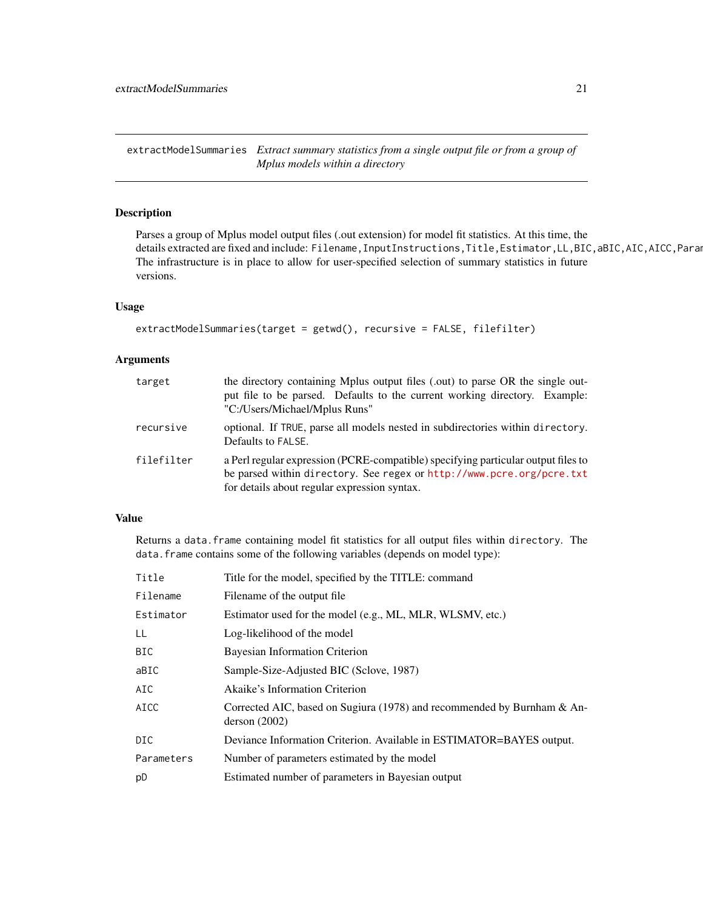## extractModelSummaries

*Extract summary statistics from a single output file or from a group of Mplus models within a directory*

### Description

Parses a group of Mplus model output files (.out extension) for model fit statistics. At this time, the details extracted are fixed and include: `Filename,InputInstructions,Title,Estimator,LL,BIC,aBIC,AIC,AICC,Param` The infrastructure is in place to allow for user-specified selection of summary statistics in future versions.

### Usage

```
extractModelSummaries(target = getwd(), recursive = FALSE, filefilter)
```

### Arguments

| | |
|---|---|
| `target` | the directory containing Mplus output files (.out) to parse OR the single output file to be parsed. Defaults to the current working directory. Example: "C:/Users/Michael/Mplus Runs" |
| `recursive` | optional. If `TRUE`, parse all models nested in subdirectories within `directory`. Defaults to `FALSE`. |
| `filefilter` | a Perl regular expression (PCRE-compatible) specifying particular output files to be parsed within `directory`. See `regex` or http://www.pcre.org/pcre.txt for details about regular expression syntax. |

### Value

Returns a `data.frame` containing model fit statistics for all output files within `directory`. The `data.frame` contains some of the following variables (depends on model type):

| | |
|---|---|
| `Title` | Title for the model, specified by the TITLE: command |
| `Filename` | Filename of the output file |
| `Estimator` | Estimator used for the model (e.g., ML, MLR, WLSMV, etc.) |
| `LL` | Log-likelihood of the model |
| `BIC` | Bayesian Information Criterion |
| `aBIC` | Sample-Size-Adjusted BIC (Sclove, 1987) |
| `AIC` | Akaike's Information Criterion |
| `AICC` | Corrected AIC, based on Sugiura (1978) and recommended by Burnham & Anderson (2002) |
| `DIC` | Deviance Information Criterion. Available in ESTIMATOR=BAYES output. |
| `Parameters` | Number of parameters estimated by the model |
| `pD` | Estimated number of parameters in Bayesian output |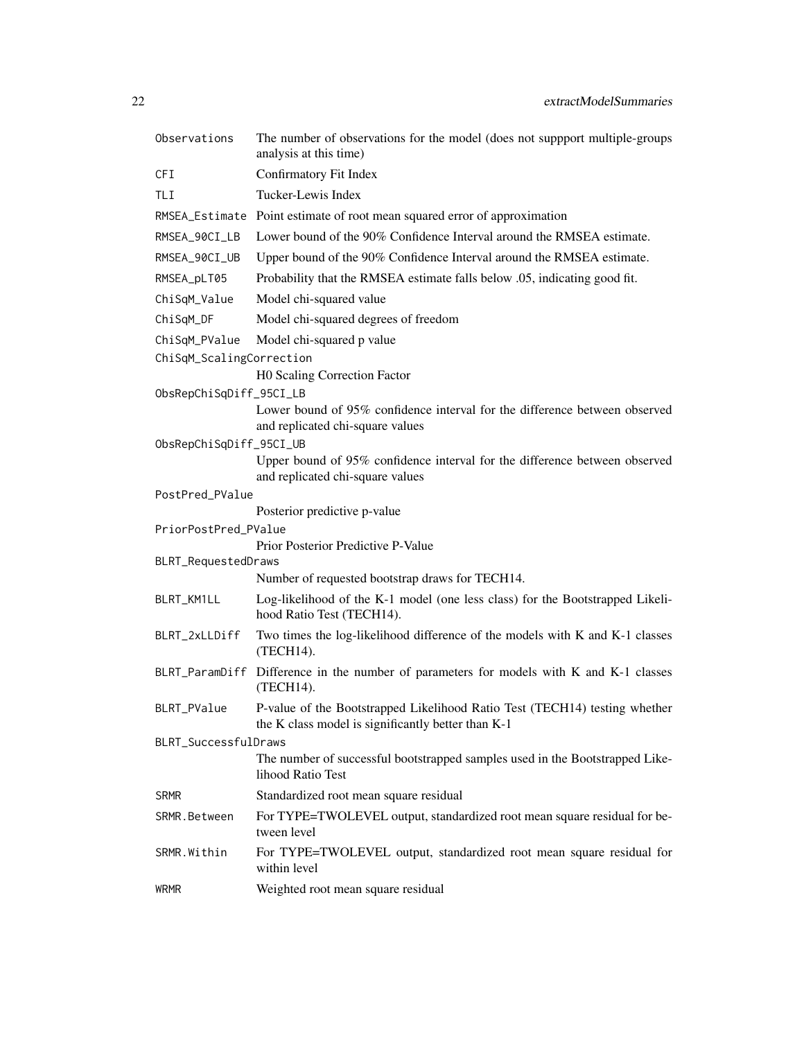| | |
|---|---|
| Observations | The number of observations for the model (does not suppport multiple-groups analysis at this time) |
| CFI | Confirmatory Fit Index |
| TLI | Tucker-Lewis Index |
| RMSEA_Estimate | Point estimate of root mean squared error of approximation |
| RMSEA_90CI_LB | Lower bound of the 90% Confidence Interval around the RMSEA estimate. |
| RMSEA_90CI_UB | Upper bound of the 90% Confidence Interval around the RMSEA estimate. |
| RMSEA_pLT05 | Probability that the RMSEA estimate falls below .05, indicating good fit. |
| ChiSqM_Value | Model chi-squared value |
| ChiSqM_DF | Model chi-squared degrees of freedom |
| ChiSqM_PValue | Model chi-squared p value |
| ChiSqM_ScalingCorrection | H0 Scaling Correction Factor |
| ObsRepChiSqDiff_95CI_LB | Lower bound of 95% confidence interval for the difference between observed and replicated chi-square values |
| ObsRepChiSqDiff_95CI_UB | Upper bound of 95% confidence interval for the difference between observed and replicated chi-square values |
| PostPred_PValue | Posterior predictive p-value |
| PriorPostPred_PValue | Prior Posterior Predictive P-Value |
| BLRT_RequestedDraws | Number of requested bootstrap draws for TECH14. |
| BLRT_KM1LL | Log-likelihood of the K-1 model (one less class) for the Bootstrapped Likelihood Ratio Test (TECH14). |
| BLRT_2xLLDiff | Two times the log-likelihood difference of the models with K and K-1 classes (TECH14). |
| BLRT_ParamDiff | Difference in the number of parameters for models with K and K-1 classes (TECH14). |
| BLRT_PValue | P-value of the Bootstrapped Likelihood Ratio Test (TECH14) testing whether the K class model is significantly better than K-1 |
| BLRT_SuccessfulDraws | The number of successful bootstrapped samples used in the Bootstrapped Likelihood Ratio Test |
| SRMR | Standardized root mean square residual |
| SRMR.Between | For TYPE=TWOLEVEL output, standardized root mean square residual for between level |
| SRMR.Within | For TYPE=TWOLEVEL output, standardized root mean square residual for within level |
| WRMR | Weighted root mean square residual |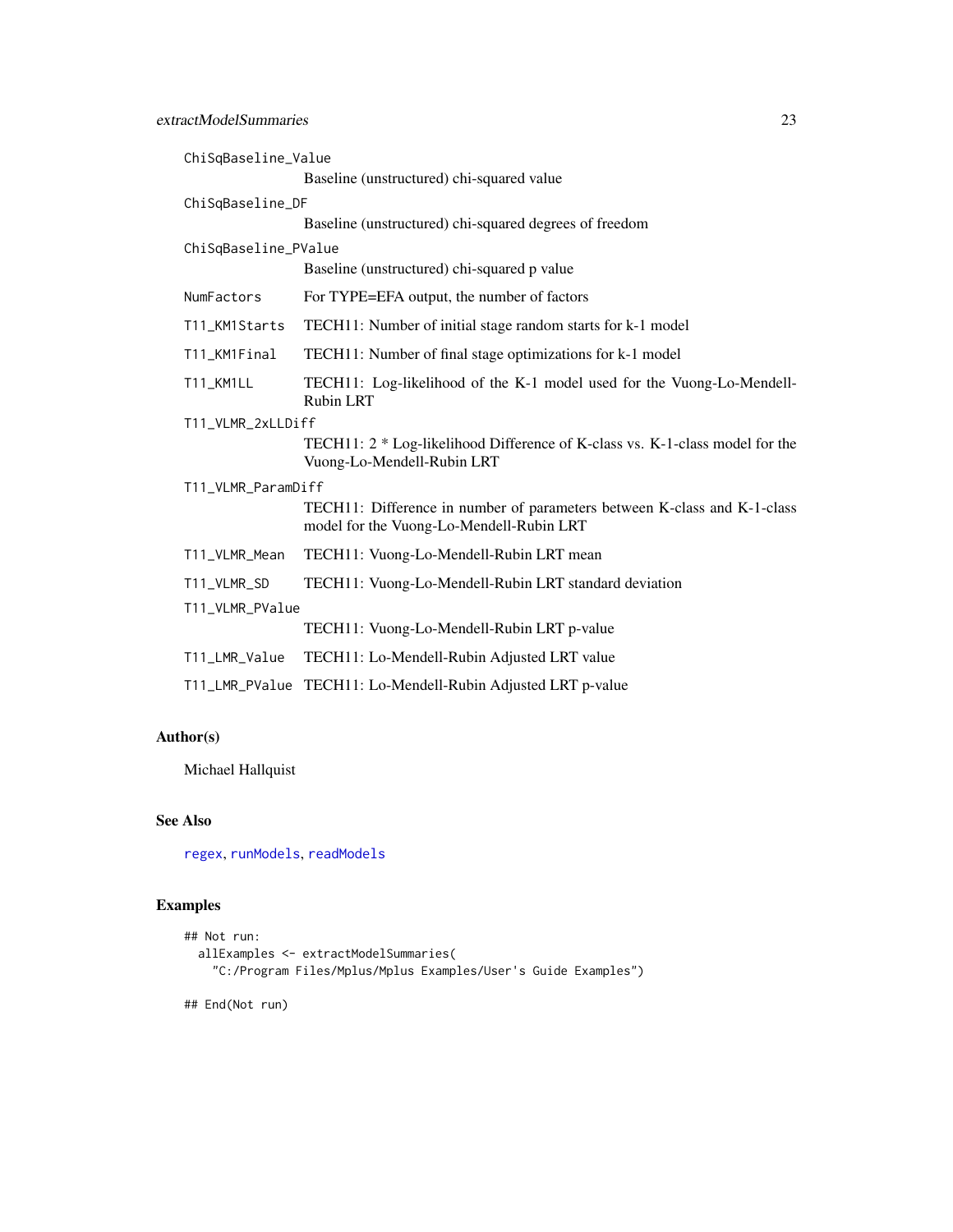ChiSqBaseline_Value
: Baseline (unstructured) chi-squared value

ChiSqBaseline_DF
: Baseline (unstructured) chi-squared degrees of freedom

ChiSqBaseline_PValue
: Baseline (unstructured) chi-squared p value

NumFactors
: For TYPE=EFA output, the number of factors

T11_KM1Starts
: TECH11: Number of initial stage random starts for k-1 model

T11_KM1Final
: TECH11: Number of final stage optimizations for k-1 model

T11_KM1LL
: TECH11: Log-likelihood of the K-1 model used for the Vuong-Lo-Mendell-Rubin LRT

T11_VLMR_2xLLDiff
: TECH11: 2 * Log-likelihood Difference of K-class vs. K-1-class model for the Vuong-Lo-Mendell-Rubin LRT

T11_VLMR_ParamDiff
: TECH11: Difference in number of parameters between K-class and K-1-class model for the Vuong-Lo-Mendell-Rubin LRT

T11_VLMR_Mean
: TECH11: Vuong-Lo-Mendell-Rubin LRT mean

T11_VLMR_SD
: TECH11: Vuong-Lo-Mendell-Rubin LRT standard deviation

T11_VLMR_PValue
: TECH11: Vuong-Lo-Mendell-Rubin LRT p-value

T11_LMR_Value
: TECH11: Lo-Mendell-Rubin Adjusted LRT value

T11_LMR_PValue
: TECH11: Lo-Mendell-Rubin Adjusted LRT p-value

## Author(s)

Michael Hallquist

## See Also

regex, runModels, readModels

## Examples

```
## Not run:
  allExamples <- extractModelSummaries(
    "C:/Program Files/Mplus/Mplus Examples/User's Guide Examples")

## End(Not run)
```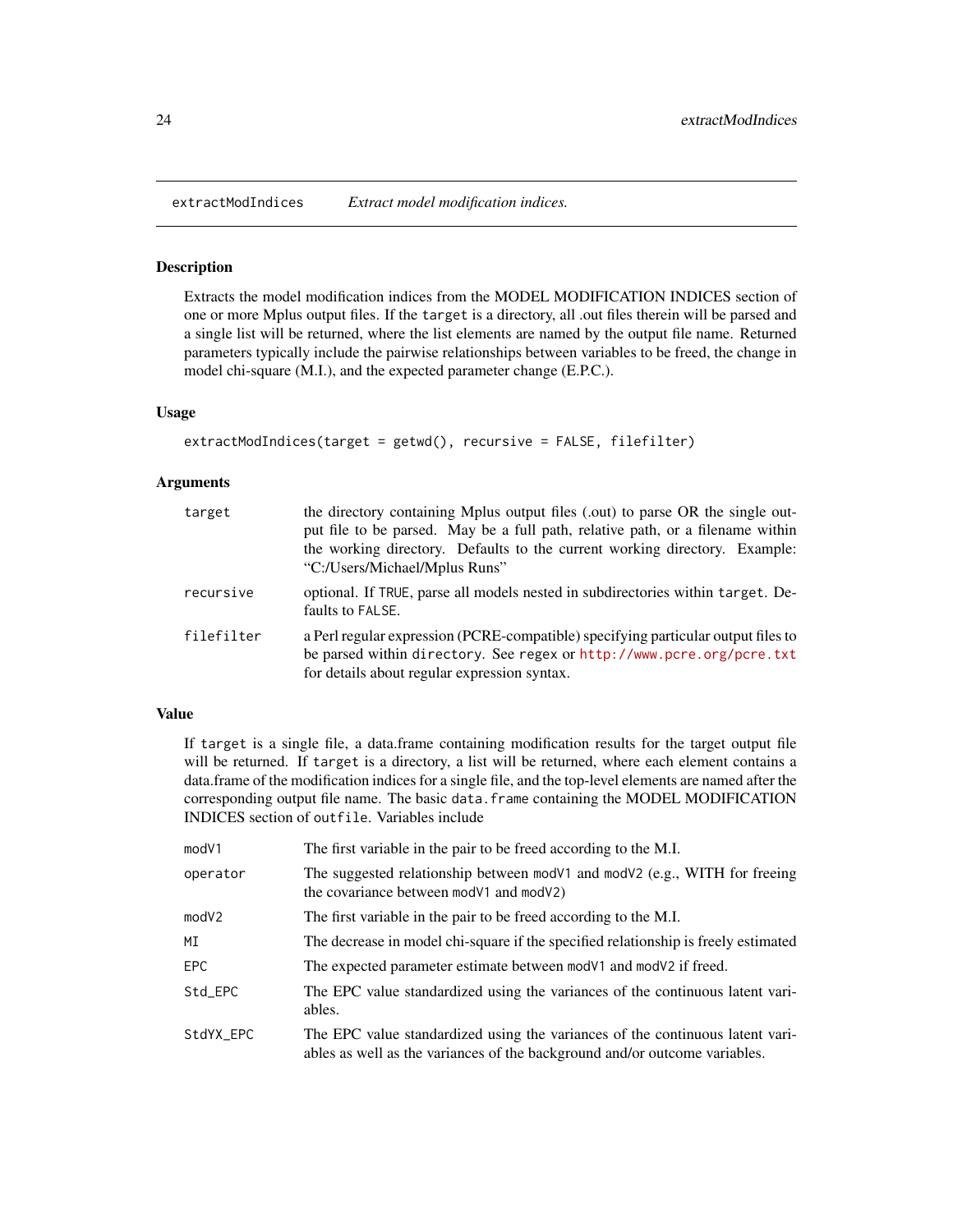## extractModIndices — *Extract model modification indices.*

### Description

Extracts the model modification indices from the MODEL MODIFICATION INDICES section of one or more Mplus output files. If the `target` is a directory, all .out files therein will be parsed and a single list will be returned, where the list elements are named by the output file name. Returned parameters typically include the pairwise relationships between variables to be freed, the change in model chi-square (M.I.), and the expected parameter change (E.P.C.).

### Usage

```
extractModIndices(target = getwd(), recursive = FALSE, filefilter)
```

### Arguments

| | |
|---|---|
| `target` | the directory containing Mplus output files (.out) to parse OR the single output file to be parsed. May be a full path, relative path, or a filename within the working directory. Defaults to the current working directory. Example: "C:/Users/Michael/Mplus Runs" |
| `recursive` | optional. If `TRUE`, parse all models nested in subdirectories within `target`. Defaults to `FALSE`. |
| `filefilter` | a Perl regular expression (PCRE-compatible) specifying particular output files to be parsed within `directory`. See `regex` or http://www.pcre.org/pcre.txt for details about regular expression syntax. |

### Value

If `target` is a single file, a data.frame containing modification results for the target output file will be returned. If `target` is a directory, a list will be returned, where each element contains a data.frame of the modification indices for a single file, and the top-level elements are named after the corresponding output file name. The basic `data.frame` containing the MODEL MODIFICATION INDICES section of `outfile`. Variables include

| | |
|---|---|
| `modV1` | The first variable in the pair to be freed according to the M.I. |
| `operator` | The suggested relationship between `modV1` and `modV2` (e.g., WITH for freeing the covariance between `modV1` and `modV2`) |
| `modV2` | The first variable in the pair to be freed according to the M.I. |
| `MI` | The decrease in model chi-square if the specified relationship is freely estimated |
| `EPC` | The expected parameter estimate between `modV1` and `modV2` if freed. |
| `Std_EPC` | The EPC value standardized using the variances of the continuous latent variables. |
| `StdYX_EPC` | The EPC value standardized using the variances of the continuous latent variables as well as the variances of the background and/or outcome variables. |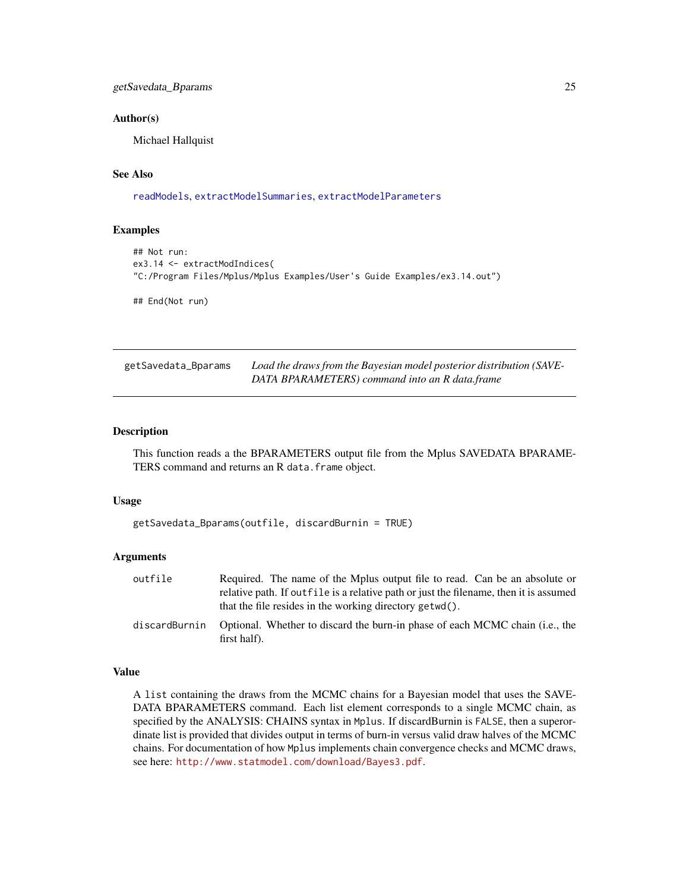### Author(s)

Michael Hallquist

### See Also

readModels, extractModelSummaries, extractModelParameters

### Examples

```
## Not run:
ex3.14 <- extractModIndices(
"C:/Program Files/Mplus/Mplus Examples/User's Guide Examples/ex3.14.out")

## End(Not run)
```

---

## getSavedata_Bparams — *Load the draws from the Bayesian model posterior distribution (SAVEDATA BPARAMETERS) command into an R data.frame*

---

### Description

This function reads a the BPARAMETERS output file from the Mplus SAVEDATA BPARAMETERS command and returns an R `data.frame` object.

### Usage

```
getSavedata_Bparams(outfile, discardBurnin = TRUE)
```

### Arguments

| | |
|---|---|
| `outfile` | Required. The name of the Mplus output file to read. Can be an absolute or relative path. If `outfile` is a relative path or just the filename, then it is assumed that the file resides in the working directory `getwd()`. |
| `discardBurnin` | Optional. Whether to discard the burn-in phase of each MCMC chain (i.e., the first half). |

### Value

A `list` containing the draws from the MCMC chains for a Bayesian model that uses the SAVEDATA BPARAMETERS command. Each list element corresponds to a single MCMC chain, as specified by the ANALYSIS: CHAINS syntax in `Mplus`. If discardBurnin is `FALSE`, then a superordinate list is provided that divides output in terms of burn-in versus valid draw halves of the MCMC chains. For documentation of how `Mplus` implements chain convergence checks and MCMC draws, see here: http://www.statmodel.com/download/Bayes3.pdf.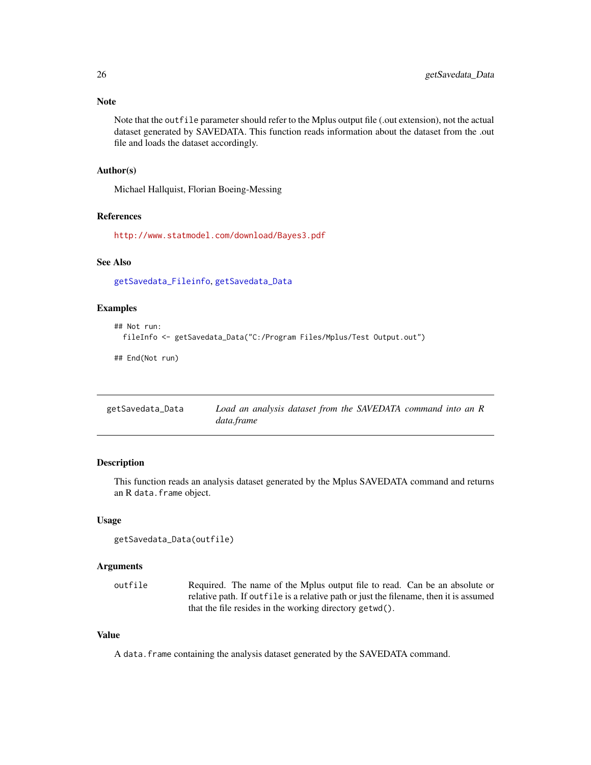### Note

Note that the `outfile` parameter should refer to the Mplus output file (.out extension), not the actual dataset generated by SAVEDATA. This function reads information about the dataset from the .out file and loads the dataset accordingly.

### Author(s)

Michael Hallquist, Florian Boeing-Messing

### References

http://www.statmodel.com/download/Bayes3.pdf

### See Also

getSavedata_Fileinfo, getSavedata_Data

### Examples

```
## Not run:
  fileInfo <- getSavedata_Data("C:/Program Files/Mplus/Test Output.out")

## End(Not run)
```

---

## getSavedata_Data — *Load an analysis dataset from the SAVEDATA command into an R data.frame*

### Description

This function reads an analysis dataset generated by the Mplus SAVEDATA command and returns an R `data.frame` object.

### Usage

```
getSavedata_Data(outfile)
```

### Arguments

| | |
|---|---|
| `outfile` | Required. The name of the Mplus output file to read. Can be an absolute or relative path. If `outfile` is a relative path or just the filename, then it is assumed that the file resides in the working directory `getwd()`. |

### Value

A `data.frame` containing the analysis dataset generated by the SAVEDATA command.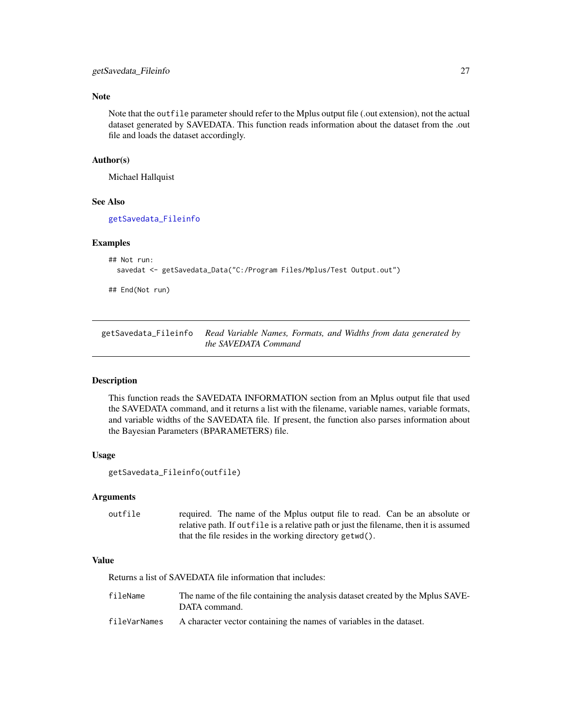### Note

Note that the outfile parameter should refer to the Mplus output file (.out extension), not the actual dataset generated by SAVEDATA. This function reads information about the dataset from the .out file and loads the dataset accordingly.

### Author(s)

Michael Hallquist

### See Also

getSavedata_Fileinfo

### Examples

```
## Not run:
  savedat <- getSavedata_Data("C:/Program Files/Mplus/Test Output.out")

## End(Not run)
```

---

## getSavedata_Fileinfo *Read Variable Names, Formats, and Widths from data generated by the SAVEDATA Command*

---

### Description

This function reads the SAVEDATA INFORMATION section from an Mplus output file that used the SAVEDATA command, and it returns a list with the filename, variable names, variable formats, and variable widths of the SAVEDATA file. If present, the function also parses information about the Bayesian Parameters (BPARAMETERS) file.

### Usage

```
getSavedata_Fileinfo(outfile)
```

### Arguments

| | |
|---|---|
| outfile | required. The name of the Mplus output file to read. Can be an absolute or relative path. If outfile is a relative path or just the filename, then it is assumed that the file resides in the working directory getwd(). |

### Value

Returns a list of SAVEDATA file information that includes:

| | |
|---|---|
| fileName | The name of the file containing the analysis dataset created by the Mplus SAVEDATA command. |
| fileVarNames | A character vector containing the names of variables in the dataset. |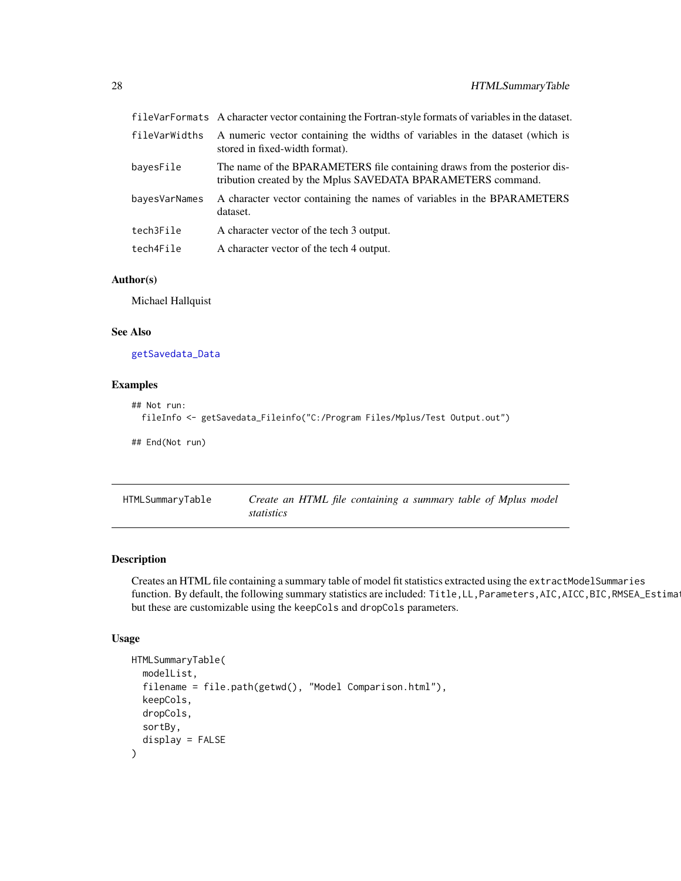| | |
|---|---|
| fileVarFormats | A character vector containing the Fortran-style formats of variables in the dataset. |
| fileVarWidths | A numeric vector containing the widths of variables in the dataset (which is stored in fixed-width format). |
| bayesFile | The name of the BPARAMETERS file containing draws from the posterior distribution created by the Mplus SAVEDATA BPARAMETERS command. |
| bayesVarNames | A character vector containing the names of variables in the BPARAMETERS dataset. |
| tech3File | A character vector of the tech 3 output. |
| tech4File | A character vector of the tech 4 output. |

### Author(s)

Michael Hallquist

### See Also

getSavedata_Data

### Examples

```
## Not run:
  fileInfo <- getSavedata_Fileinfo("C:/Program Files/Mplus/Test Output.out")

## End(Not run)
```

---

## HTMLSummaryTable — *Create an HTML file containing a summary table of Mplus model statistics*

### Description

Creates an HTML file containing a summary table of model fit statistics extracted using the `extractModelSummaries` function. By default, the following summary statistics are included: `Title,LL,Parameters,AIC,AICC,BIC,RMSEA_Estimat` but these are customizable using the `keepCols` and `dropCols` parameters.

### Usage

```
HTMLSummaryTable(
  modelList,
  filename = file.path(getwd(), "Model Comparison.html"),
  keepCols,
  dropCols,
  sortBy,
  display = FALSE
)
```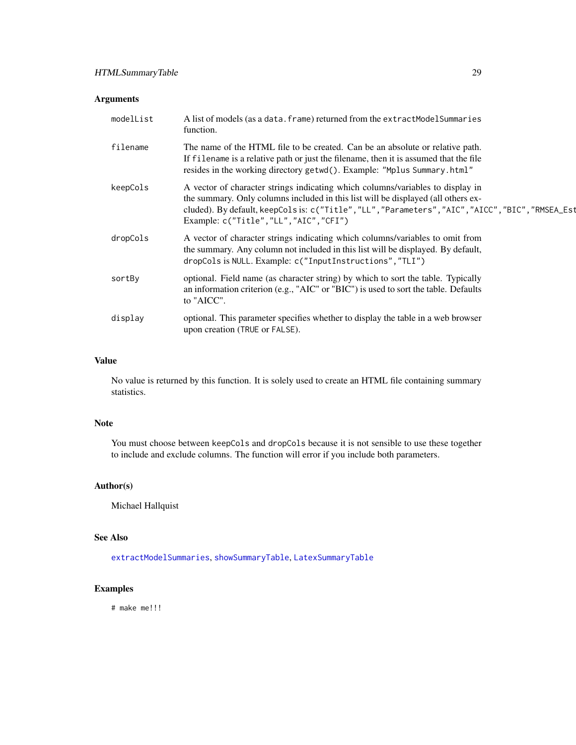### Arguments

| | |
|---|---|
| `modelList` | A list of models (as a `data.frame`) returned from the `extractModelSummaries` function. |
| `filename` | The name of the HTML file to be created. Can be an absolute or relative path. If `filename` is a relative path or just the filename, then it is assumed that the file resides in the working directory `getwd()`. Example: `"Mplus Summary.html"` |
| `keepCols` | A vector of character strings indicating which columns/variables to display in the summary. Only columns included in this list will be displayed (all others excluded). By default, `keepCols` is: `c("Title","LL","Parameters","AIC","AICC","BIC","RMSEA_Est` Example: `c("Title","LL","AIC","CFI")` |
| `dropCols` | A vector of character strings indicating which columns/variables to omit from the summary. Any column not included in this list will be displayed. By default, `dropCols` is `NULL`. Example: `c("InputInstructions","TLI")` |
| `sortBy` | optional. Field name (as character string) by which to sort the table. Typically an information criterion (e.g., "AIC" or "BIC") is used to sort the table. Defaults to "AICC". |
| `display` | optional. This parameter specifies whether to display the table in a web browser upon creation (`TRUE` or `FALSE`). |

### Value

No value is returned by this function. It is solely used to create an HTML file containing summary statistics.

### Note

You must choose between `keepCols` and `dropCols` because it is not sensible to use these together to include and exclude columns. The function will error if you include both parameters.

### Author(s)

Michael Hallquist

### See Also

`extractModelSummaries`, `showSummaryTable`, `LatexSummaryTable`

### Examples

```
# make me!!!
```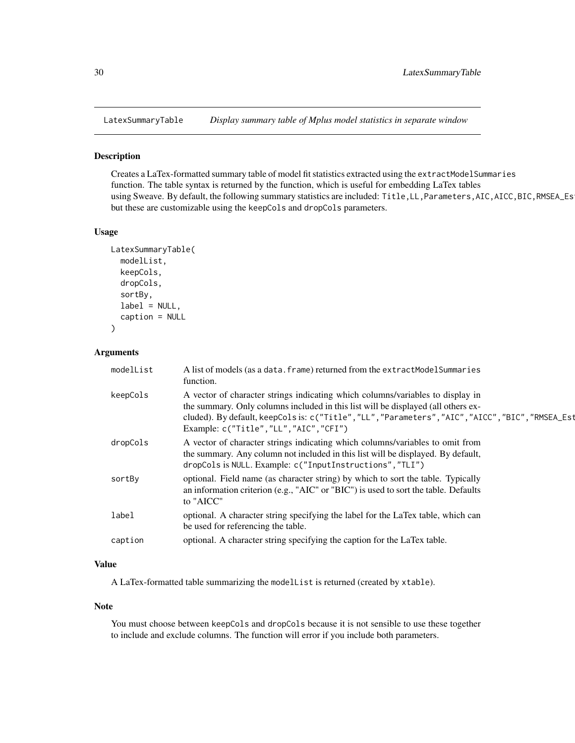LatexSummaryTable *Display summary table of Mplus model statistics in separate window*

## Description

Creates a LaTex-formatted summary table of model fit statistics extracted using the `extractModelSummaries` function. The table syntax is returned by the function, which is useful for embedding LaTex tables using Sweave. By default, the following summary statistics are included: `Title,LL,Parameters,AIC,AICC,BIC,RMSEA_Es` but these are customizable using the `keepCols` and `dropCols` parameters.

## Usage

```
LatexSummaryTable(
  modelList,
  keepCols,
  dropCols,
  sortBy,
  label = NULL,
  caption = NULL
)
```

## Arguments

| | |
|---|---|
| `modelList` | A list of models (as a `data.frame`) returned from the `extractModelSummaries` function. |
| `keepCols` | A vector of character strings indicating which columns/variables to display in the summary. Only columns included in this list will be displayed (all others excluded). By default, `keepCols` is: `c("Title","LL","Parameters","AIC","AICC","BIC","RMSEA_Est` Example: `c("Title","LL","AIC","CFI")` |
| `dropCols` | A vector of character strings indicating which columns/variables to omit from the summary. Any column not included in this list will be displayed. By default, `dropCols` is `NULL`. Example: `c("InputInstructions","TLI")` |
| `sortBy` | optional. Field name (as character string) by which to sort the table. Typically an information criterion (e.g., "AIC" or "BIC") is used to sort the table. Defaults to "AICC" |
| `label` | optional. A character string specifying the label for the LaTex table, which can be used for referencing the table. |
| `caption` | optional. A character string specifying the caption for the LaTex table. |

## Value

A LaTex-formatted table summarizing the `modelList` is returned (created by `xtable`).

## Note

You must choose between `keepCols` and `dropCols` because it is not sensible to use these together to include and exclude columns. The function will error if you include both parameters.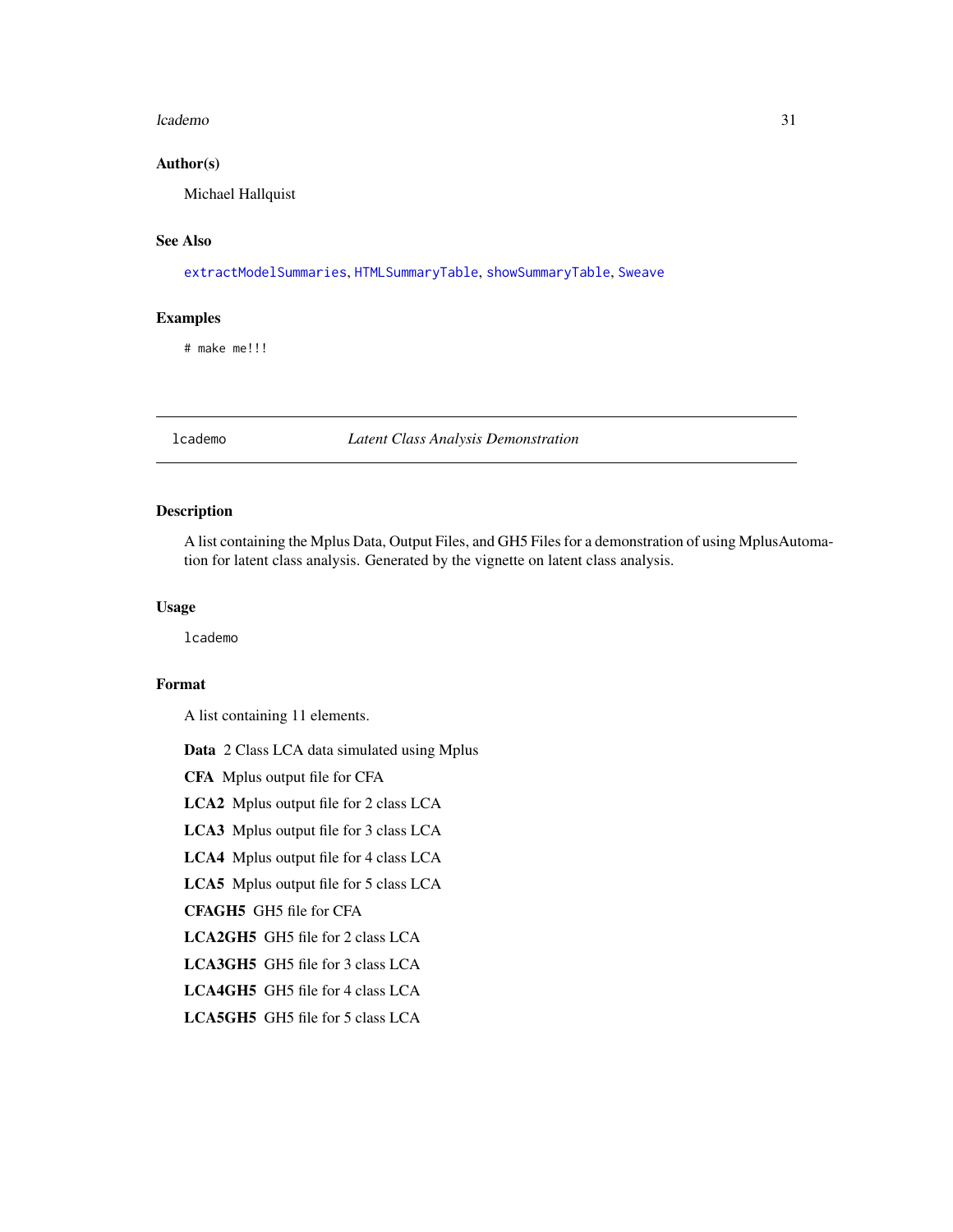### Author(s)

Michael Hallquist

### See Also

extractModelSummaries, HTMLSummaryTable, showSummaryTable, Sweave

### Examples

```
# make me!!!
```

---

## lcademo — *Latent Class Analysis Demonstration*

### Description

A list containing the Mplus Data, Output Files, and GH5 Files for a demonstration of using MplusAutomation for latent class analysis. Generated by the vignette on latent class analysis.

### Usage

```
lcademo
```

### Format

A list containing 11 elements.

**Data** 2 Class LCA data simulated using Mplus

**CFA** Mplus output file for CFA

**LCA2** Mplus output file for 2 class LCA

**LCA3** Mplus output file for 3 class LCA

**LCA4** Mplus output file for 4 class LCA

**LCA5** Mplus output file for 5 class LCA

**CFAGH5** GH5 file for CFA

**LCA2GH5** GH5 file for 2 class LCA

**LCA3GH5** GH5 file for 3 class LCA

**LCA4GH5** GH5 file for 4 class LCA

**LCA5GH5** GH5 file for 5 class LCA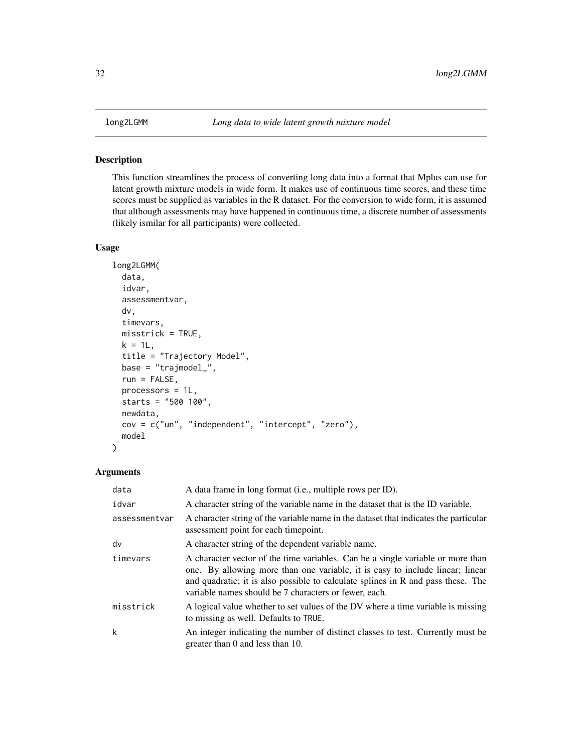## long2LGMM — *Long data to wide latent growth mixture model*

### Description

This function streamlines the process of converting long data into a format that Mplus can use for latent growth mixture models in wide form. It makes use of continuous time scores, and these time scores must be supplied as variables in the R dataset. For the conversion to wide form, it is assumed that although assessments may have happened in continuous time, a discrete number of assessments (likely ismilar for all participants) were collected.

### Usage

```
long2LGMM(
  data,
  idvar,
  assessmentvar,
  dv,
  timevars,
  misstrick = TRUE,
  k = 1L,
  title = "Trajectory Model",
  base = "trajmodel_",
  run = FALSE,
  processors = 1L,
  starts = "500 100",
  newdata,
  cov = c("un", "independent", "intercept", "zero"),
  model
)
```

### Arguments

| | |
|---|---|
| `data` | A data frame in long format (i.e., multiple rows per ID). |
| `idvar` | A character string of the variable name in the dataset that is the ID variable. |
| `assessmentvar` | A character string of the variable name in the dataset that indicates the particular assessment point for each timepoint. |
| `dv` | A character string of the dependent variable name. |
| `timevars` | A character vector of the time variables. Can be a single variable or more than one. By allowing more than one variable, it is easy to include linear; linear and quadratic; it is also possible to calculate splines in R and pass these. The variable names should be 7 characters or fewer, each. |
| `misstrick` | A logical value whether to set values of the DV where a time variable is missing to missing as well. Defaults to `TRUE`. |
| `k` | An integer indicating the number of distinct classes to test. Currently must be greater than 0 and less than 10. |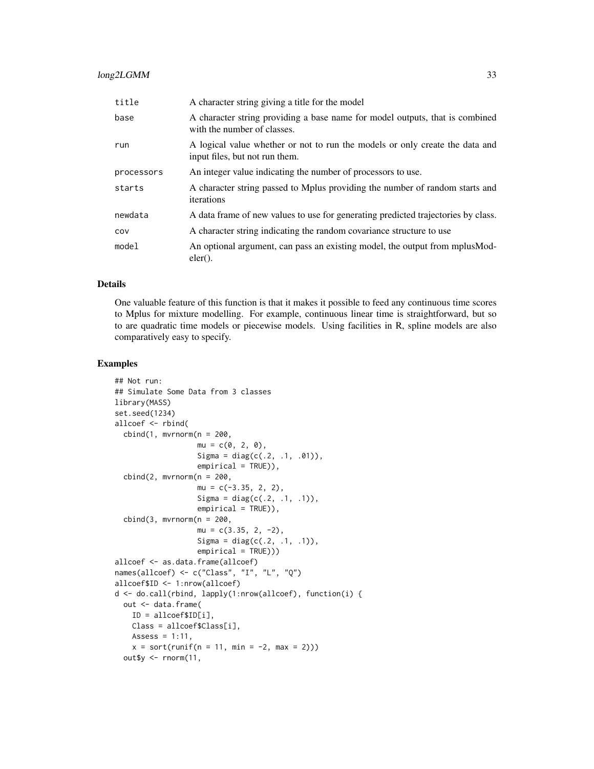| | |
|---|---|
| title | A character string giving a title for the model |
| base | A character string providing a base name for model outputs, that is combined with the number of classes. |
| run | A logical value whether or not to run the models or only create the data and input files, but not run them. |
| processors | An integer value indicating the number of processors to use. |
| starts | A character string passed to Mplus providing the number of random starts and iterations |
| newdata | A data frame of new values to use for generating predicted trajectories by class. |
| cov | A character string indicating the random covariance structure to use |
| model | An optional argument, can pass an existing model, the output from mplusModeler(). |

### Details

One valuable feature of this function is that it makes it possible to feed any continuous time scores to Mplus for mixture modelling. For example, continuous linear time is straightforward, but so to are quadratic time models or piecewise models. Using facilities in R, spline models are also comparatively easy to specify.

### Examples

```
## Not run:
## Simulate Some Data from 3 classes
library(MASS)
set.seed(1234)
allcoef <- rbind(
  cbind(1, mvrnorm(n = 200,
                   mu = c(0, 2, 0),
                   Sigma = diag(c(.2, .1, .01)),
                   empirical = TRUE)),
  cbind(2, mvrnorm(n = 200,
                   mu = c(-3.35, 2, 2),
                   Sigma = diag(c(.2, .1, .1)),
                   empirical = TRUE)),
  cbind(3, mvrnorm(n = 200,
                   mu = c(3.35, 2, -2),
                   Sigma = diag(c(.2, .1, .1)),
                   empirical = TRUE)))
allcoef <- as.data.frame(allcoef)
names(allcoef) <- c("Class", "I", "L", "Q")
allcoef$ID <- 1:nrow(allcoef)
d <- do.call(rbind, lapply(1:nrow(allcoef), function(i) {
  out <- data.frame(
    ID = allcoef$ID[i],
    Class = allcoef$Class[i],
    Assess = 1:11,
    x = sort(runif(n = 11, min = -2, max = 2)))
  out$y <- rnorm(11,
```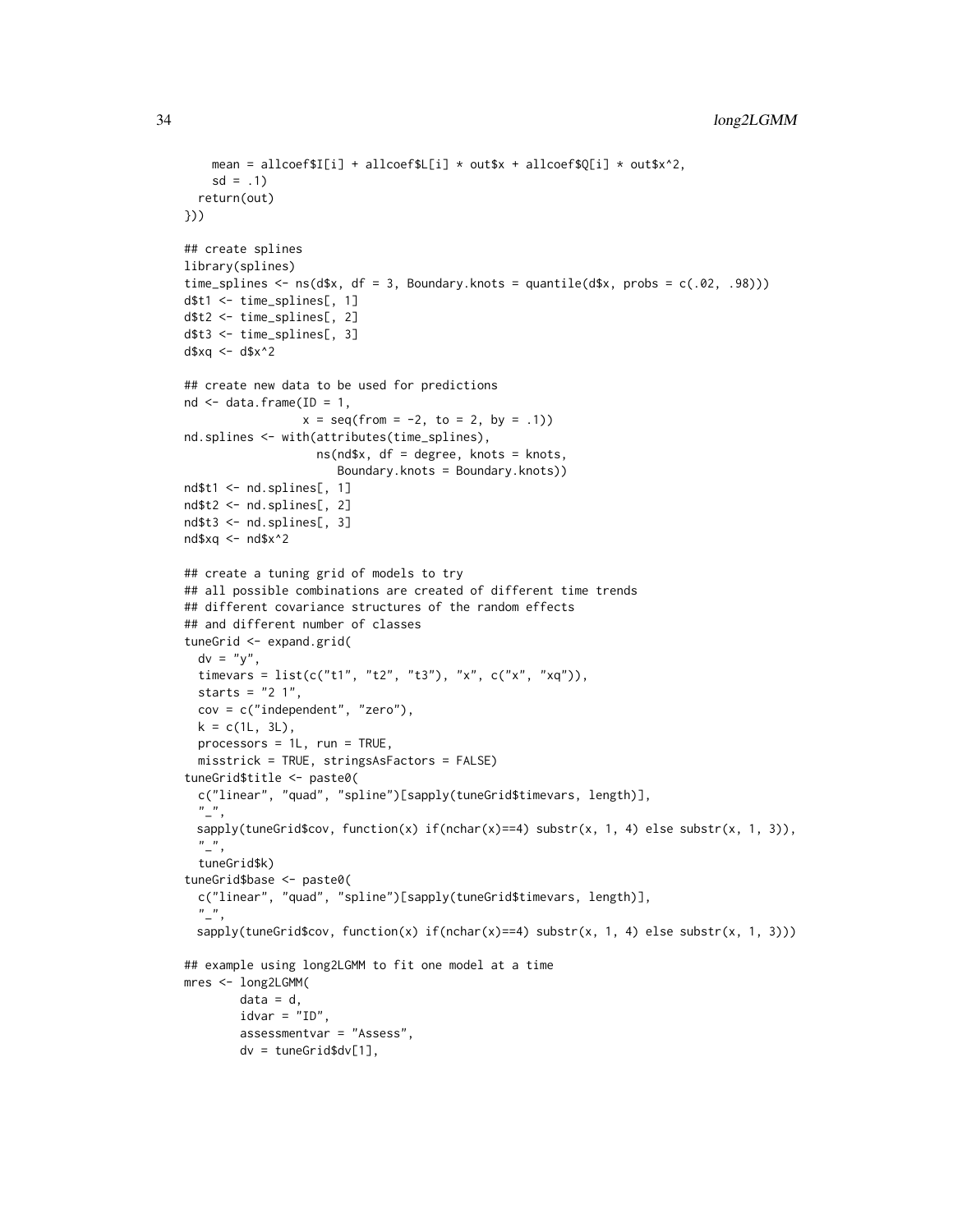```
    mean = allcoef$I[i] + allcoef$L[i] * out$x + allcoef$Q[i] * out$x^2,
    sd = .1)
  return(out)
}))

## create splines
library(splines)
time_splines <- ns(d$x, df = 3, Boundary.knots = quantile(d$x, probs = c(.02, .98)))
d$t1 <- time_splines[, 1]
d$t2 <- time_splines[, 2]
d$t3 <- time_splines[, 3]
d$xq <- d$x^2

## create new data to be used for predictions
nd <- data.frame(ID = 1,
                 x = seq(from = -2, to = 2, by = .1))
nd.splines <- with(attributes(time_splines),
                   ns(nd$x, df = degree, knots = knots,
                      Boundary.knots = Boundary.knots))
nd$t1 <- nd.splines[, 1]
nd$t2 <- nd.splines[, 2]
nd$t3 <- nd.splines[, 3]
nd$xq <- nd$x^2

## create a tuning grid of models to try
## all possible combinations are created of different time trends
## different covariance structures of the random effects
## and different number of classes
tuneGrid <- expand.grid(
  dv = "y",
  timevars = list(c("t1", "t2", "t3"), "x", c("x", "xq")),
  starts = "2 1",
  cov = c("independent", "zero"),
  k = c(1L, 3L),
  processors = 1L, run = TRUE,
  misstrick = TRUE, stringsAsFactors = FALSE)
tuneGrid$title <- paste0(
  c("linear", "quad", "spline")[sapply(tuneGrid$timevars, length)],
  "_",
  sapply(tuneGrid$cov, function(x) if(nchar(x)==4) substr(x, 1, 4) else substr(x, 1, 3)),
  "_",
  tuneGrid$k)
tuneGrid$base <- paste0(
  c("linear", "quad", "spline")[sapply(tuneGrid$timevars, length)],
  "_",
  sapply(tuneGrid$cov, function(x) if(nchar(x)==4) substr(x, 1, 4) else substr(x, 1, 3)))

## example using long2LGMM to fit one model at a time
mres <- long2LGMM(
        data = d,
        idvar = "ID",
        assessmentvar = "Assess",
        dv = tuneGrid$dv[1],
```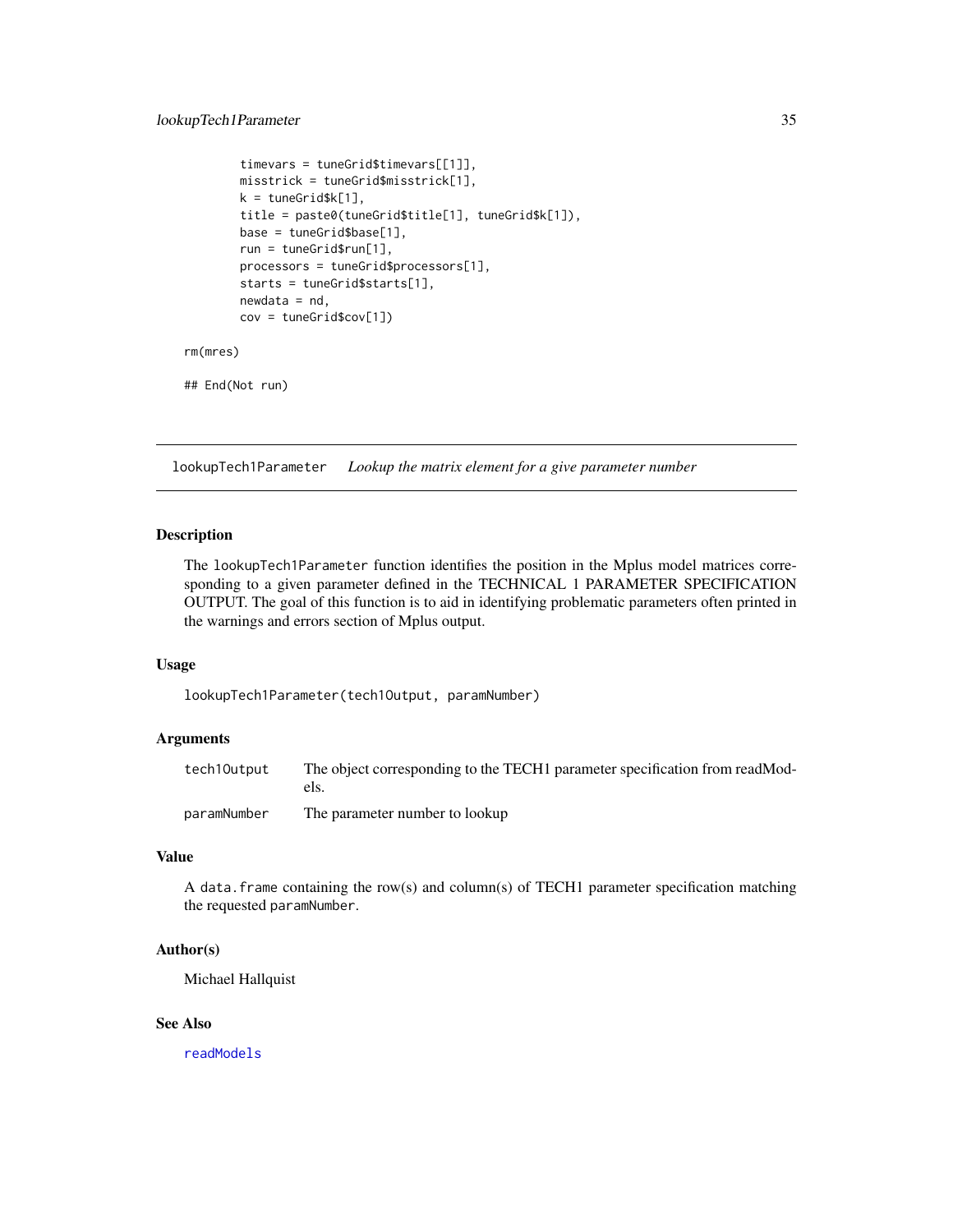```
        timevars = tuneGrid$timevars[[1]],
        misstrick = tuneGrid$misstrick[1],
        k = tuneGrid$k[1],
        title = paste0(tuneGrid$title[1], tuneGrid$k[1]),
        base = tuneGrid$base[1],
        run = tuneGrid$run[1],
        processors = tuneGrid$processors[1],
        starts = tuneGrid$starts[1],
        newdata = nd,
        cov = tuneGrid$cov[1])

rm(mres)

## End(Not run)
```

---

## lookupTech1Parameter *Lookup the matrix element for a give parameter number*

### Description

The `lookupTech1Parameter` function identifies the position in the Mplus model matrices corresponding to a given parameter defined in the TECHNICAL 1 PARAMETER SPECIFICATION OUTPUT. The goal of this function is to aid in identifying problematic parameters often printed in the warnings and errors section of Mplus output.

### Usage

```
lookupTech1Parameter(tech1Output, paramNumber)
```

### Arguments

| | |
|---|---|
| `tech1Output` | The object corresponding to the TECH1 parameter specification from readModels. |
| `paramNumber` | The parameter number to lookup |

### Value

A `data.frame` containing the row(s) and column(s) of TECH1 parameter specification matching the requested `paramNumber`.

### Author(s)

Michael Hallquist

### See Also

`readModels`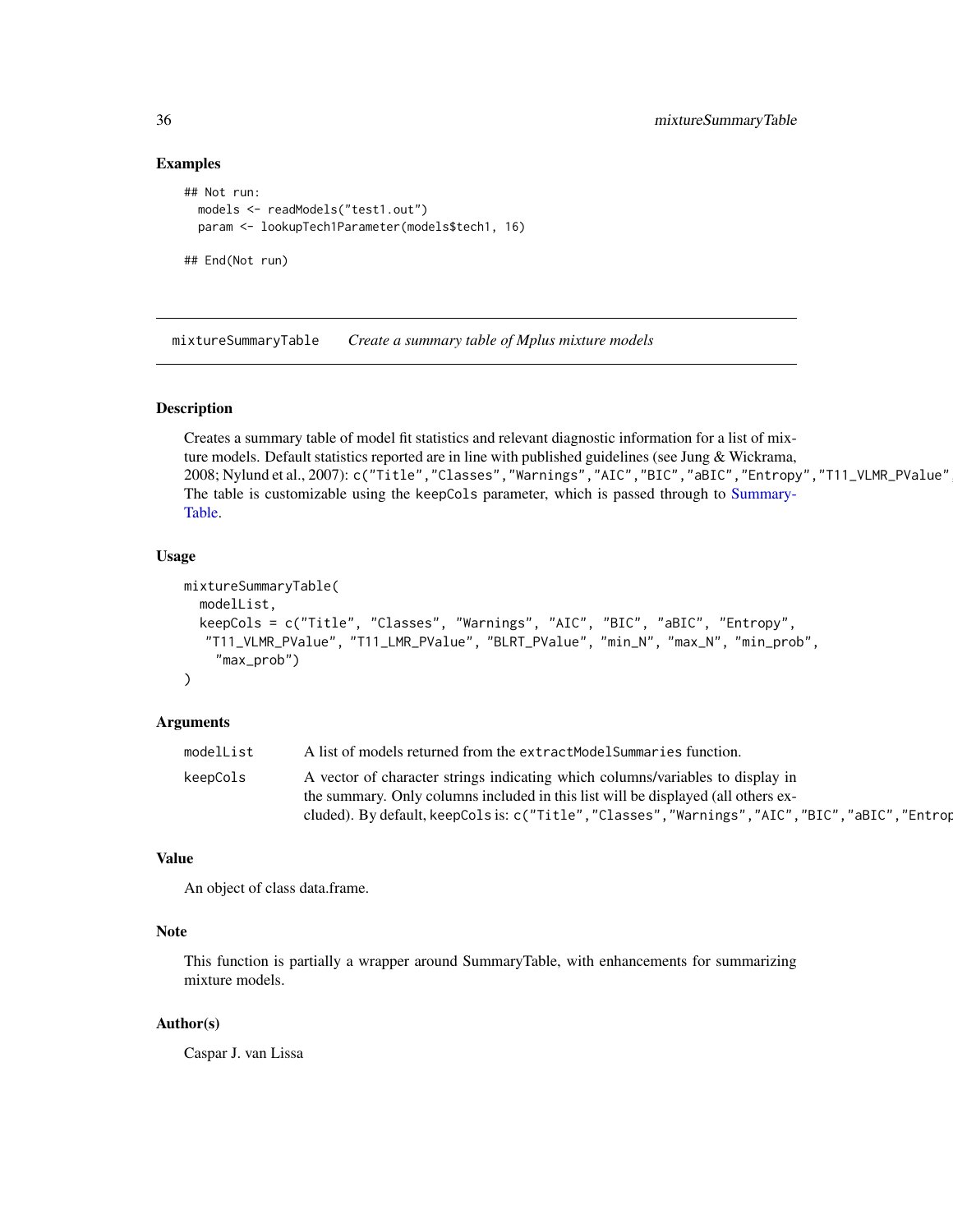## Examples

```
## Not run:
  models <- readModels("test1.out")
  param <- lookupTech1Parameter(models$tech1, 16)

## End(Not run)
```

---

# mixtureSummaryTable — *Create a summary table of Mplus mixture models*

---

### Description

Creates a summary table of model fit statistics and relevant diagnostic information for a list of mixture models. Default statistics reported are in line with published guidelines (see Jung & Wickrama, 2008; Nylund et al., 2007): `c("Title","Classes","Warnings","AIC","BIC","aBIC","Entropy","T11_VLMR_PValue"`
The table is customizable using the `keepCols` parameter, which is passed through to SummaryTable.

### Usage

```
mixtureSummaryTable(
  modelList,
  keepCols = c("Title", "Classes", "Warnings", "AIC", "BIC", "aBIC", "Entropy",
   "T11_VLMR_PValue", "T11_LMR_PValue", "BLRT_PValue", "min_N", "max_N", "min_prob",
    "max_prob")
)
```

### Arguments

| | |
|---|---|
| `modelList` | A list of models returned from the `extractModelSummaries` function. |
| `keepCols` | A vector of character strings indicating which columns/variables to display in the summary. Only columns included in this list will be displayed (all others excluded). By default, `keepCols` is: `c("Title","Classes","Warnings","AIC","BIC","aBIC","Entrop` |

### Value

An object of class data.frame.

### Note

This function is partially a wrapper around SummaryTable, with enhancements for summarizing mixture models.

### Author(s)

Caspar J. van Lissa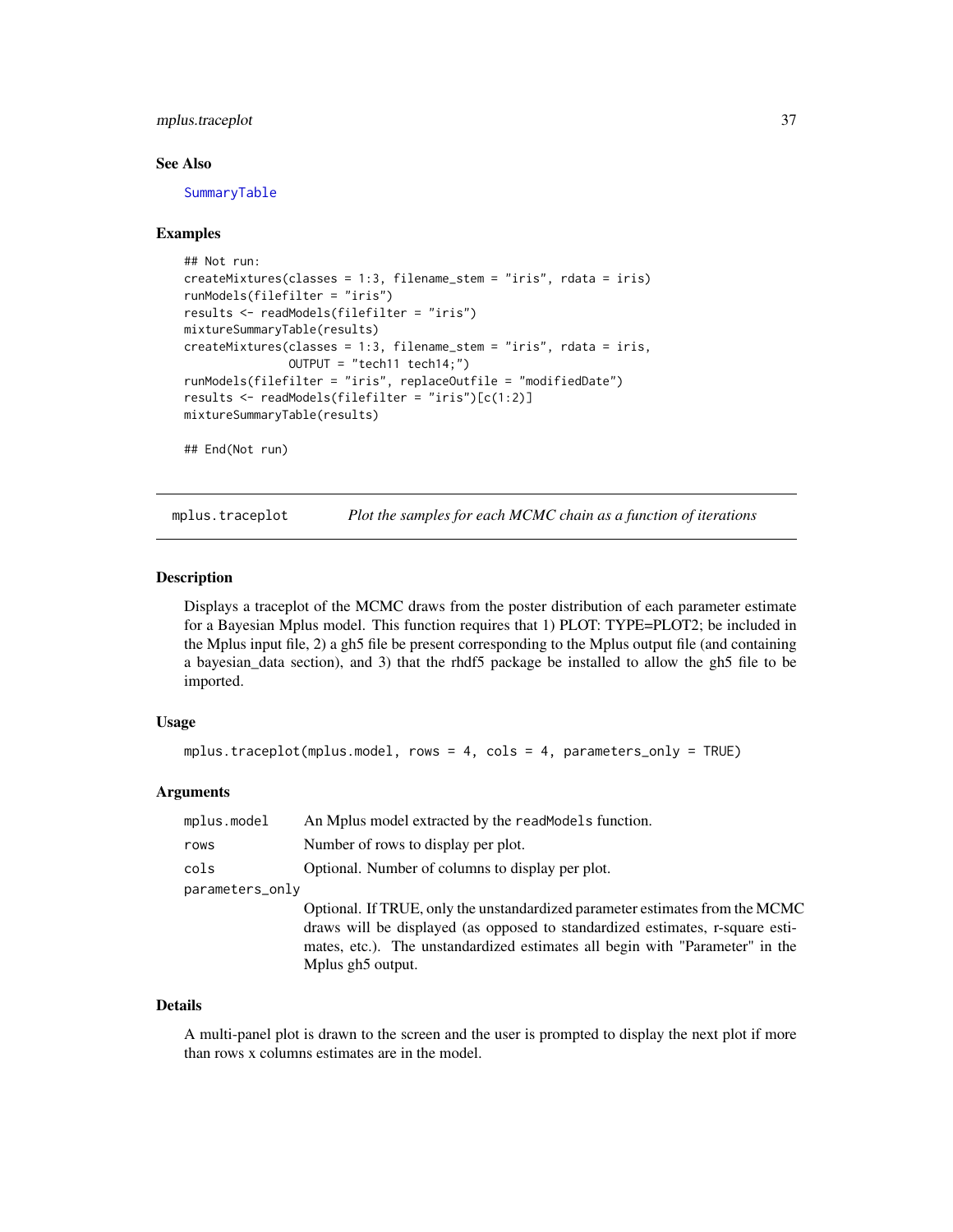### See Also

SummaryTable

### Examples

```
## Not run:
createMixtures(classes = 1:3, filename_stem = "iris", rdata = iris)
runModels(filefilter = "iris")
results <- readModels(filefilter = "iris")
mixtureSummaryTable(results)
createMixtures(classes = 1:3, filename_stem = "iris", rdata = iris,
               OUTPUT = "tech11 tech14;")
runModels(filefilter = "iris", replaceOutfile = "modifiedDate")
results <- readModels(filefilter = "iris")[c(1:2)]
mixtureSummaryTable(results)

## End(Not run)
```

---

## mplus.traceplot — *Plot the samples for each MCMC chain as a function of iterations*

### Description

Displays a traceplot of the MCMC draws from the poster distribution of each parameter estimate for a Bayesian Mplus model. This function requires that 1) PLOT: TYPE=PLOT2; be included in the Mplus input file, 2) a gh5 file be present corresponding to the Mplus output file (and containing a bayesian_data section), and 3) that the rhdf5 package be installed to allow the gh5 file to be imported.

### Usage

```
mplus.traceplot(mplus.model, rows = 4, cols = 4, parameters_only = TRUE)
```

### Arguments

| | |
|---|---|
| `mplus.model` | An Mplus model extracted by the `readModels` function. |
| `rows` | Number of rows to display per plot. |
| `cols` | Optional. Number of columns to display per plot. |
| `parameters_only` | Optional. If TRUE, only the unstandardized parameter estimates from the MCMC draws will be displayed (as opposed to standardized estimates, r-square estimates, etc.). The unstandardized estimates all begin with "Parameter" in the Mplus gh5 output. |

### Details

A multi-panel plot is drawn to the screen and the user is prompted to display the next plot if more than rows x columns estimates are in the model.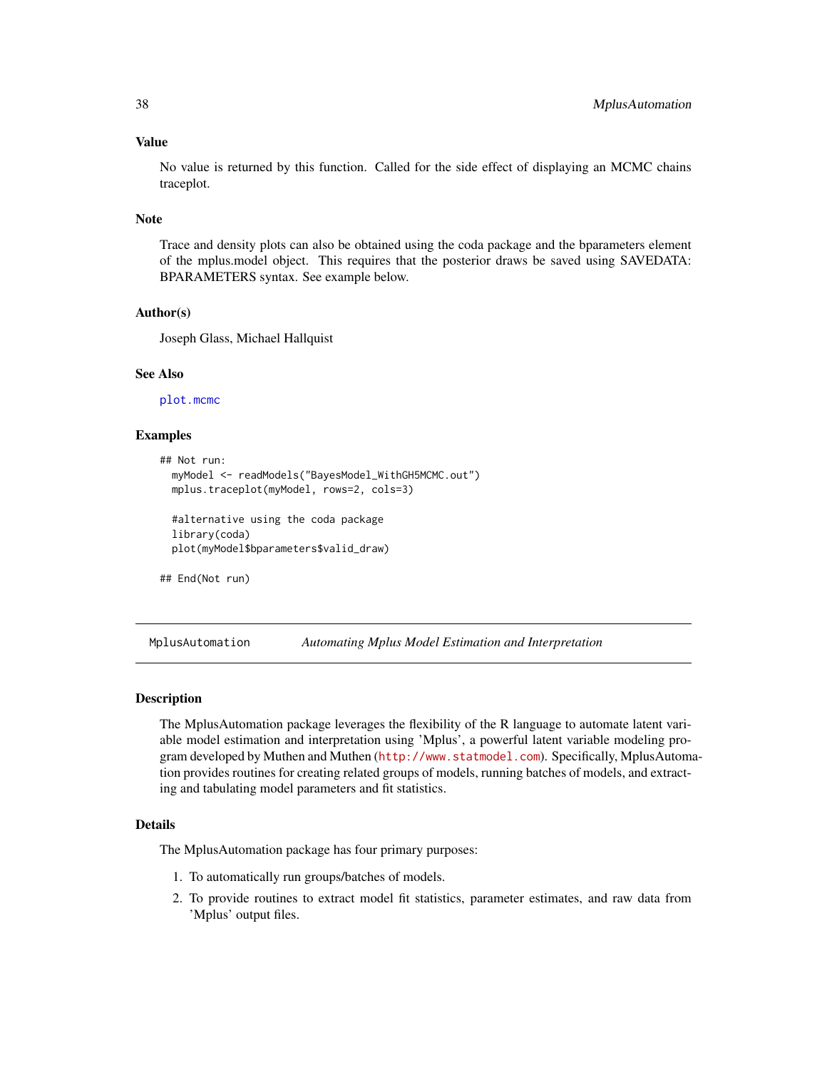### Value

No value is returned by this function. Called for the side effect of displaying an MCMC chains traceplot.

### Note

Trace and density plots can also be obtained using the coda package and the bparameters element of the mplus.model object. This requires that the posterior draws be saved using SAVEDATA: BPARAMETERS syntax. See example below.

### Author(s)

Joseph Glass, Michael Hallquist

### See Also

plot.mcmc

### Examples

```
## Not run:
  myModel <- readModels("BayesModel_WithGH5MCMC.out")
  mplus.traceplot(myModel, rows=2, cols=3)

  #alternative using the coda package
  library(coda)
  plot(myModel$bparameters$valid_draw)

## End(Not run)
```

---

## MplusAutomation — *Automating Mplus Model Estimation and Interpretation*

---

### Description

The MplusAutomation package leverages the flexibility of the R language to automate latent variable model estimation and interpretation using 'Mplus', a powerful latent variable modeling program developed by Muthen and Muthen (http://www.statmodel.com). Specifically, MplusAutomation provides routines for creating related groups of models, running batches of models, and extracting and tabulating model parameters and fit statistics.

### Details

The MplusAutomation package has four primary purposes:

1. To automatically run groups/batches of models.
2. To provide routines to extract model fit statistics, parameter estimates, and raw data from 'Mplus' output files.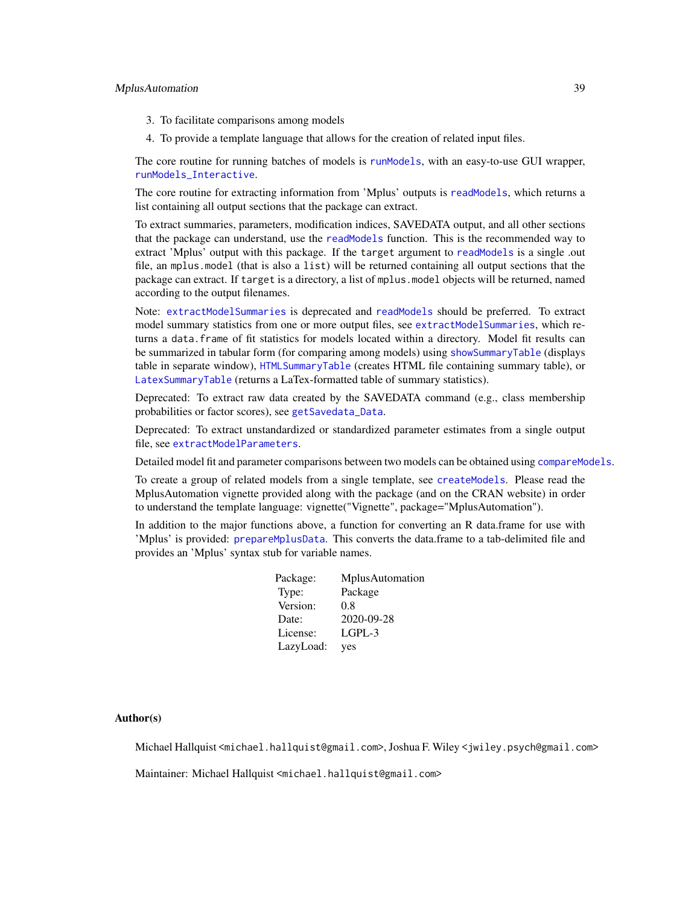3. To facilitate comparisons among models
4. To provide a template language that allows for the creation of related input files.

The core routine for running batches of models is `runModels`, with an easy-to-use GUI wrapper, `runModels_Interactive`.

The core routine for extracting information from 'Mplus' outputs is `readModels`, which returns a list containing all output sections that the package can extract.

To extract summaries, parameters, modification indices, SAVEDATA output, and all other sections that the package can understand, use the `readModels` function. This is the recommended way to extract 'Mplus' output with this package. If the `target` argument to `readModels` is a single .out file, an `mplus.model` (that is also a `list`) will be returned containing all output sections that the package can extract. If `target` is a directory, a list of `mplus.model` objects will be returned, named according to the output filenames.

Note: `extractModelSummaries` is deprecated and `readModels` should be preferred. To extract model summary statistics from one or more output files, see `extractModelSummaries`, which returns a `data.frame` of fit statistics for models located within a directory. Model fit results can be summarized in tabular form (for comparing among models) using `showSummaryTable` (displays table in separate window), `HTMLSummaryTable` (creates HTML file containing summary table), or `LatexSummaryTable` (returns a LaTex-formatted table of summary statistics).

Deprecated: To extract raw data created by the SAVEDATA command (e.g., class membership probabilities or factor scores), see `getSavedata_Data`.

Deprecated: To extract unstandardized or standardized parameter estimates from a single output file, see `extractModelParameters`.

Detailed model fit and parameter comparisons between two models can be obtained using `compareModels`.

To create a group of related models from a single template, see `createModels`. Please read the MplusAutomation vignette provided along with the package (and on the CRAN website) in order to understand the template language: vignette("Vignette", package="MplusAutomation").

In addition to the major functions above, a function for converting an R data.frame for use with 'Mplus' is provided: `prepareMplusData`. This converts the data.frame to a tab-delimited file and provides an 'Mplus' syntax stub for variable names.

| | |
|---|---|
| Package: | MplusAutomation |
| Type: | Package |
| Version: | 0.8 |
| Date: | 2020-09-28 |
| License: | LGPL-3 |
| LazyLoad: | yes |

## Author(s)

Michael Hallquist <michael.hallquist@gmail.com>, Joshua F. Wiley <jwiley.psych@gmail.com>

Maintainer: Michael Hallquist <michael.hallquist@gmail.com>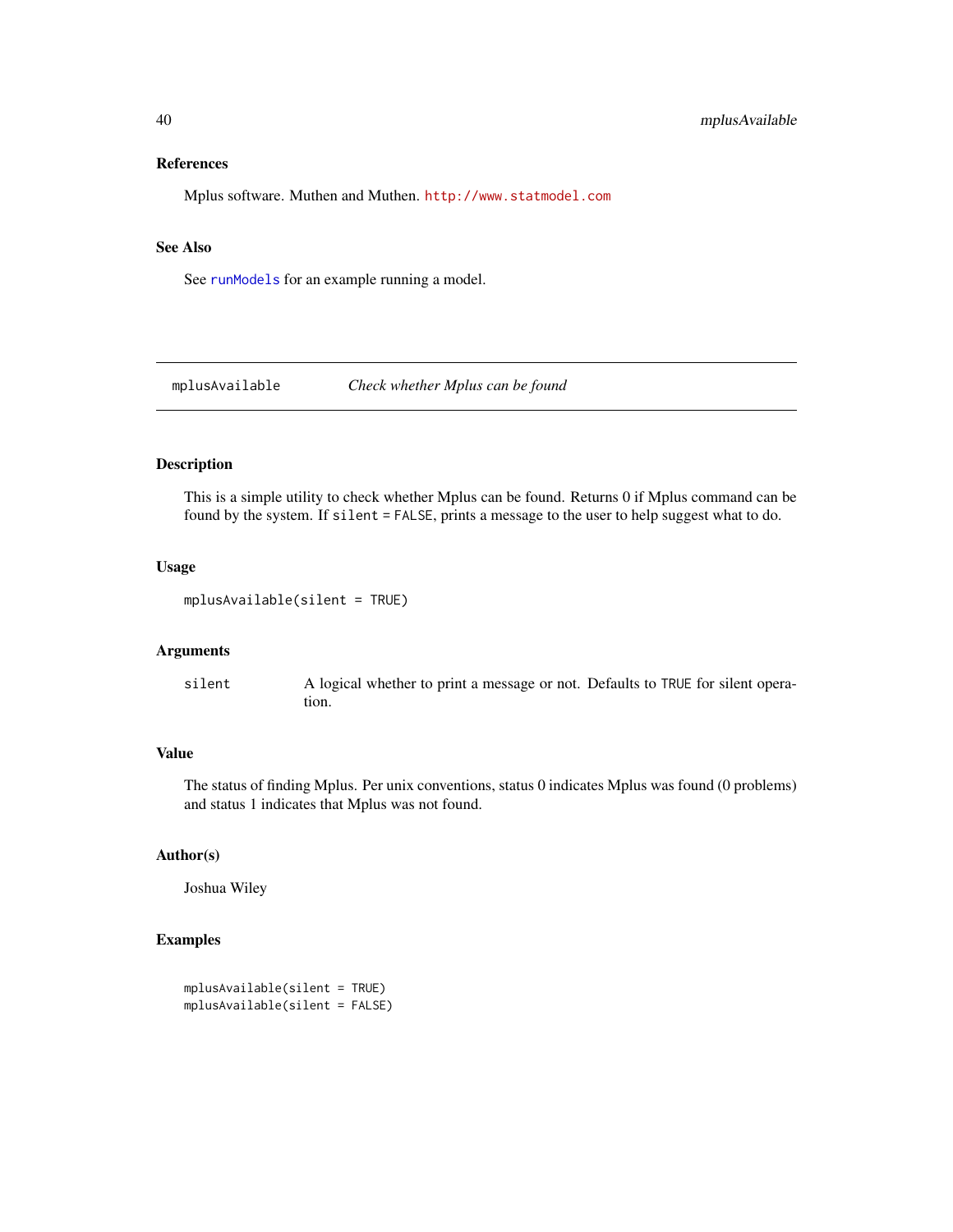## References

Mplus software. Muthen and Muthen. http://www.statmodel.com

## See Also

See runModels for an example running a model.

---

# mplusAvailable — *Check whether Mplus can be found*

## Description

This is a simple utility to check whether Mplus can be found. Returns 0 if Mplus command can be found by the system. If `silent = FALSE`, prints a message to the user to help suggest what to do.

## Usage

```
mplusAvailable(silent = TRUE)
```

## Arguments

| | |
|---|---|
| `silent` | A logical whether to print a message or not. Defaults to `TRUE` for silent operation. |

## Value

The status of finding Mplus. Per unix conventions, status 0 indicates Mplus was found (0 problems) and status 1 indicates that Mplus was not found.

## Author(s)

Joshua Wiley

## Examples

```
mplusAvailable(silent = TRUE)
mplusAvailable(silent = FALSE)
```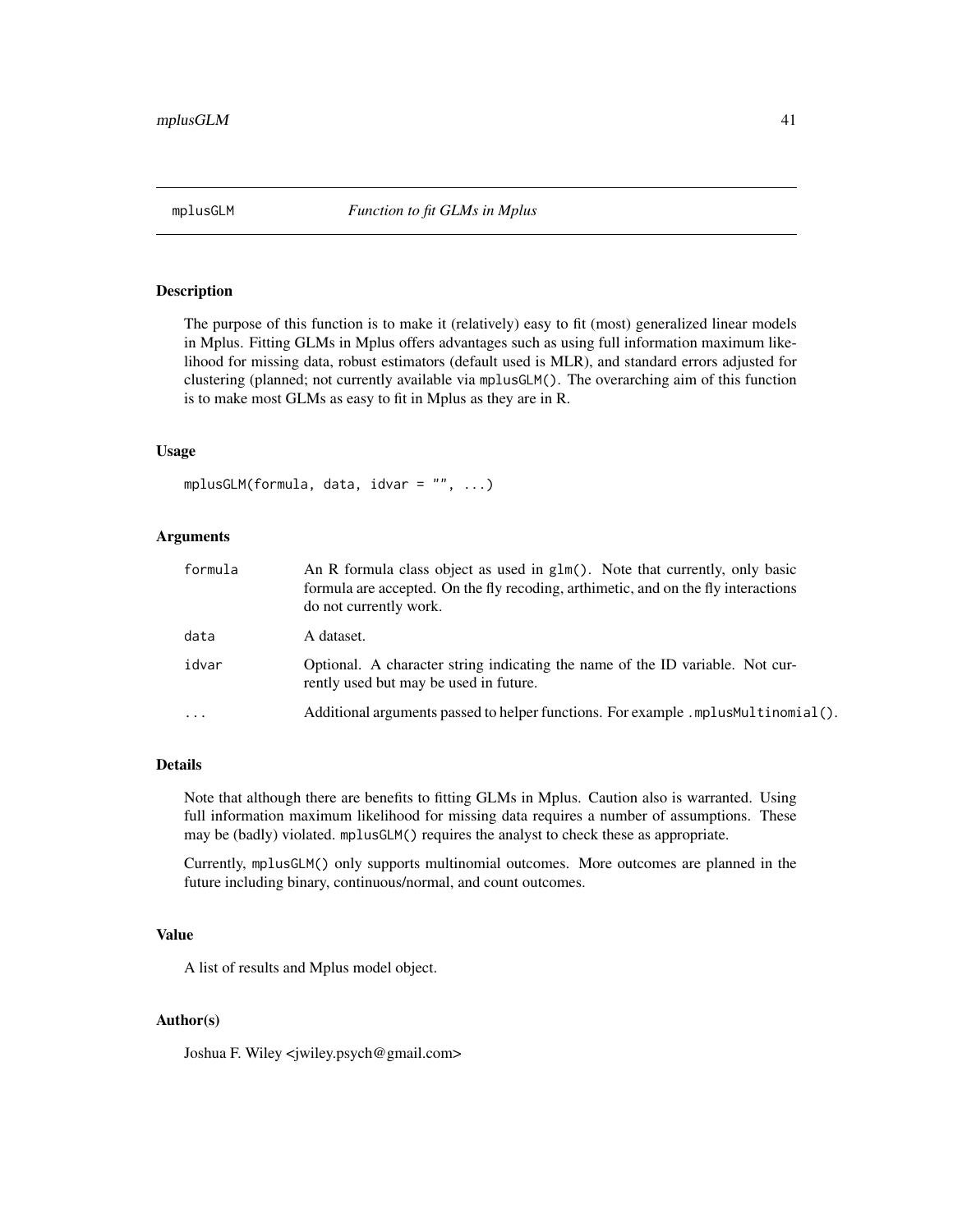# mplusGLM — *Function to fit GLMs in Mplus*

## Description

The purpose of this function is to make it (relatively) easy to fit (most) generalized linear models in Mplus. Fitting GLMs in Mplus offers advantages such as using full information maximum likelihood for missing data, robust estimators (default used is MLR), and standard errors adjusted for clustering (planned; not currently available via `mplusGLM()`. The overarching aim of this function is to make most GLMs as easy to fit in Mplus as they are in R.

## Usage

```
mplusGLM(formula, data, idvar = "", ...)
```

## Arguments

| | |
|---|---|
| `formula` | An R formula class object as used in `glm()`. Note that currently, only basic formula are accepted. On the fly recoding, arthimetic, and on the fly interactions do not currently work. |
| `data` | A dataset. |
| `idvar` | Optional. A character string indicating the name of the ID variable. Not currently used but may be used in future. |
| `...` | Additional arguments passed to helper functions. For example `.mplusMultinomial()`. |

## Details

Note that although there are benefits to fitting GLMs in Mplus. Caution also is warranted. Using full information maximum likelihood for missing data requires a number of assumptions. These may be (badly) violated. `mplusGLM()` requires the analyst to check these as appropriate.

Currently, `mplusGLM()` only supports multinomial outcomes. More outcomes are planned in the future including binary, continuous/normal, and count outcomes.

## Value

A list of results and Mplus model object.

## Author(s)

Joshua F. Wiley <jwiley.psych@gmail.com>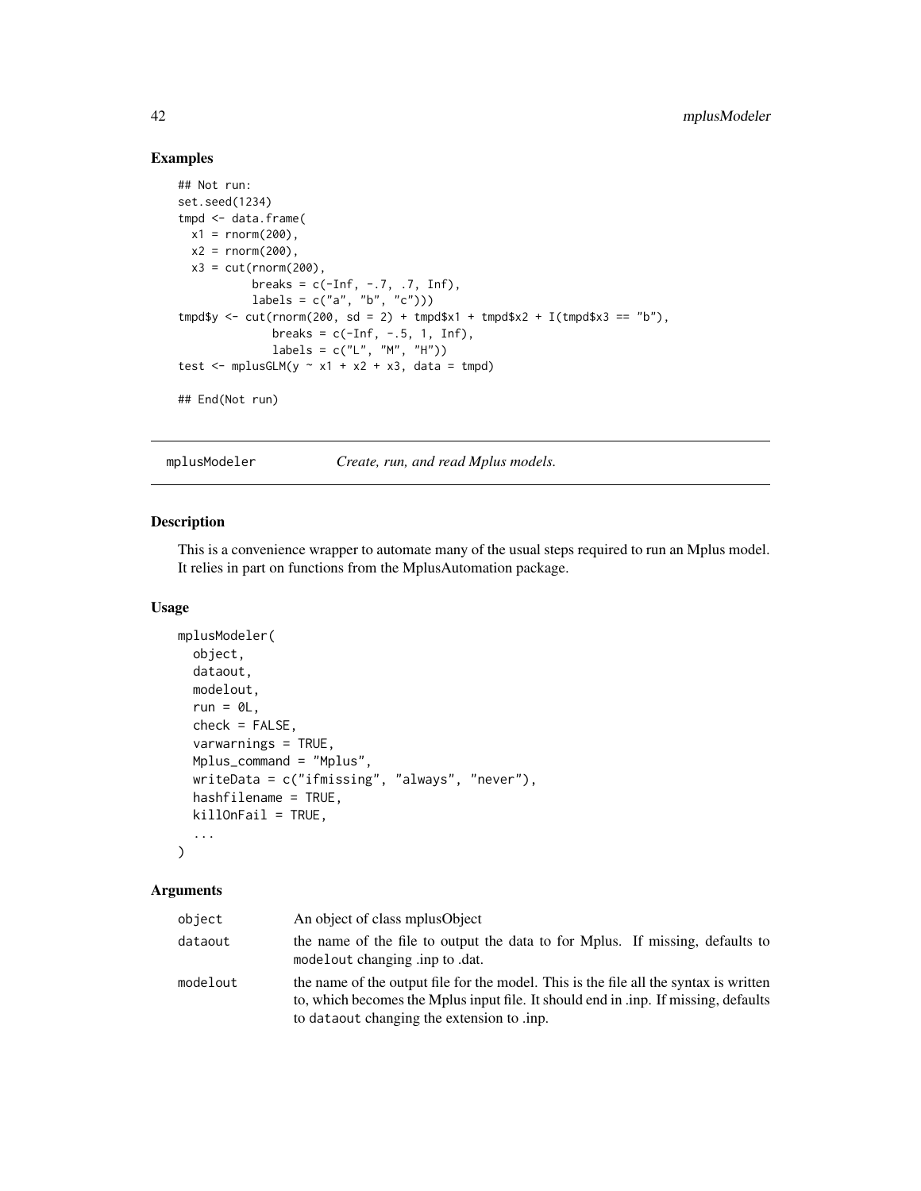## Examples

```
## Not run:
set.seed(1234)
tmpd <- data.frame(
  x1 = rnorm(200),
  x2 = rnorm(200),
  x3 = cut(rnorm(200),
           breaks = c(-Inf, -.7, .7, Inf),
           labels = c("a", "b", "c")))
tmpd$y <- cut(rnorm(200, sd = 2) + tmpd$x1 + tmpd$x2 + I(tmpd$x3 == "b"),
              breaks = c(-Inf, -.5, 1, Inf),
              labels = c("L", "M", "H"))
test <- mplusGLM(y ~ x1 + x2 + x3, data = tmpd)

## End(Not run)
```

---

mplusModeler &nbsp;&nbsp;&nbsp; *Create, run, and read Mplus models.*

---

## Description

This is a convenience wrapper to automate many of the usual steps required to run an Mplus model. It relies in part on functions from the MplusAutomation package.

## Usage

```
mplusModeler(
  object,
  dataout,
  modelout,
  run = 0L,
  check = FALSE,
  varwarnings = TRUE,
  Mplus_command = "Mplus",
  writeData = c("ifmissing", "always", "never"),
  hashfilename = TRUE,
  killOnFail = TRUE,
  ...
)
```

## Arguments

| | |
|---|---|
| object | An object of class mplusObject |
| dataout | the name of the file to output the data to for Mplus. If missing, defaults to modelout changing .inp to .dat. |
| modelout | the name of the output file for the model. This is the file all the syntax is written to, which becomes the Mplus input file. It should end in .inp. If missing, defaults to dataout changing the extension to .inp. |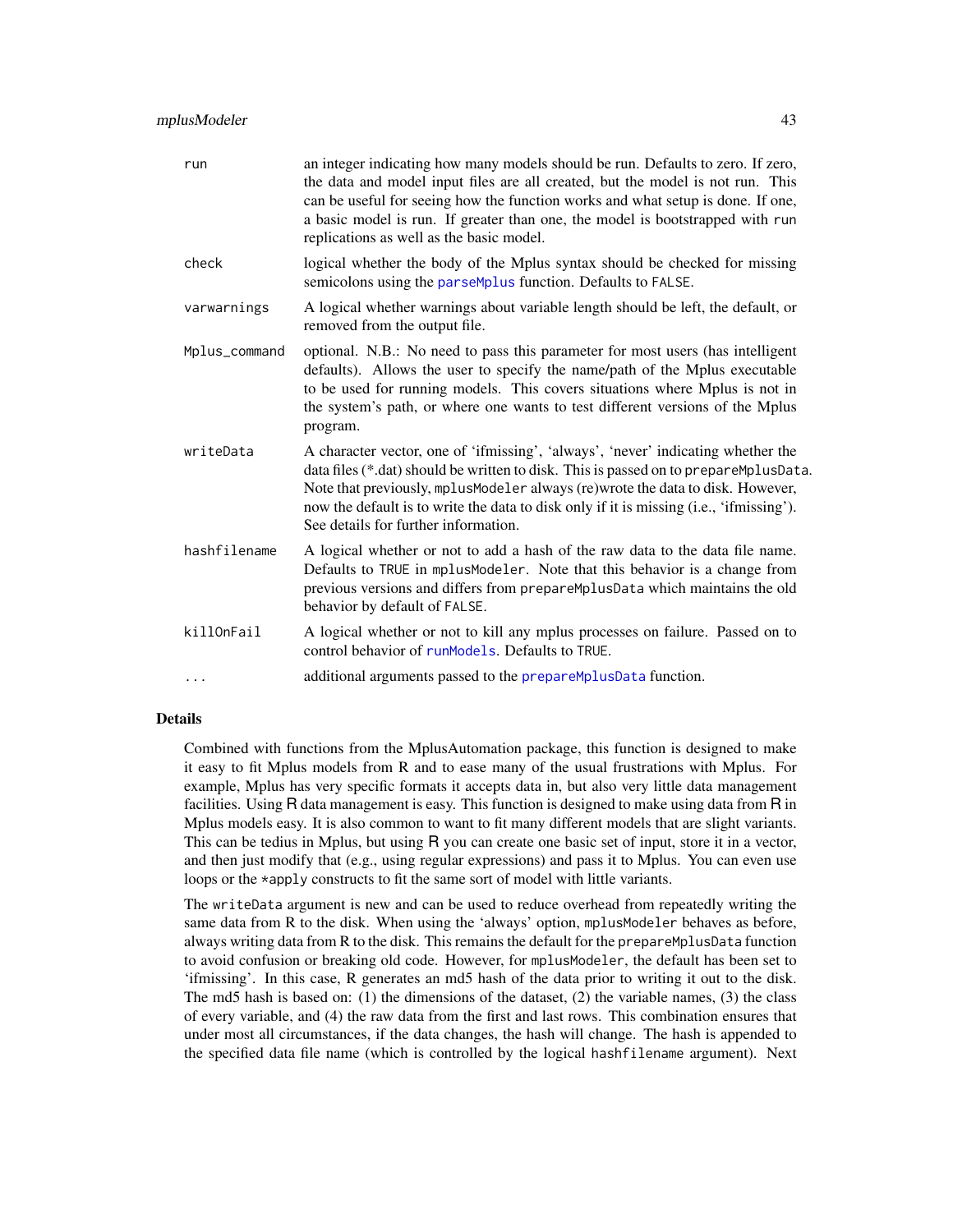| | |
|---|---|
| `run` | an integer indicating how many models should be run. Defaults to zero. If zero, the data and model input files are all created, but the model is not run. This can be useful for seeing how the function works and what setup is done. If one, a basic model is run. If greater than one, the model is bootstrapped with `run` replications as well as the basic model. |
| `check` | logical whether the body of the Mplus syntax should be checked for missing semicolons using the `parseMplus` function. Defaults to `FALSE`. |
| `varwarnings` | A logical whether warnings about variable length should be left, the default, or removed from the output file. |
| `Mplus_command` | optional. N.B.: No need to pass this parameter for most users (has intelligent defaults). Allows the user to specify the name/path of the Mplus executable to be used for running models. This covers situations where Mplus is not in the system's path, or where one wants to test different versions of the Mplus program. |
| `writeData` | A character vector, one of 'ifmissing', 'always', 'never' indicating whether the data files (*.dat) should be written to disk. This is passed on to `prepareMplusData`. Note that previously, `mplusModeler` always (re)wrote the data to disk. However, now the default is to write the data to disk only if it is missing (i.e., 'ifmissing'). See details for further information. |
| `hashfilename` | A logical whether or not to add a hash of the raw data to the data file name. Defaults to `TRUE` in `mplusModeler`. Note that this behavior is a change from previous versions and differs from `prepareMplusData` which maintains the old behavior by default of `FALSE`. |
| `killOnFail` | A logical whether or not to kill any mplus processes on failure. Passed on to control behavior of `runModels`. Defaults to `TRUE`. |
| `...` | additional arguments passed to the `prepareMplusData` function. |

## Details

Combined with functions from the MplusAutomation package, this function is designed to make it easy to fit Mplus models from R and to ease many of the usual frustrations with Mplus. For example, Mplus has very specific formats it accepts data in, but also very little data management facilities. Using R data management is easy. This function is designed to make using data from R in Mplus models easy. It is also common to want to fit many different models that are slight variants. This can be tedius in Mplus, but using R you can create one basic set of input, store it in a vector, and then just modify that (e.g., using regular expressions) and pass it to Mplus. You can even use loops or the `*apply` constructs to fit the same sort of model with little variants.

The `writeData` argument is new and can be used to reduce overhead from repeatedly writing the same data from R to the disk. When using the 'always' option, `mplusModeler` behaves as before, always writing data from R to the disk. This remains the default for the `prepareMplusData` function to avoid confusion or breaking old code. However, for `mplusModeler`, the default has been set to 'ifmissing'. In this case, R generates an md5 hash of the data prior to writing it out to the disk. The md5 hash is based on: (1) the dimensions of the dataset, (2) the variable names, (3) the class of every variable, and (4) the raw data from the first and last rows. This combination ensures that under most all circumstances, if the data changes, the hash will change. The hash is appended to the specified data file name (which is controlled by the logical `hashfilename` argument). Next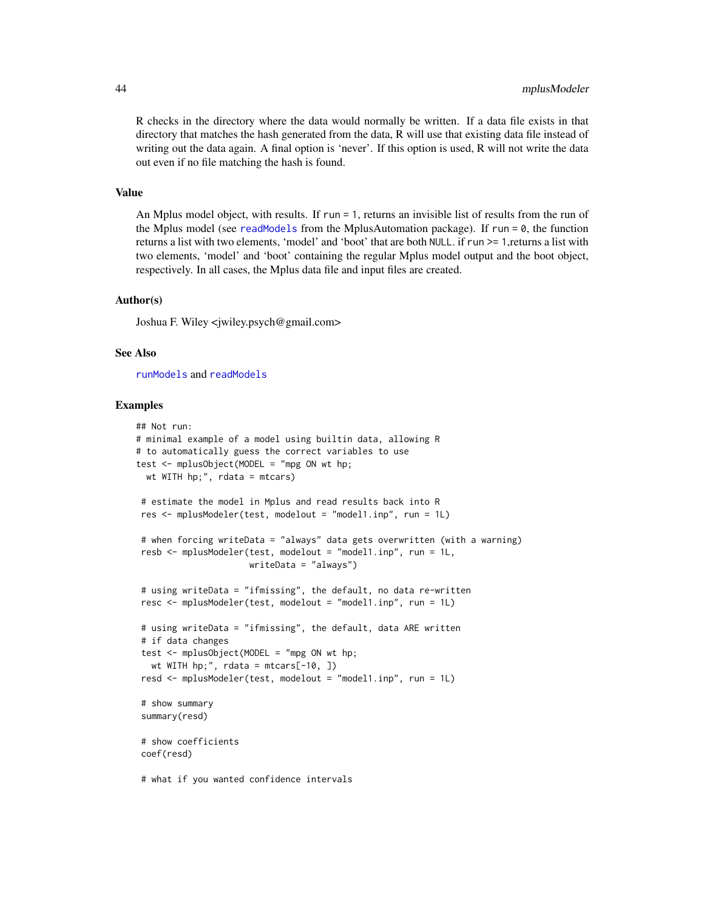R checks in the directory where the data would normally be written. If a data file exists in that directory that matches the hash generated from the data, R will use that existing data file instead of writing out the data again. A final option is 'never'. If this option is used, R will not write the data out even if no file matching the hash is found.

### Value

An Mplus model object, with results. If `run = 1`, returns an invisible list of results from the run of the Mplus model (see `readModels` from the MplusAutomation package). If `run = 0`, the function returns a list with two elements, 'model' and 'boot' that are both `NULL`. if `run >= 1`,returns a list with two elements, 'model' and 'boot' containing the regular Mplus model output and the boot object, respectively. In all cases, the Mplus data file and input files are created.

### Author(s)

Joshua F. Wiley <jwiley.psych@gmail.com>

### See Also

`runModels` and `readModels`

### Examples

```
## Not run:
# minimal example of a model using builtin data, allowing R
# to automatically guess the correct variables to use
test <- mplusObject(MODEL = "mpg ON wt hp;
  wt WITH hp;", rdata = mtcars)

 # estimate the model in Mplus and read results back into R
 res <- mplusModeler(test, modelout = "model1.inp", run = 1L)

 # when forcing writeData = "always" data gets overwritten (with a warning)
 resb <- mplusModeler(test, modelout = "model1.inp", run = 1L,
                      writeData = "always")

 # using writeData = "ifmissing", the default, no data re-written
 resc <- mplusModeler(test, modelout = "model1.inp", run = 1L)

 # using writeData = "ifmissing", the default, data ARE written
 # if data changes
 test <- mplusObject(MODEL = "mpg ON wt hp;
   wt WITH hp;", rdata = mtcars[-10, ])
 resd <- mplusModeler(test, modelout = "model1.inp", run = 1L)

 # show summary
 summary(resd)

 # show coefficients
 coef(resd)

 # what if you wanted confidence intervals
```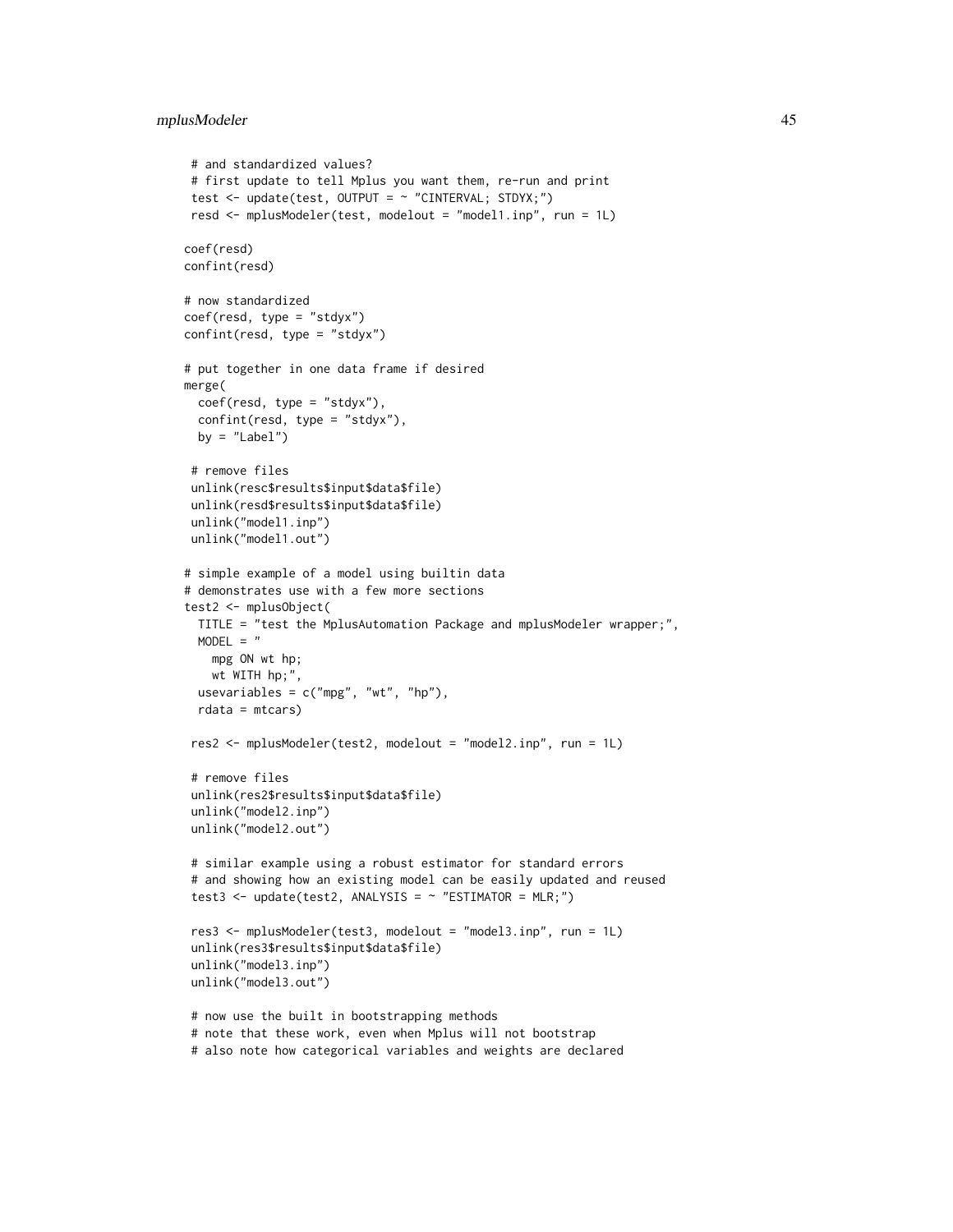```
 # and standardized values?
 # first update to tell Mplus you want them, re-run and print
 test <- update(test, OUTPUT = ~ "CINTERVAL; STDYX;")
 resd <- mplusModeler(test, modelout = "model1.inp", run = 1L)

coef(resd)
confint(resd)

# now standardized
coef(resd, type = "stdyx")
confint(resd, type = "stdyx")

# put together in one data frame if desired
merge(
  coef(resd, type = "stdyx"),
  confint(resd, type = "stdyx"),
  by = "Label")

 # remove files
 unlink(resc$results$input$data$file)
 unlink(resd$results$input$data$file)
 unlink("model1.inp")
 unlink("model1.out")

# simple example of a model using builtin data
# demonstrates use with a few more sections
test2 <- mplusObject(
  TITLE = "test the MplusAutomation Package and mplusModeler wrapper;",
  MODEL = "
    mpg ON wt hp;
    wt WITH hp;",
  usevariables = c("mpg", "wt", "hp"),
  rdata = mtcars)

 res2 <- mplusModeler(test2, modelout = "model2.inp", run = 1L)

 # remove files
 unlink(res2$results$input$data$file)
 unlink("model2.inp")
 unlink("model2.out")

 # similar example using a robust estimator for standard errors
 # and showing how an existing model can be easily updated and reused
 test3 <- update(test2, ANALYSIS = ~ "ESTIMATOR = MLR;")

 res3 <- mplusModeler(test3, modelout = "model3.inp", run = 1L)
 unlink(res3$results$input$data$file)
 unlink("model3.inp")
 unlink("model3.out")

 # now use the built in bootstrapping methods
 # note that these work, even when Mplus will not bootstrap
 # also note how categorical variables and weights are declared
```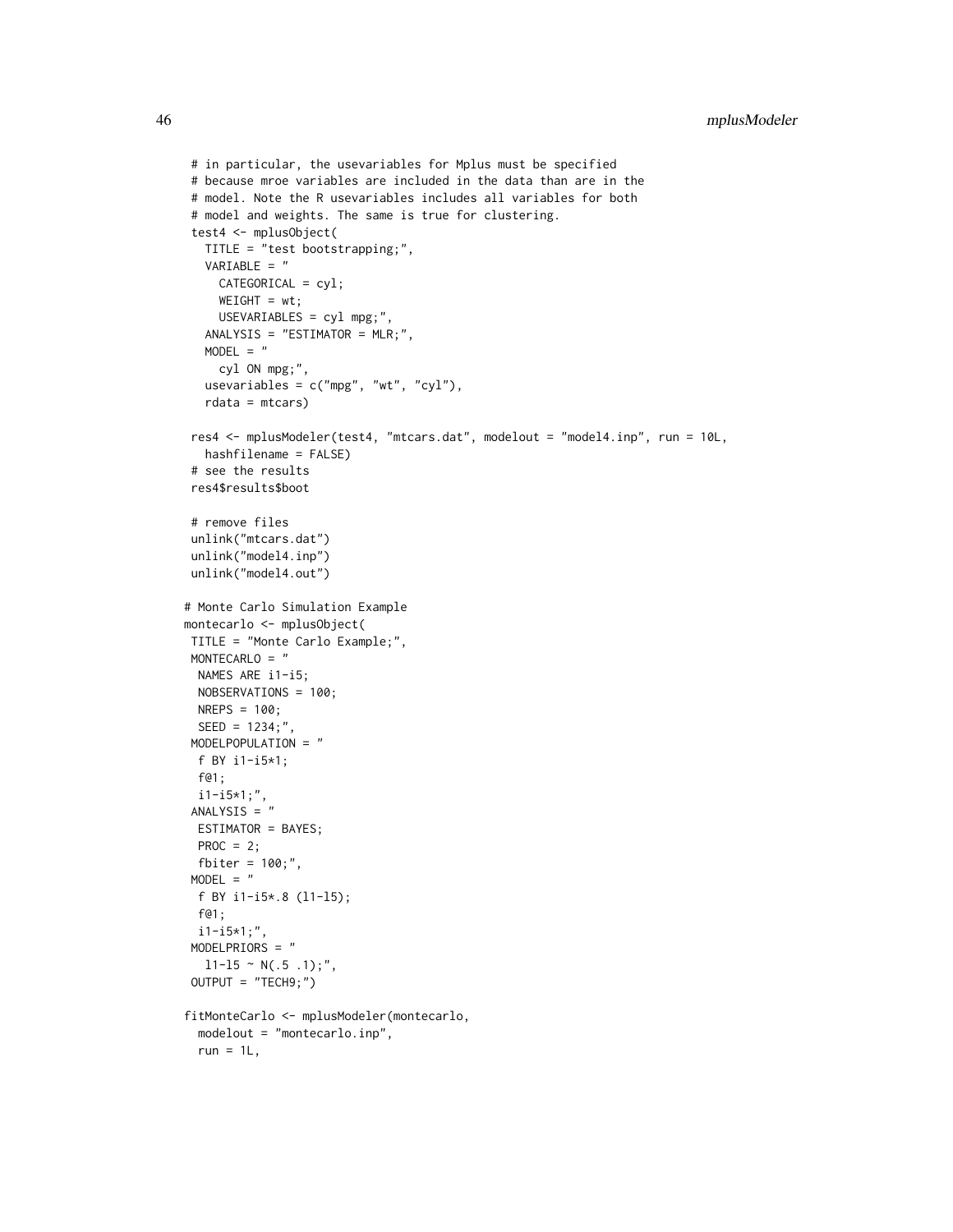```
 # in particular, the usevariables for Mplus must be specified
 # because mroe variables are included in the data than are in the
 # model. Note the R usevariables includes all variables for both
 # model and weights. The same is true for clustering.
 test4 <- mplusObject(
   TITLE = "test bootstrapping;",
   VARIABLE = "
     CATEGORICAL = cyl;
     WEIGHT = wt;
     USEVARIABLES = cyl mpg;",
   ANALYSIS = "ESTIMATOR = MLR;",
   MODEL = "
     cyl ON mpg;",
   usevariables = c("mpg", "wt", "cyl"),
   rdata = mtcars)

 res4 <- mplusModeler(test4, "mtcars.dat", modelout = "model4.inp", run = 10L,
   hashfilename = FALSE)
 # see the results
 res4$results$boot

 # remove files
 unlink("mtcars.dat")
 unlink("model4.inp")
 unlink("model4.out")

# Monte Carlo Simulation Example
montecarlo <- mplusObject(
 TITLE = "Monte Carlo Example;",
 MONTECARLO = "
  NAMES ARE i1-i5;
  NOBSERVATIONS = 100;
  NREPS = 100;
  SEED = 1234;",
 MODELPOPULATION = "
  f BY i1-i5*1;
  f@1;
  i1-i5*1;",
 ANALYSIS = "
  ESTIMATOR = BAYES;
  PROC = 2;
  fbiter = 100;",
 MODEL = "
  f BY i1-i5*.8 (l1-l5);
  f@1;
  i1-i5*1;",
 MODELPRIORS = "
   l1-l5 ~ N(.5 .1);",
 OUTPUT = "TECH9;")

fitMonteCarlo <- mplusModeler(montecarlo,
  modelout = "montecarlo.inp",
  run = 1L,
```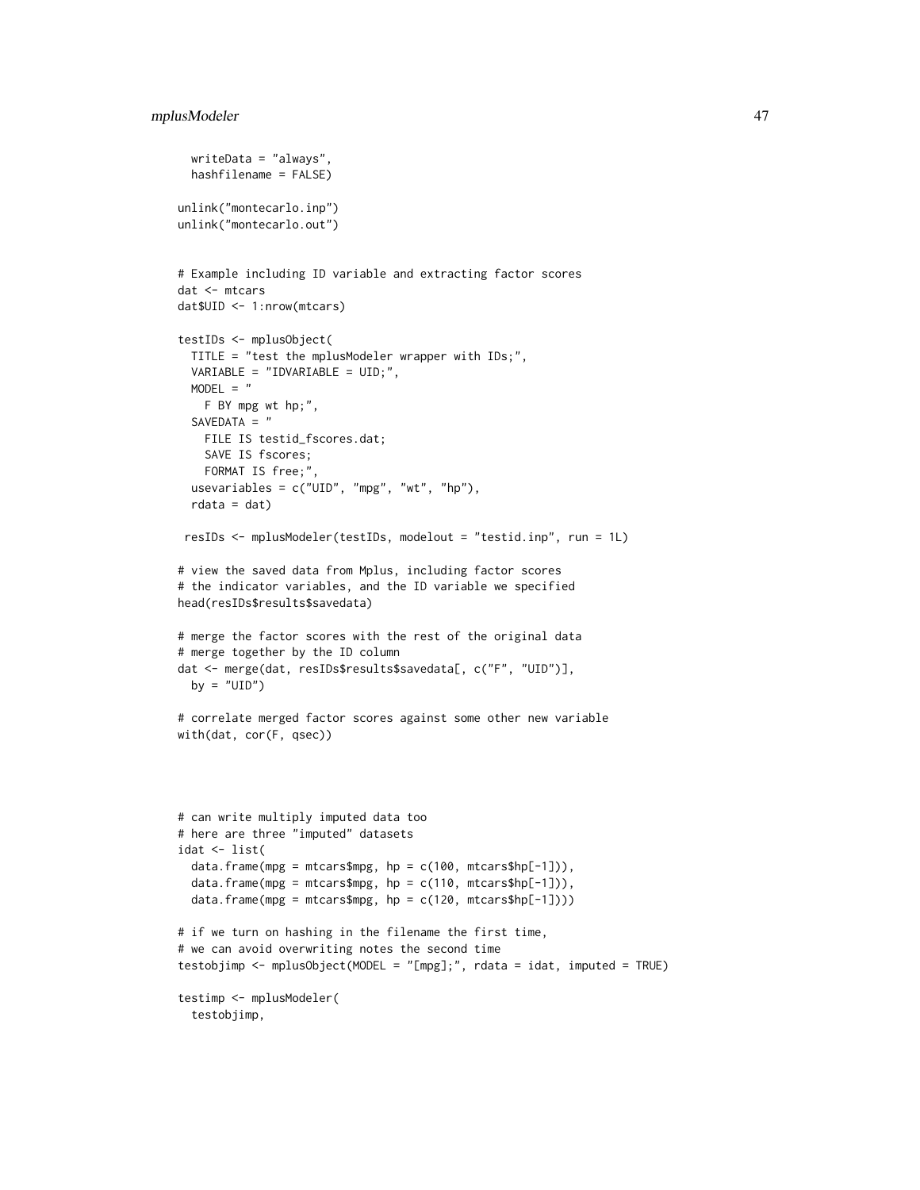```
  writeData = "always",
  hashfilename = FALSE)

unlink("montecarlo.inp")
unlink("montecarlo.out")


# Example including ID variable and extracting factor scores
dat <- mtcars
dat$UID <- 1:nrow(mtcars)

testIDs <- mplusObject(
  TITLE = "test the mplusModeler wrapper with IDs;",
  VARIABLE = "IDVARIABLE = UID;",
  MODEL = "
    F BY mpg wt hp;",
  SAVEDATA = "
    FILE IS testid_fscores.dat;
    SAVE IS fscores;
    FORMAT IS free;",
  usevariables = c("UID", "mpg", "wt", "hp"),
  rdata = dat)

 resIDs <- mplusModeler(testIDs, modelout = "testid.inp", run = 1L)

# view the saved data from Mplus, including factor scores
# the indicator variables, and the ID variable we specified
head(resIDs$results$savedata)

# merge the factor scores with the rest of the original data
# merge together by the ID column
dat <- merge(dat, resIDs$results$savedata[, c("F", "UID")],
  by = "UID")

# correlate merged factor scores against some other new variable
with(dat, cor(F, qsec))




# can write multiply imputed data too
# here are three "imputed" datasets
idat <- list(
  data.frame(mpg = mtcars$mpg, hp = c(100, mtcars$hp[-1])),
  data.frame(mpg = mtcars$mpg, hp = c(110, mtcars$hp[-1])),
  data.frame(mpg = mtcars$mpg, hp = c(120, mtcars$hp[-1])))

# if we turn on hashing in the filename the first time,
# we can avoid overwriting notes the second time
testobjimp <- mplusObject(MODEL = "[mpg];", rdata = idat, imputed = TRUE)

testimp <- mplusModeler(
  testobjimp,
```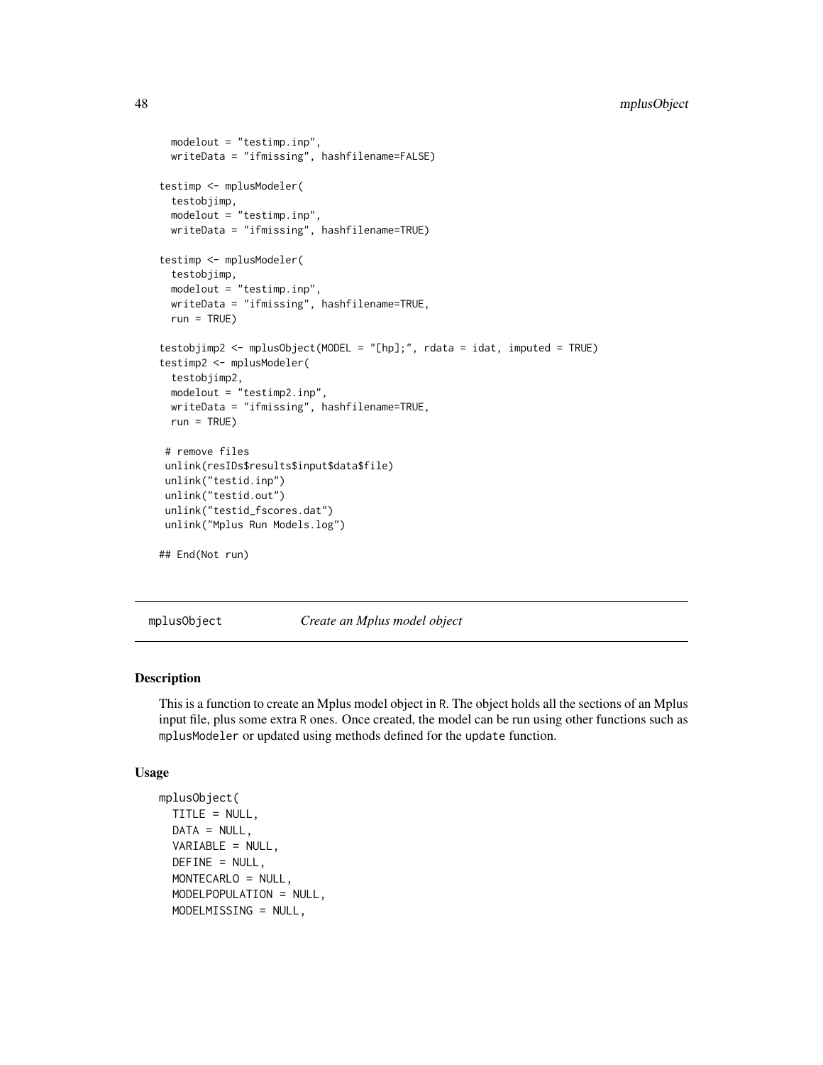```
  modelout = "testimp.inp",
  writeData = "ifmissing", hashfilename=FALSE)

testimp <- mplusModeler(
  testobjimp,
  modelout = "testimp.inp",
  writeData = "ifmissing", hashfilename=TRUE)

testimp <- mplusModeler(
  testobjimp,
  modelout = "testimp.inp",
  writeData = "ifmissing", hashfilename=TRUE,
  run = TRUE)

testobjimp2 <- mplusObject(MODEL = "[hp];", rdata = idat, imputed = TRUE)
testimp2 <- mplusModeler(
  testobjimp2,
  modelout = "testimp2.inp",
  writeData = "ifmissing", hashfilename=TRUE,
  run = TRUE)

 # remove files
 unlink(resIDs$results$input$data$file)
 unlink("testid.inp")
 unlink("testid.out")
 unlink("testid_fscores.dat")
 unlink("Mplus Run Models.log")

## End(Not run)
```

---

## mplusObject — *Create an Mplus model object*

### Description

This is a function to create an Mplus model object in R. The object holds all the sections of an Mplus input file, plus some extra R ones. Once created, the model can be run using other functions such as `mplusModeler` or updated using methods defined for the `update` function.

### Usage

```
mplusObject(
  TITLE = NULL,
  DATA = NULL,
  VARIABLE = NULL,
  DEFINE = NULL,
  MONTECARLO = NULL,
  MODELPOPULATION = NULL,
  MODELMISSING = NULL,
```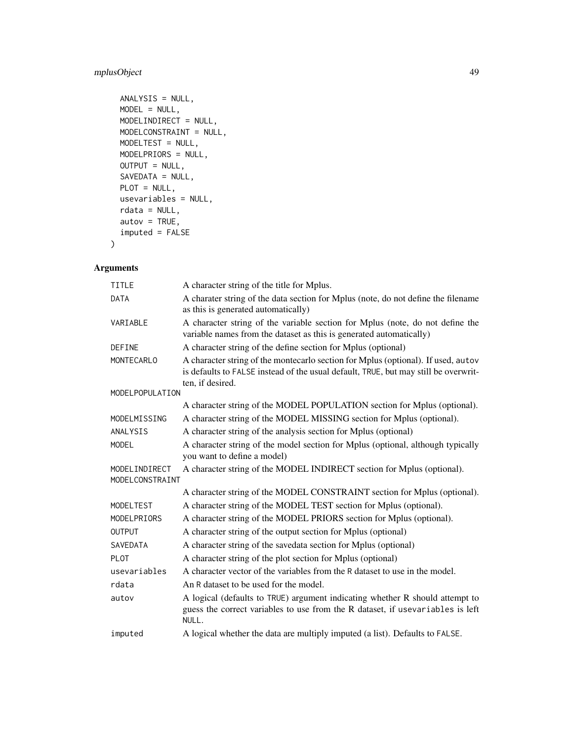```
  ANALYSIS = NULL,
  MODEL = NULL,
  MODELINDIRECT = NULL,
  MODELCONSTRAINT = NULL,
  MODELTEST = NULL,
  MODELPRIORS = NULL,
  OUTPUT = NULL,
  SAVEDATA = NULL,
  PLOT = NULL,
  usevariables = NULL,
  rdata = NULL,
  autov = TRUE,
  imputed = FALSE
)
```

## Arguments

| | |
|---|---|
| TITLE | A character string of the title for Mplus. |
| DATA | A charater string of the data section for Mplus (note, do not define the filename as this is generated automatically) |
| VARIABLE | A character string of the variable section for Mplus (note, do not define the variable names from the dataset as this is generated automatically) |
| DEFINE | A character string of the define section for Mplus (optional) |
| MONTECARLO | A character string of the montecarlo section for Mplus (optional). If used, autov is defaults to FALSE instead of the usual default, TRUE, but may still be overwritten, if desired. |
| MODELPOPULATION | A character string of the MODEL POPULATION section for Mplus (optional). |
| MODELMISSING | A character string of the MODEL MISSING section for Mplus (optional). |
| ANALYSIS | A character string of the analysis section for Mplus (optional) |
| MODEL | A character string of the model section for Mplus (optional, although typically you want to define a model) |
| MODELINDIRECT | A character string of the MODEL INDIRECT section for Mplus (optional). |
| MODELCONSTRAINT | A character string of the MODEL CONSTRAINT section for Mplus (optional). |
| MODELTEST | A character string of the MODEL TEST section for Mplus (optional). |
| MODELPRIORS | A character string of the MODEL PRIORS section for Mplus (optional). |
| OUTPUT | A character string of the output section for Mplus (optional) |
| SAVEDATA | A character string of the savedata section for Mplus (optional) |
| PLOT | A character string of the plot section for Mplus (optional) |
| usevariables | A character vector of the variables from the R dataset to use in the model. |
| rdata | An R dataset to be used for the model. |
| autov | A logical (defaults to TRUE) argument indicating whether R should attempt to guess the correct variables to use from the R dataset, if usevariables is left NULL. |
| imputed | A logical whether the data are multiply imputed (a list). Defaults to FALSE. |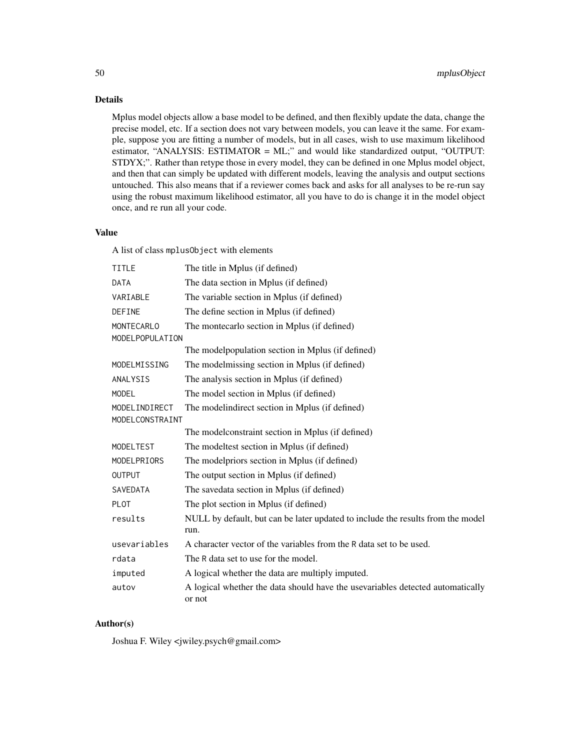## Details

Mplus model objects allow a base model to be defined, and then flexibly update the data, change the precise model, etc. If a section does not vary between models, you can leave it the same. For example, suppose you are fitting a number of models, but in all cases, wish to use maximum likelihood estimator, "ANALYSIS: ESTIMATOR = ML;" and would like standardized output, "OUTPUT: STDYX;". Rather than retype those in every model, they can be defined in one Mplus model object, and then that can simply be updated with different models, leaving the analysis and output sections untouched. This also means that if a reviewer comes back and asks for all analyses to be re-run say using the robust maximum likelihood estimator, all you have to do is change it in the model object once, and re run all your code.

## Value

A list of class `mplusObject` with elements

| | |
|---|---|
| `TITLE` | The title in Mplus (if defined) |
| `DATA` | The data section in Mplus (if defined) |
| `VARIABLE` | The variable section in Mplus (if defined) |
| `DEFINE` | The define section in Mplus (if defined) |
| `MONTECARLO` | The montecarlo section in Mplus (if defined) |
| `MODELPOPULATION` | The modelpopulation section in Mplus (if defined) |
| `MODELMISSING` | The modelmissing section in Mplus (if defined) |
| `ANALYSIS` | The analysis section in Mplus (if defined) |
| `MODEL` | The model section in Mplus (if defined) |
| `MODELINDIRECT` | The modelindirect section in Mplus (if defined) |
| `MODELCONSTRAINT` | The modelconstraint section in Mplus (if defined) |
| `MODELTEST` | The modeltest section in Mplus (if defined) |
| `MODELPRIORS` | The modelpriors section in Mplus (if defined) |
| `OUTPUT` | The output section in Mplus (if defined) |
| `SAVEDATA` | The savedata section in Mplus (if defined) |
| `PLOT` | The plot section in Mplus (if defined) |
| `results` | NULL by default, but can be later updated to include the results from the model run. |
| `usevariables` | A character vector of the variables from the R data set to be used. |
| `rdata` | The R data set to use for the model. |
| `imputed` | A logical whether the data are multiply imputed. |
| `autov` | A logical whether the data should have the usevariables detected automatically or not |

## Author(s)

Joshua F. Wiley <jwiley.psych@gmail.com>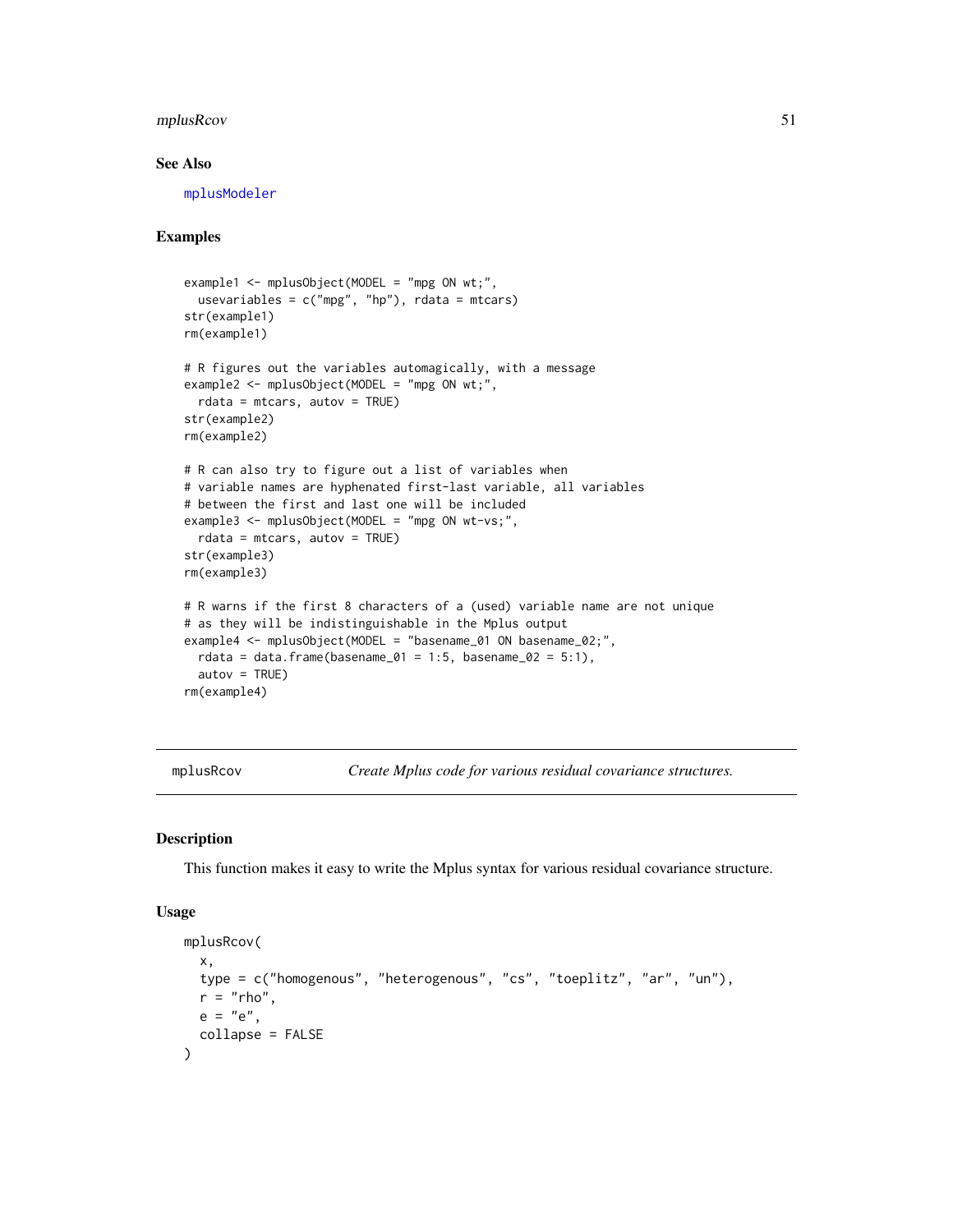### See Also

mplusModeler

### Examples

```
example1 <- mplusObject(MODEL = "mpg ON wt;",
  usevariables = c("mpg", "hp"), rdata = mtcars)
str(example1)
rm(example1)

# R figures out the variables automagically, with a message
example2 <- mplusObject(MODEL = "mpg ON wt;",
  rdata = mtcars, autov = TRUE)
str(example2)
rm(example2)

# R can also try to figure out a list of variables when
# variable names are hyphenated first-last variable, all variables
# between the first and last one will be included
example3 <- mplusObject(MODEL = "mpg ON wt-vs;",
  rdata = mtcars, autov = TRUE)
str(example3)
rm(example3)

# R warns if the first 8 characters of a (used) variable name are not unique
# as they will be indistinguishable in the Mplus output
example4 <- mplusObject(MODEL = "basename_01 ON basename_02;",
  rdata = data.frame(basename_01 = 1:5, basename_02 = 5:1),
  autov = TRUE)
rm(example4)
```

---

## mplusRcov — *Create Mplus code for various residual covariance structures.*

### Description

This function makes it easy to write the Mplus syntax for various residual covariance structure.

### Usage

```
mplusRcov(
  x,
  type = c("homogenous", "heterogenous", "cs", "toeplitz", "ar", "un"),
  r = "rho",
  e = "e",
  collapse = FALSE
)
```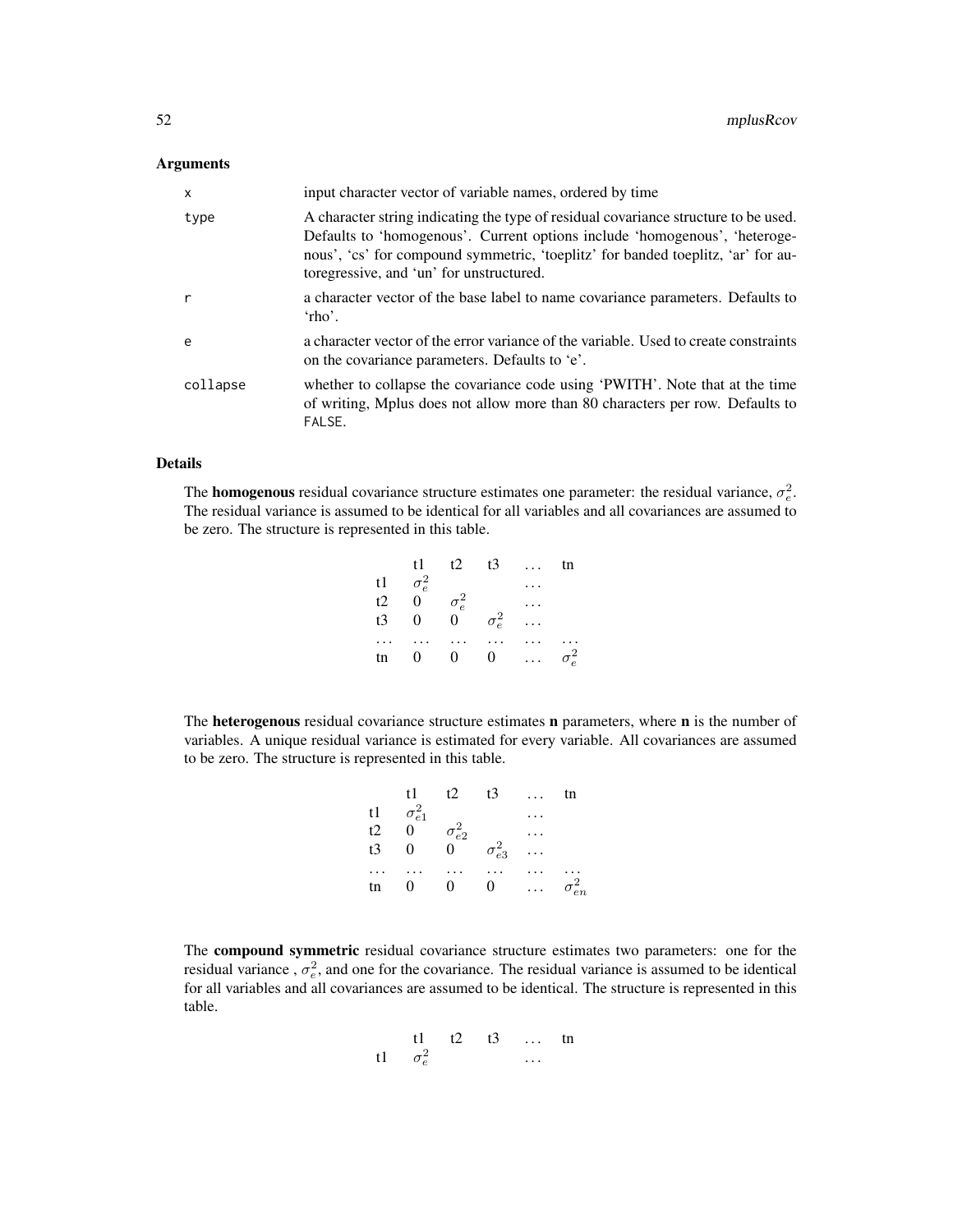### Arguments

| | |
|---|---|
| x | input character vector of variable names, ordered by time |
| type | A character string indicating the type of residual covariance structure to be used. Defaults to 'homogenous'. Current options include 'homogenous', 'heterogenous', 'cs' for compound symmetric, 'toeplitz' for banded toeplitz, 'ar' for autoregressive, and 'un' for unstructured. |
| r | a character vector of the base label to name covariance parameters. Defaults to 'rho'. |
| e | a character vector of the error variance of the variable. Used to create constraints on the covariance parameters. Defaults to 'e'. |
| collapse | whether to collapse the covariance code using 'PWITH'. Note that at the time of writing, Mplus does not allow more than 80 characters per row. Defaults to FALSE. |

### Details

The **homogenous** residual covariance structure estimates one parameter: the residual variance, $\sigma^2_e$. The residual variance is assumed to be identical for all variables and all covariances are assumed to be zero. The structure is represented in this table.

| | t1 | t2 | t3 | ... | tn |
|---|---|---|---|---|---|
| t1 | $\sigma^2_e$ | | | ... | |
| t2 | 0 | $\sigma^2_e$ | | ... | |
| t3 | 0 | 0 | $\sigma^2_e$ | ... | |
| ... | ... | ... | ... | ... | ... |
| tn | 0 | 0 | 0 | ... | $\sigma^2_e$ |

The **heterogenous** residual covariance structure estimates **n** parameters, where **n** is the number of variables. A unique residual variance is estimated for every variable. All covariances are assumed to be zero. The structure is represented in this table.

| | t1 | t2 | t3 | ... | tn |
|---|---|---|---|---|---|
| t1 | $\sigma^2_{e1}$ | | | ... | |
| t2 | 0 | $\sigma^2_{e2}$ | | ... | |
| t3 | 0 | 0 | $\sigma^2_{e3}$ | ... | |
| ... | ... | ... | ... | ... | ... |
| tn | 0 | 0 | 0 | ... | $\sigma^2_{en}$ |

The **compound symmetric** residual covariance structure estimates two parameters: one for the residual variance , $\sigma^2_e$, and one for the covariance. The residual variance is assumed to be identical for all variables and all covariances are assumed to be identical. The structure is represented in this table.

| | t1 | t2 | t3 | ... | tn |
|---|---|---|---|---|---|
| t1 | $\sigma^2_e$ | | | ... | |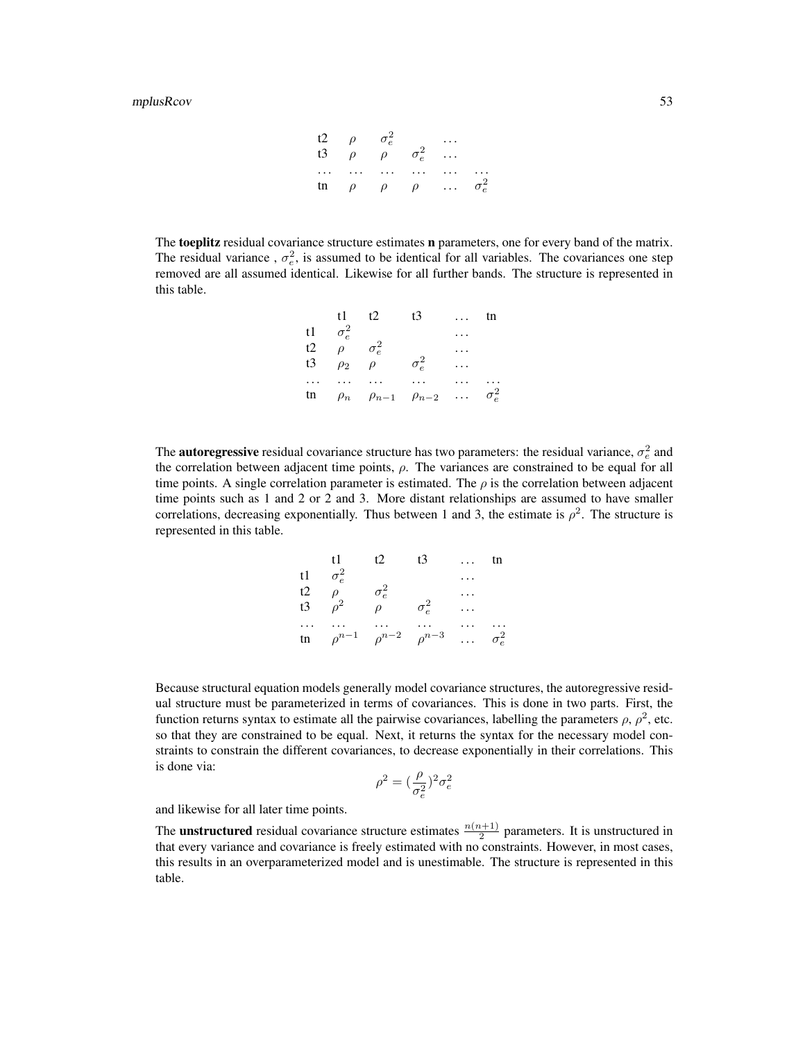| | | | | | |
|---|---|---|---|---|---|
| t2 | $\rho$ | $\sigma_e^2$ | | $\dots$ | |
| t3 | $\rho$ | $\rho$ | $\sigma_e^2$ | $\dots$ | |
| $\dots$ | $\dots$ | $\dots$ | $\dots$ | $\dots$ | $\dots$ |
| tn | $\rho$ | $\rho$ | $\rho$ | $\dots$ | $\sigma_e^2$ |

The **toeplitz** residual covariance structure estimates **n** parameters, one for every band of the matrix. The residual variance , $\sigma_e^2$, is assumed to be identical for all variables. The covariances one step removed are all assumed identical. Likewise for all further bands. The structure is represented in this table.

| | t1 | t2 | t3 | $\dots$ | tn |
|---|---|---|---|---|---|
| t1 | $\sigma_e^2$ | | | $\dots$ | |
| t2 | $\rho$ | $\sigma_e^2$ | | $\dots$ | |
| t3 | $\rho_2$ | $\rho$ | $\sigma_e^2$ | $\dots$ | |
| $\dots$ | $\dots$ | $\dots$ | $\dots$ | $\dots$ | $\dots$ |
| tn | $\rho_n$ | $\rho_{n-1}$ | $\rho_{n-2}$ | $\dots$ | $\sigma_e^2$ |

The **autoregressive** residual covariance structure has two parameters: the residual variance, $\sigma_e^2$ and the correlation between adjacent time points, $\rho$. The variances are constrained to be equal for all time points. A single correlation parameter is estimated. The $\rho$ is the correlation between adjacent time points such as 1 and 2 or 2 and 3. More distant relationships are assumed to have smaller correlations, decreasing exponentially. Thus between 1 and 3, the estimate is $\rho^2$. The structure is represented in this table.

| | t1 | t2 | t3 | $\dots$ | tn |
|---|---|---|---|---|---|
| t1 | $\sigma_e^2$ | | | $\dots$ | |
| t2 | $\rho$ | $\sigma_e^2$ | | $\dots$ | |
| t3 | $\rho^2$ | $\rho$ | $\sigma_e^2$ | $\dots$ | |
| $\dots$ | $\dots$ | $\dots$ | $\dots$ | $\dots$ | $\dots$ |
| tn | $\rho^{n-1}$ | $\rho^{n-2}$ | $\rho^{n-3}$ | $\dots$ | $\sigma_e^2$ |

Because structural equation models generally model covariance structures, the autoregressive residual structure must be parameterized in terms of covariances. This is done in two parts. First, the function returns syntax to estimate all the pairwise covariances, labelling the parameters $\rho$, $\rho^2$, etc. so that they are constrained to be equal. Next, it returns the syntax for the necessary model constraints to constrain the different covariances, to decrease exponentially in their correlations. This is done via:

$$\rho^2 = (\frac{\rho}{\sigma_e^2})^2 \sigma_e^2$$

and likewise for all later time points.

The **unstructured** residual covariance structure estimates $\frac{n(n+1)}{2}$ parameters. It is unstructured in that every variance and covariance is freely estimated with no constraints. However, in most cases, this results in an overparameterized model and is unestimable. The structure is represented in this table.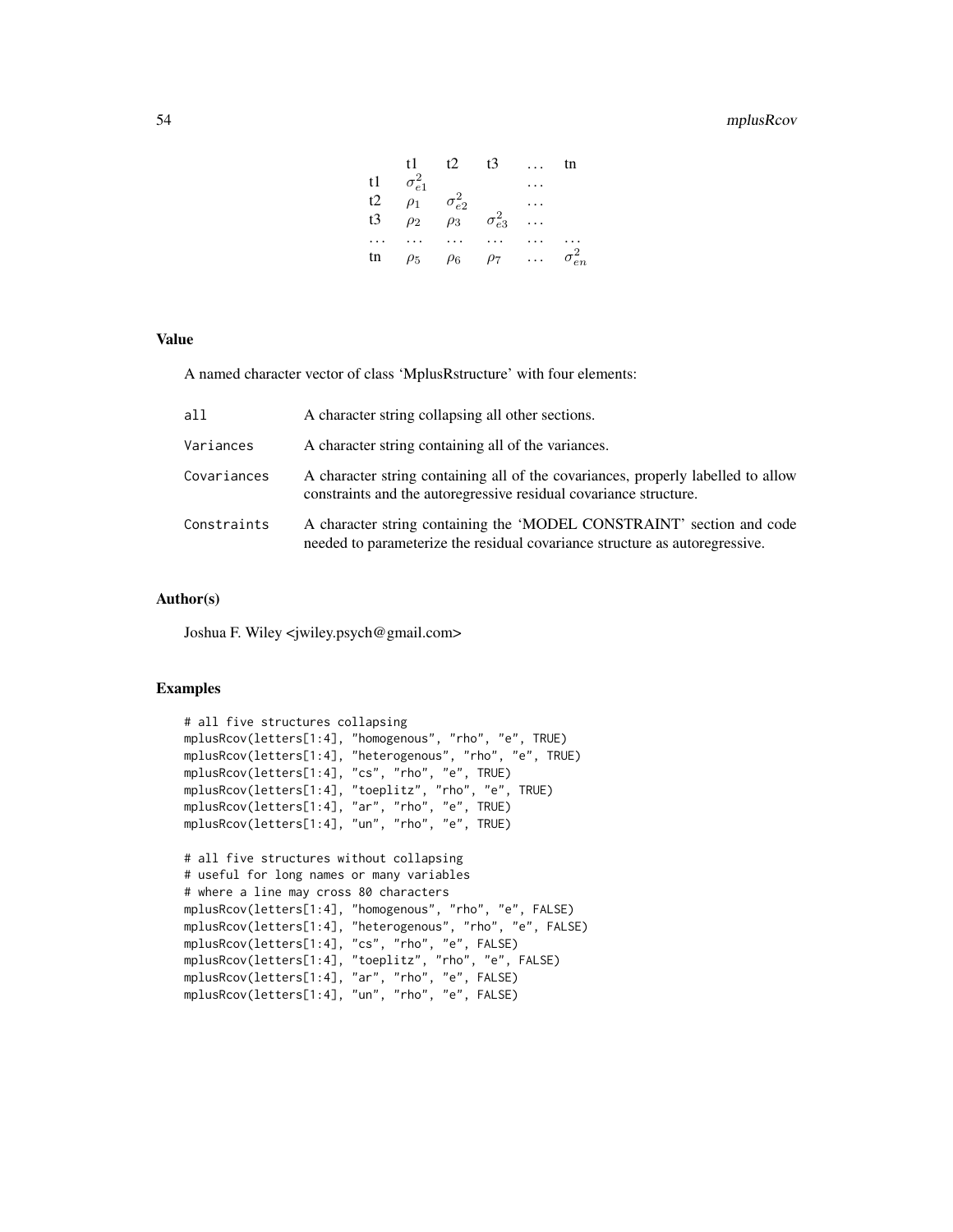|  | t1 | t2 | t3 | ... | tn |
|---|---|---|---|---|---|
| t1 | $\sigma^2_{e1}$ |  |  | ... |  |
| t2 | $\rho_1$ | $\sigma^2_{e2}$ |  | ... |  |
| t3 | $\rho_2$ | $\rho_3$ | $\sigma^2_{e3}$ | ... |  |
| ... | ... | ... | ... | ... | ... |
| tn | $\rho_5$ | $\rho_6$ | $\rho_7$ | ... | $\sigma^2_{en}$ |

## Value

A named character vector of class 'MplusRstructure' with four elements:

| | |
|---|---|
| `all` | A character string collapsing all other sections. |
| `Variances` | A character string containing all of the variances. |
| `Covariances` | A character string containing all of the covariances, properly labelled to allow constraints and the autoregressive residual covariance structure. |
| `Constraints` | A character string containing the 'MODEL CONSTRAINT' section and code needed to parameterize the residual covariance structure as autoregressive. |

## Author(s)

Joshua F. Wiley <jwiley.psych@gmail.com>

## Examples

```
# all five structures collapsing
mplusRcov(letters[1:4], "homogenous", "rho", "e", TRUE)
mplusRcov(letters[1:4], "heterogenous", "rho", "e", TRUE)
mplusRcov(letters[1:4], "cs", "rho", "e", TRUE)
mplusRcov(letters[1:4], "toeplitz", "rho", "e", TRUE)
mplusRcov(letters[1:4], "ar", "rho", "e", TRUE)
mplusRcov(letters[1:4], "un", "rho", "e", TRUE)

# all five structures without collapsing
# useful for long names or many variables
# where a line may cross 80 characters
mplusRcov(letters[1:4], "homogenous", "rho", "e", FALSE)
mplusRcov(letters[1:4], "heterogenous", "rho", "e", FALSE)
mplusRcov(letters[1:4], "cs", "rho", "e", FALSE)
mplusRcov(letters[1:4], "toeplitz", "rho", "e", FALSE)
mplusRcov(letters[1:4], "ar", "rho", "e", FALSE)
mplusRcov(letters[1:4], "un", "rho", "e", FALSE)
```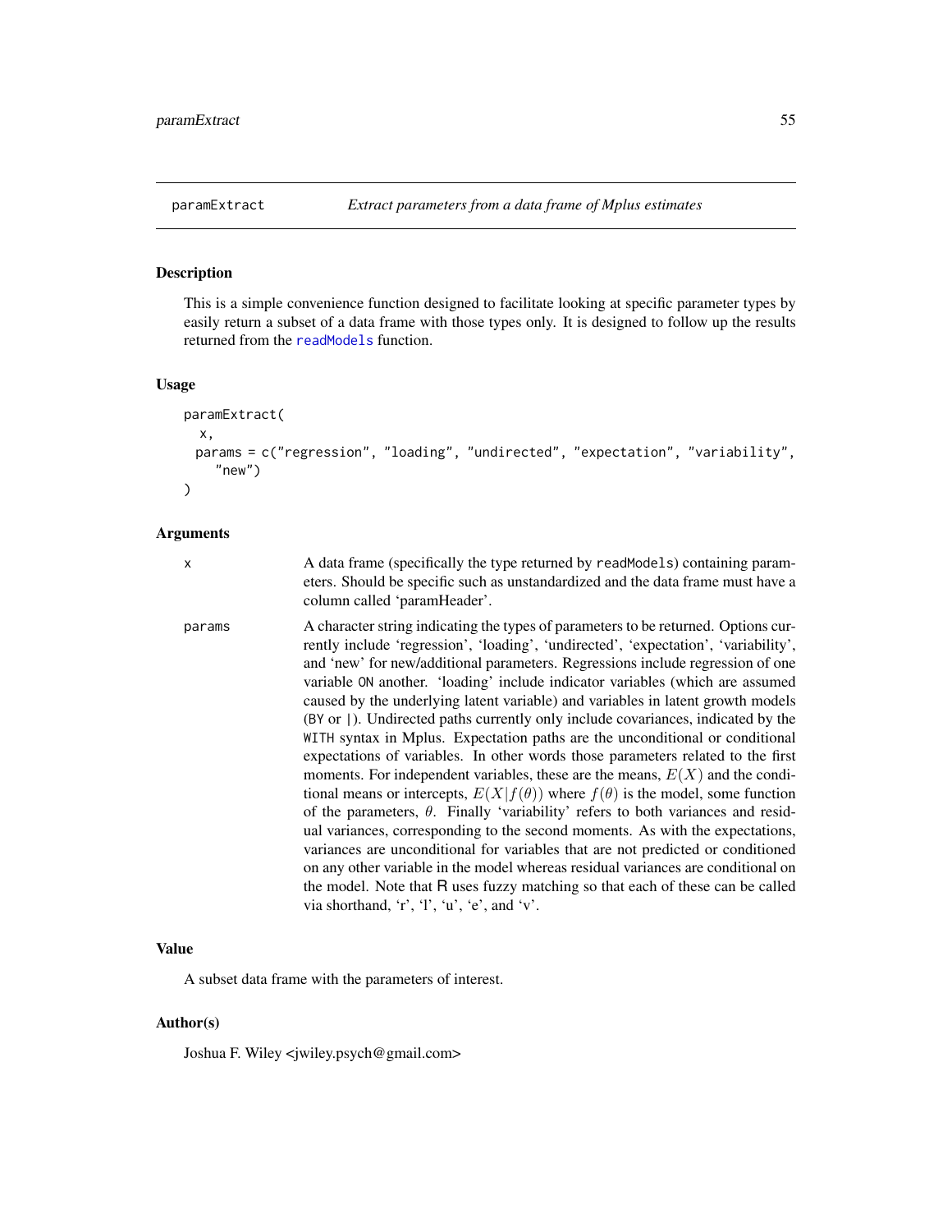## paramExtract — *Extract parameters from a data frame of Mplus estimates*

### Description

This is a simple convenience function designed to facilitate looking at specific parameter types by easily return a subset of a data frame with those types only. It is designed to follow up the results returned from the readModels function.

### Usage

```
paramExtract(
  x,
  params = c("regression", "loading", "undirected", "expectation", "variability",
    "new")
)
```

### Arguments

| | |
|---|---|
| x | A data frame (specifically the type returned by readModels) containing parameters. Should be specific such as unstandardized and the data frame must have a column called 'paramHeader'. |
| params | A character string indicating the types of parameters to be returned. Options currently include 'regression', 'loading', 'undirected', 'expectation', 'variability', and 'new' for new/additional parameters. Regressions include regression of one variable ON another. 'loading' include indicator variables (which are assumed caused by the underlying latent variable) and variables in latent growth models (BY or \|). Undirected paths currently only include covariances, indicated by the WITH syntax in Mplus. Expectation paths are the unconditional or conditional expectations of variables. In other words those parameters related to the first moments. For independent variables, these are the means, $E(X)$ and the conditional means or intercepts, $E(X\|f(\theta))$ where $f(\theta)$ is the model, some function of the parameters, $\theta$. Finally 'variability' refers to both variances and residual variances, corresponding to the second moments. As with the expectations, variances are unconditional for variables that are not predicted or conditioned on any other variable in the model whereas residual variances are conditional on the model. Note that R uses fuzzy matching so that each of these can be called via shorthand, 'r', 'l', 'u', 'e', and 'v'. |

### Value

A subset data frame with the parameters of interest.

### Author(s)

Joshua F. Wiley <jwiley.psych@gmail.com>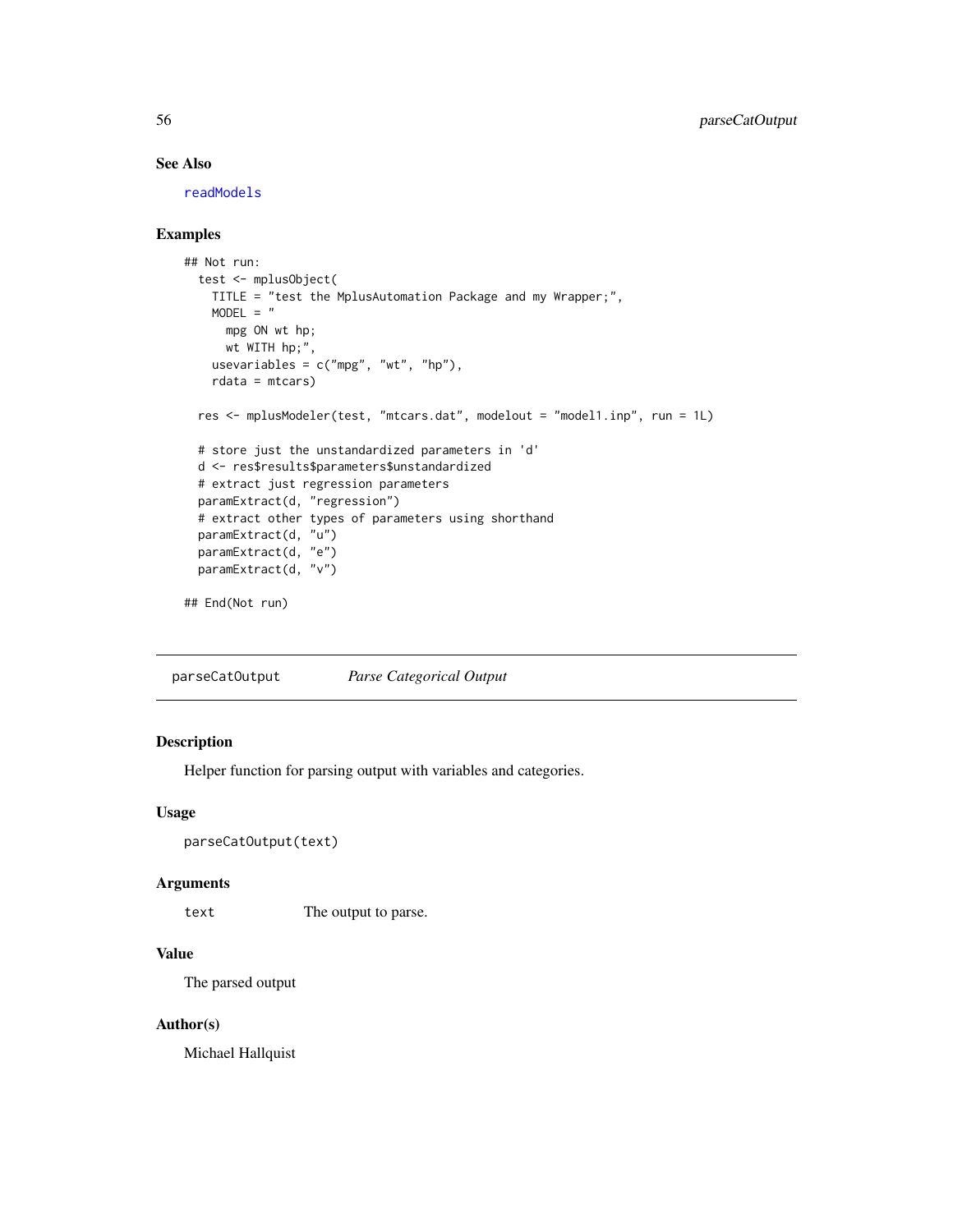### See Also

readModels

### Examples

```
## Not run:
  test <- mplusObject(
    TITLE = "test the MplusAutomation Package and my Wrapper;",
    MODEL = "
      mpg ON wt hp;
      wt WITH hp;",
    usevariables = c("mpg", "wt", "hp"),
    rdata = mtcars)

  res <- mplusModeler(test, "mtcars.dat", modelout = "model1.inp", run = 1L)

  # store just the unstandardized parameters in 'd'
  d <- res$results$parameters$unstandardized
  # extract just regression parameters
  paramExtract(d, "regression")
  # extract other types of parameters using shorthand
  paramExtract(d, "u")
  paramExtract(d, "e")
  paramExtract(d, "v")

## End(Not run)
```

---

## parseCatOutput *Parse Categorical Output*

### Description

Helper function for parsing output with variables and categories.

### Usage

```
parseCatOutput(text)
```

### Arguments

| | |
|---|---|
| text | The output to parse. |

### Value

The parsed output

### Author(s)

Michael Hallquist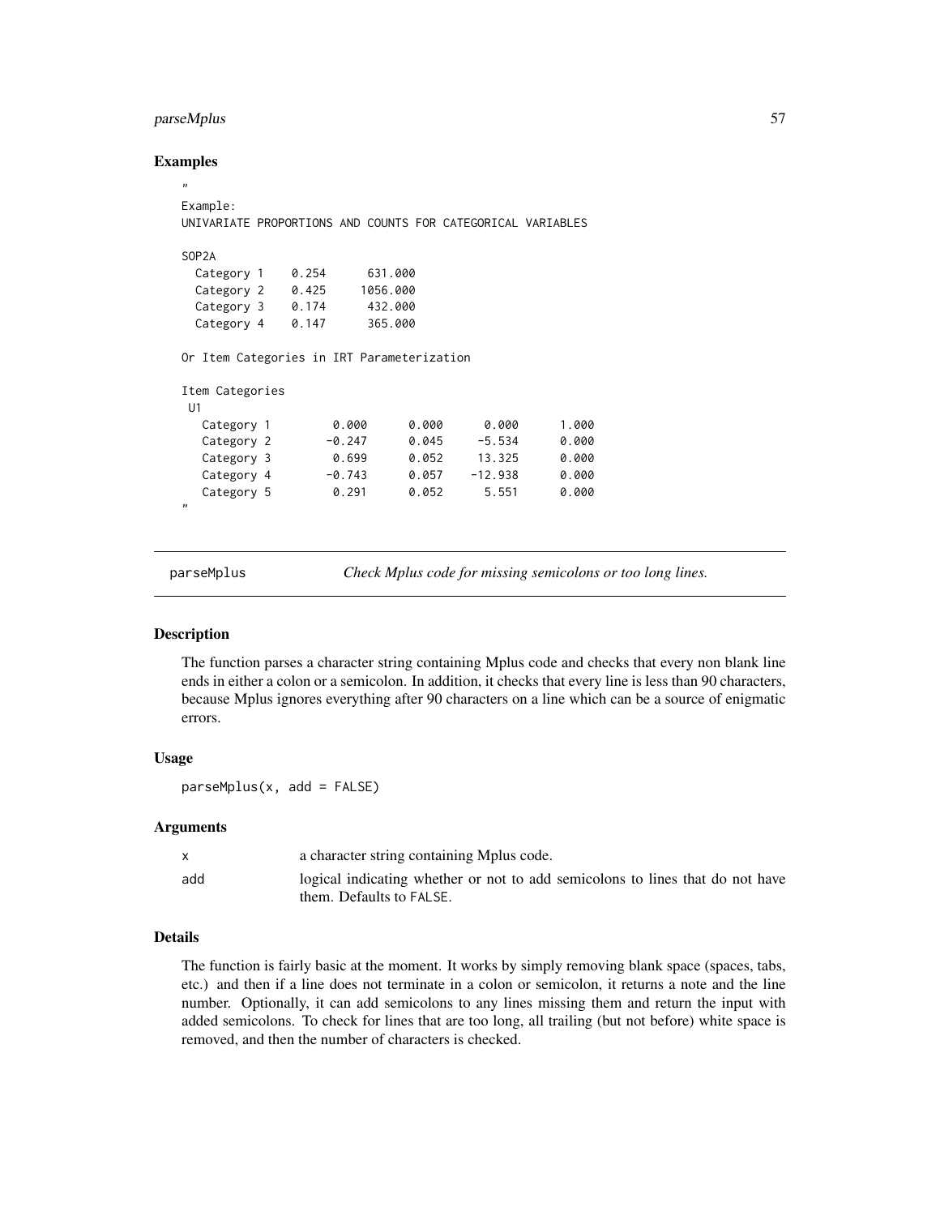## Examples

```
"
Example:
UNIVARIATE PROPORTIONS AND COUNTS FOR CATEGORICAL VARIABLES

SOP2A
  Category 1    0.254      631.000
  Category 2    0.425     1056.000
  Category 3    0.174      432.000
  Category 4    0.147      365.000

Or Item Categories in IRT Parameterization

Item Categories
 U1
   Category 1         0.000      0.000      0.000      1.000
   Category 2        -0.247      0.045     -5.534      0.000
   Category 3         0.699      0.052     13.325      0.000
   Category 4        -0.743      0.057    -12.938      0.000
   Category 5         0.291      0.052      5.551      0.000
"
```

---

# parseMplus — *Check Mplus code for missing semicolons or too long lines.*

---

## Description

The function parses a character string containing Mplus code and checks that every non blank line ends in either a colon or a semicolon. In addition, it checks that every line is less than 90 characters, because Mplus ignores everything after 90 characters on a line which can be a source of enigmatic errors.

## Usage

```
parseMplus(x, add = FALSE)
```

## Arguments

| | |
|---|---|
| x | a character string containing Mplus code. |
| add | logical indicating whether or not to add semicolons to lines that do not have them. Defaults to FALSE. |

## Details

The function is fairly basic at the moment. It works by simply removing blank space (spaces, tabs, etc.) and then if a line does not terminate in a colon or semicolon, it returns a note and the line number. Optionally, it can add semicolons to any lines missing them and return the input with added semicolons. To check for lines that are too long, all trailing (but not before) white space is removed, and then the number of characters is checked.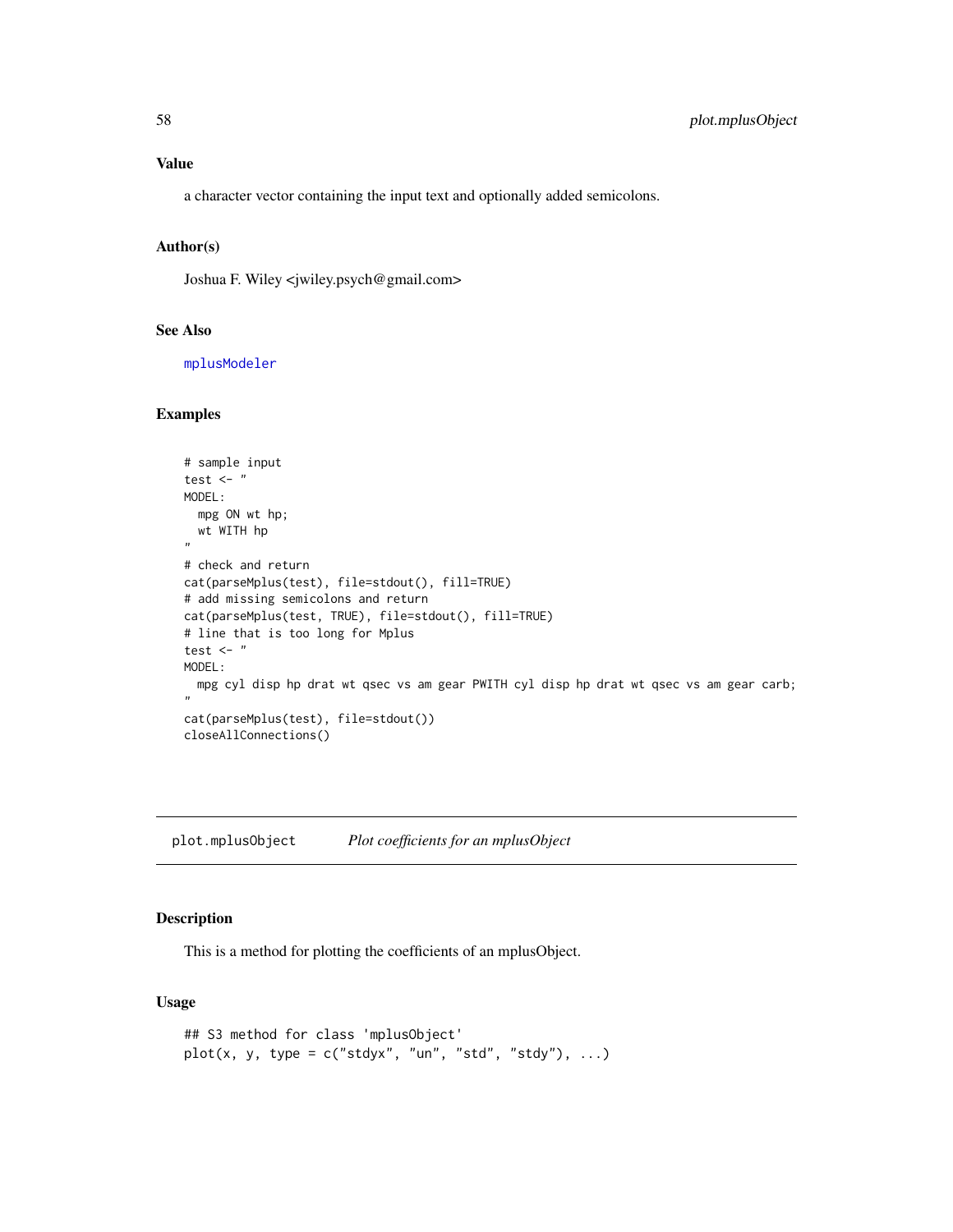### Value

a character vector containing the input text and optionally added semicolons.

### Author(s)

Joshua F. Wiley <jwiley.psych@gmail.com>

### See Also

mplusModeler

### Examples

```
# sample input
test <- "
MODEL:
  mpg ON wt hp;
  wt WITH hp
"
# check and return
cat(parseMplus(test), file=stdout(), fill=TRUE)
# add missing semicolons and return
cat(parseMplus(test, TRUE), file=stdout(), fill=TRUE)
# line that is too long for Mplus
test <- "
MODEL:
  mpg cyl disp hp drat wt qsec vs am gear PWITH cyl disp hp drat wt qsec vs am gear carb;
"
cat(parseMplus(test), file=stdout())
closeAllConnections()
```

---

## plot.mplusObject *Plot coefficients for an mplusObject*

### Description

This is a method for plotting the coefficients of an mplusObject.

### Usage

```
## S3 method for class 'mplusObject'
plot(x, y, type = c("stdyx", "un", "std", "stdy"), ...)
```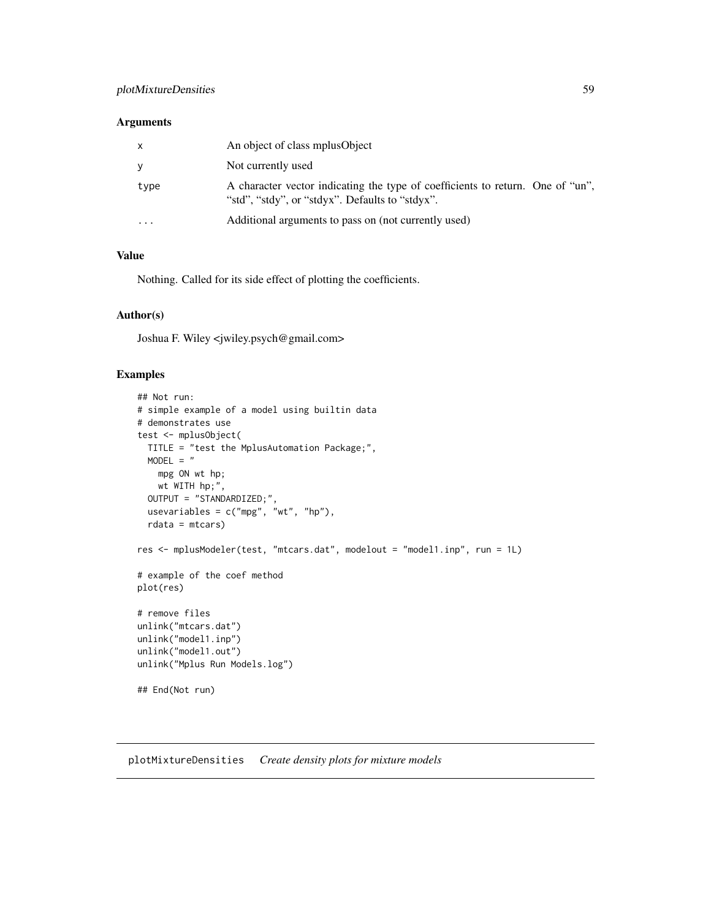### Arguments

| | |
|---|---|
| x | An object of class mplusObject |
| y | Not currently used |
| type | A character vector indicating the type of coefficients to return. One of "un", "std", "stdy", or "stdyx". Defaults to "stdyx". |
| ... | Additional arguments to pass on (not currently used) |

### Value

Nothing. Called for its side effect of plotting the coefficients.

### Author(s)

Joshua F. Wiley <jwiley.psych@gmail.com>

### Examples

```
## Not run:
# simple example of a model using builtin data
# demonstrates use
test <- mplusObject(
  TITLE = "test the MplusAutomation Package;",
  MODEL = "
    mpg ON wt hp;
    wt WITH hp;",
  OUTPUT = "STANDARDIZED;",
  usevariables = c("mpg", "wt", "hp"),
  rdata = mtcars)

res <- mplusModeler(test, "mtcars.dat", modelout = "model1.inp", run = 1L)

# example of the coef method
plot(res)

# remove files
unlink("mtcars.dat")
unlink("model1.inp")
unlink("model1.out")
unlink("Mplus Run Models.log")

## End(Not run)
```

---

## plotMixtureDensities *Create density plots for mixture models*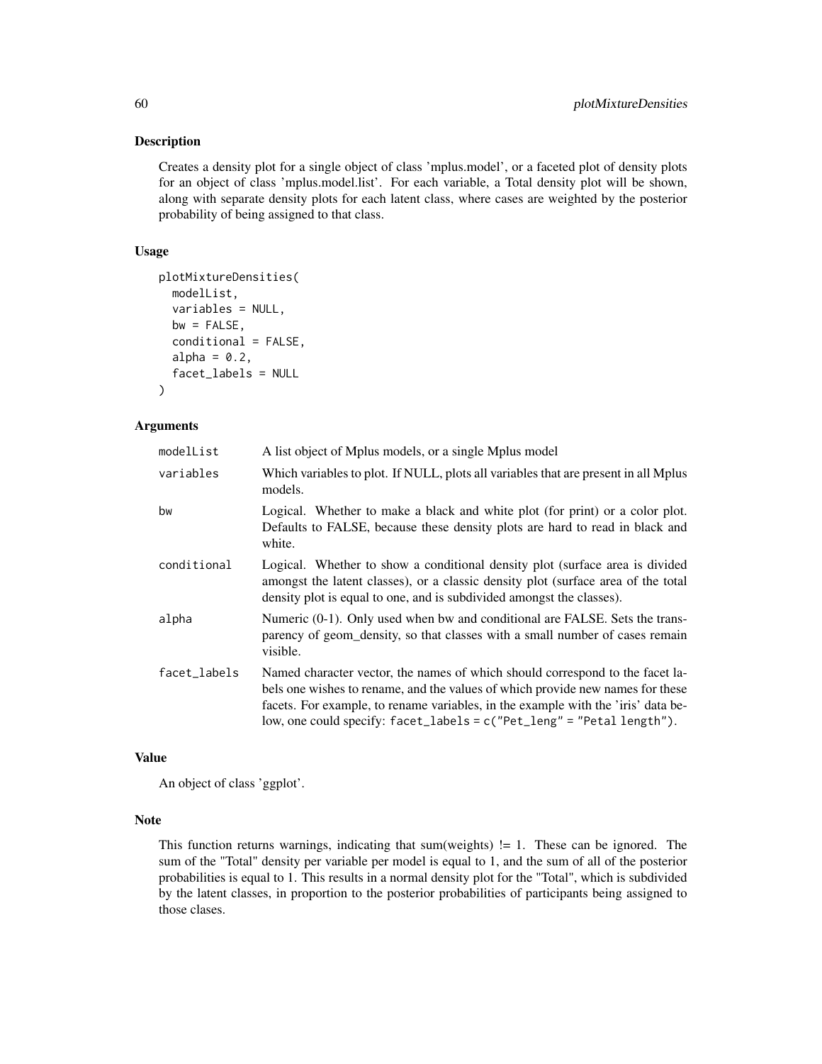## Description

Creates a density plot for a single object of class 'mplus.model', or a faceted plot of density plots for an object of class 'mplus.model.list'. For each variable, a Total density plot will be shown, along with separate density plots for each latent class, where cases are weighted by the posterior probability of being assigned to that class.

## Usage

```
plotMixtureDensities(
  modelList,
  variables = NULL,
  bw = FALSE,
  conditional = FALSE,
  alpha = 0.2,
  facet_labels = NULL
)
```

## Arguments

| | |
|---|---|
| modelList | A list object of Mplus models, or a single Mplus model |
| variables | Which variables to plot. If NULL, plots all variables that are present in all Mplus models. |
| bw | Logical. Whether to make a black and white plot (for print) or a color plot. Defaults to FALSE, because these density plots are hard to read in black and white. |
| conditional | Logical. Whether to show a conditional density plot (surface area is divided amongst the latent classes), or a classic density plot (surface area of the total density plot is equal to one, and is subdivided amongst the classes). |
| alpha | Numeric (0-1). Only used when bw and conditional are FALSE. Sets the transparency of geom_density, so that classes with a small number of cases remain visible. |
| facet_labels | Named character vector, the names of which should correspond to the facet labels one wishes to rename, and the values of which provide new names for these facets. For example, to rename variables, in the example with the 'iris' data below, one could specify: `facet_labels = c("Pet_leng" = "Petal length")`. |

## Value

An object of class 'ggplot'.

## Note

This function returns warnings, indicating that sum(weights) != 1. These can be ignored. The sum of the "Total" density per variable per model is equal to 1, and the sum of all of the posterior probabilities is equal to 1. This results in a normal density plot for the "Total", which is subdivided by the latent classes, in proportion to the posterior probabilities of participants being assigned to those clases.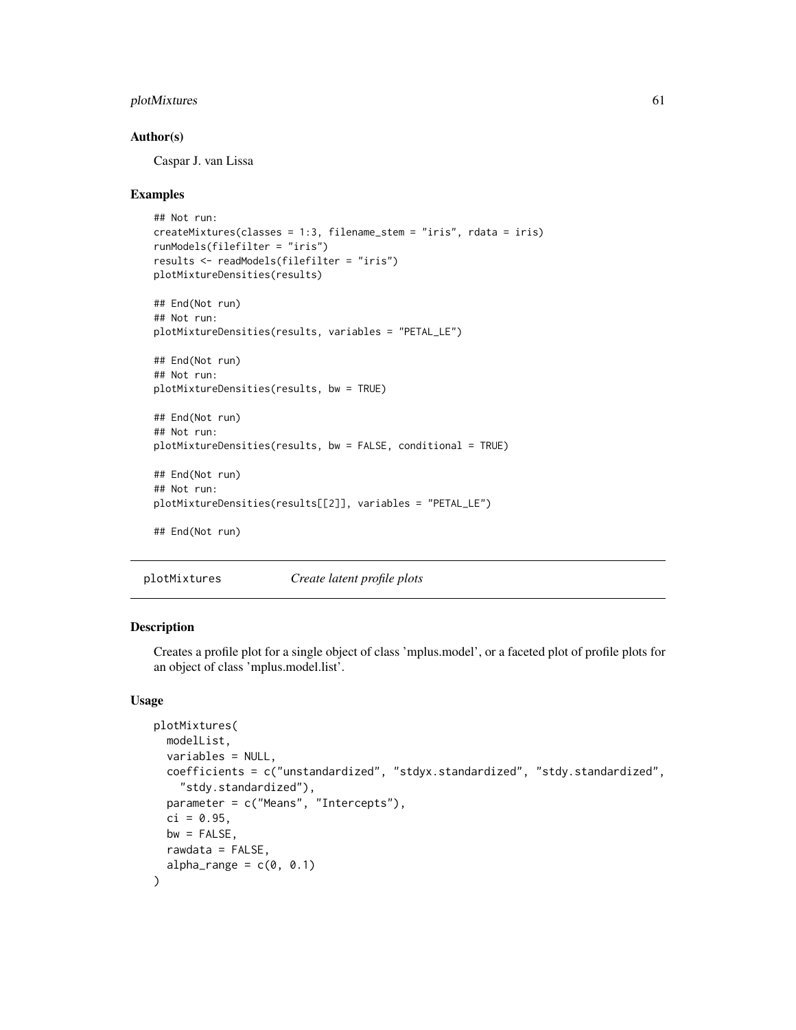## Author(s)

Caspar J. van Lissa

## Examples

```
## Not run:
createMixtures(classes = 1:3, filename_stem = "iris", rdata = iris)
runModels(filefilter = "iris")
results <- readModels(filefilter = "iris")
plotMixtureDensities(results)

## End(Not run)
## Not run:
plotMixtureDensities(results, variables = "PETAL_LE")

## End(Not run)
## Not run:
plotMixtureDensities(results, bw = TRUE)

## End(Not run)
## Not run:
plotMixtureDensities(results, bw = FALSE, conditional = TRUE)

## End(Not run)
## Not run:
plotMixtureDensities(results[[2]], variables = "PETAL_LE")

## End(Not run)
```

---

# plotMixtures *Create latent profile plots*

---

## Description

Creates a profile plot for a single object of class 'mplus.model', or a faceted plot of profile plots for an object of class 'mplus.model.list'.

## Usage

```
plotMixtures(
  modelList,
  variables = NULL,
  coefficients = c("unstandardized", "stdyx.standardized", "stdy.standardized",
    "stdy.standardized"),
  parameter = c("Means", "Intercepts"),
  ci = 0.95,
  bw = FALSE,
  rawdata = FALSE,
  alpha_range = c(0, 0.1)
)
```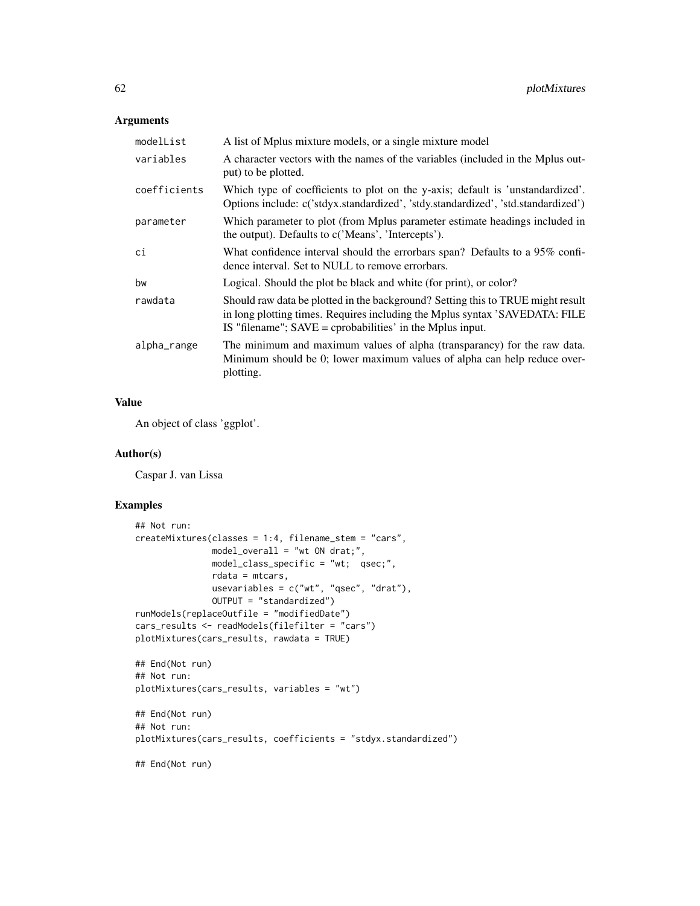### Arguments

| | |
|---|---|
| modelList | A list of Mplus mixture models, or a single mixture model |
| variables | A character vectors with the names of the variables (included in the Mplus output) to be plotted. |
| coefficients | Which type of coefficients to plot on the y-axis; default is 'unstandardized'. Options include: c('stdyx.standardized', 'stdy.standardized', 'std.standardized') |
| parameter | Which parameter to plot (from Mplus parameter estimate headings included in the output). Defaults to c('Means', 'Intercepts'). |
| ci | What confidence interval should the errorbars span? Defaults to a 95% confidence interval. Set to NULL to remove errorbars. |
| bw | Logical. Should the plot be black and white (for print), or color? |
| rawdata | Should raw data be plotted in the background? Setting this to TRUE might result in long plotting times. Requires including the Mplus syntax 'SAVEDATA: FILE IS "filename"; SAVE = cprobabilities' in the Mplus input. |
| alpha_range | The minimum and maximum values of alpha (transparancy) for the raw data. Minimum should be 0; lower maximum values of alpha can help reduce overplotting. |

### Value

An object of class 'ggplot'.

### Author(s)

Caspar J. van Lissa

### Examples

```
## Not run:
createMixtures(classes = 1:4, filename_stem = "cars",
               model_overall = "wt ON drat;",
               model_class_specific = "wt;  qsec;",
               rdata = mtcars,
               usevariables = c("wt", "qsec", "drat"),
               OUTPUT = "standardized")
runModels(replaceOutfile = "modifiedDate")
cars_results <- readModels(filefilter = "cars")
plotMixtures(cars_results, rawdata = TRUE)

## End(Not run)
## Not run:
plotMixtures(cars_results, variables = "wt")

## End(Not run)
## Not run:
plotMixtures(cars_results, coefficients = "stdyx.standardized")

## End(Not run)
```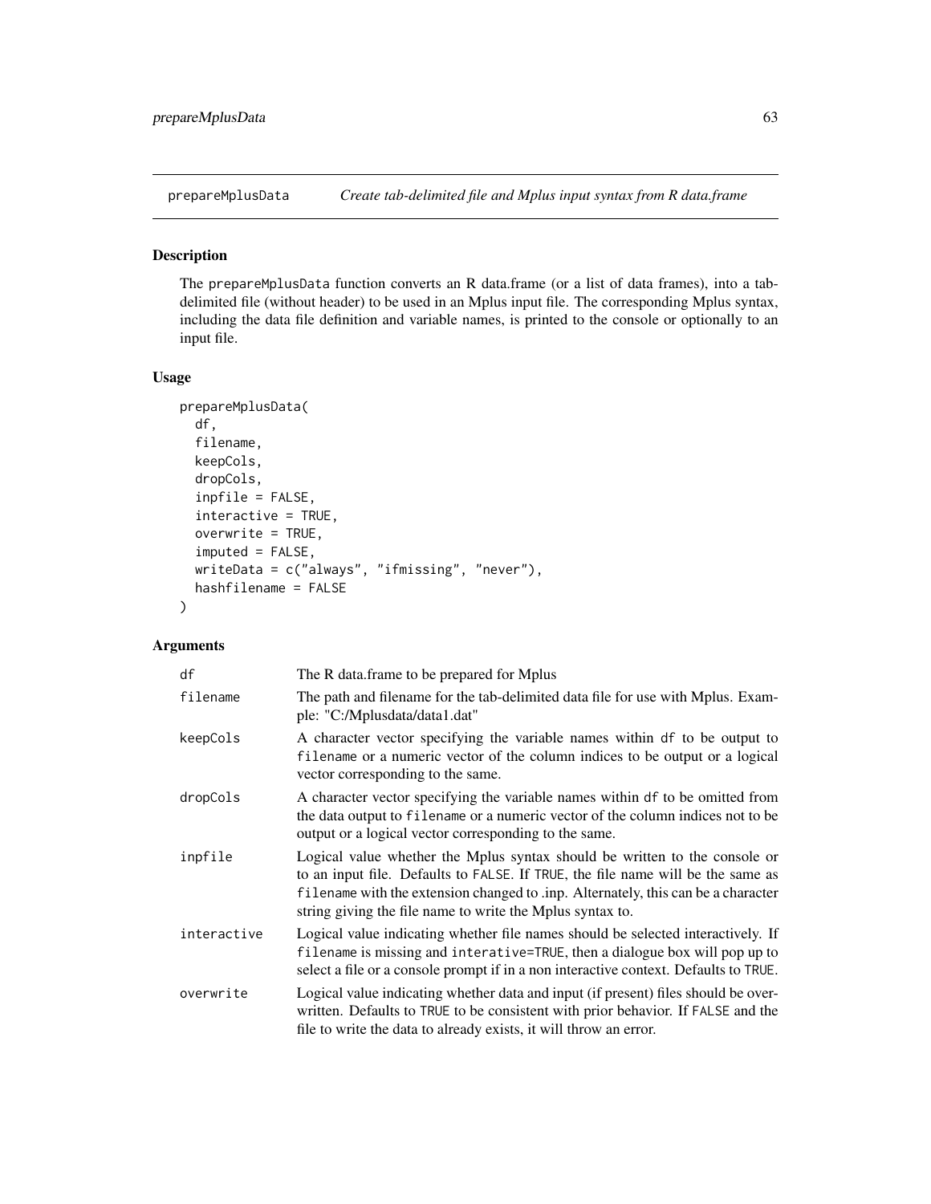## prepareMplusData *Create tab-delimited file and Mplus input syntax from R data.frame*

### Description

The prepareMplusData function converts an R data.frame (or a list of data frames), into a tab-delimited file (without header) to be used in an Mplus input file. The corresponding Mplus syntax, including the data file definition and variable names, is printed to the console or optionally to an input file.

### Usage

```
prepareMplusData(
  df,
  filename,
  keepCols,
  dropCols,
  inpfile = FALSE,
  interactive = TRUE,
  overwrite = TRUE,
  imputed = FALSE,
  writeData = c("always", "ifmissing", "never"),
  hashfilename = FALSE
)
```

### Arguments

| | |
|---|---|
| df | The R data.frame to be prepared for Mplus |
| filename | The path and filename for the tab-delimited data file for use with Mplus. Example: "C:/Mplusdata/data1.dat" |
| keepCols | A character vector specifying the variable names within df to be output to filename or a numeric vector of the column indices to be output or a logical vector corresponding to the same. |
| dropCols | A character vector specifying the variable names within df to be omitted from the data output to filename or a numeric vector of the column indices not to be output or a logical vector corresponding to the same. |
| inpfile | Logical value whether the Mplus syntax should be written to the console or to an input file. Defaults to FALSE. If TRUE, the file name will be the same as filename with the extension changed to .inp. Alternately, this can be a character string giving the file name to write the Mplus syntax to. |
| interactive | Logical value indicating whether file names should be selected interactively. If filename is missing and interative=TRUE, then a dialogue box will pop up to select a file or a console prompt if in a non interactive context. Defaults to TRUE. |
| overwrite | Logical value indicating whether data and input (if present) files should be overwritten. Defaults to TRUE to be consistent with prior behavior. If FALSE and the file to write the data to already exists, it will throw an error. |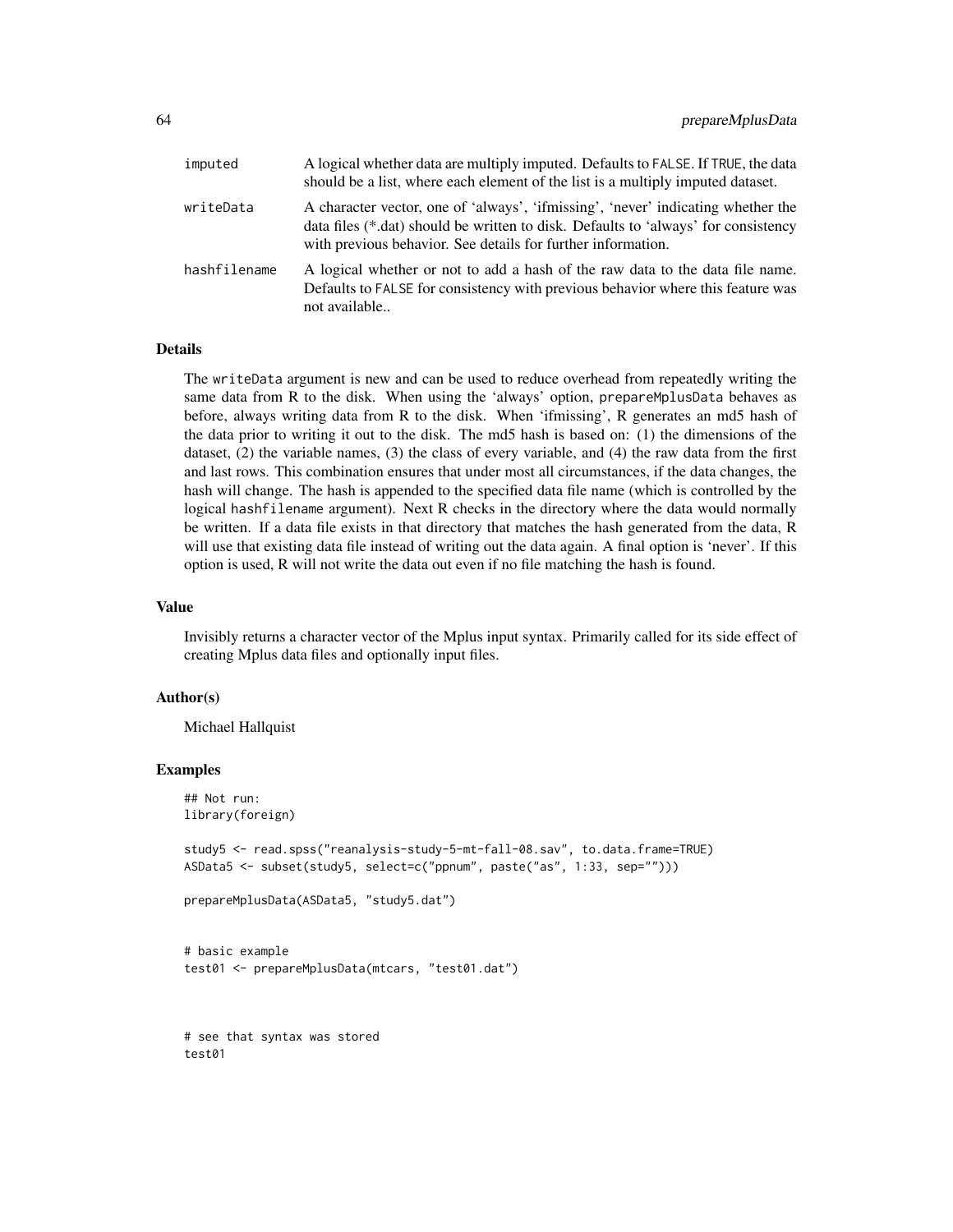| | |
|---|---|
| imputed | A logical whether data are multiply imputed. Defaults to FALSE. If TRUE, the data should be a list, where each element of the list is a multiply imputed dataset. |
| writeData | A character vector, one of 'always', 'ifmissing', 'never' indicating whether the data files (*.dat) should be written to disk. Defaults to 'always' for consistency with previous behavior. See details for further information. |
| hashfilename | A logical whether or not to add a hash of the raw data to the data file name. Defaults to FALSE for consistency with previous behavior where this feature was not available.. |

### Details

The writeData argument is new and can be used to reduce overhead from repeatedly writing the same data from R to the disk. When using the 'always' option, prepareMplusData behaves as before, always writing data from R to the disk. When 'ifmissing', R generates an md5 hash of the data prior to writing it out to the disk. The md5 hash is based on: (1) the dimensions of the dataset, (2) the variable names, (3) the class of every variable, and (4) the raw data from the first and last rows. This combination ensures that under most all circumstances, if the data changes, the hash will change. The hash is appended to the specified data file name (which is controlled by the logical hashfilename argument). Next R checks in the directory where the data would normally be written. If a data file exists in that directory that matches the hash generated from the data, R will use that existing data file instead of writing out the data again. A final option is 'never'. If this option is used, R will not write the data out even if no file matching the hash is found.

### Value

Invisibly returns a character vector of the Mplus input syntax. Primarily called for its side effect of creating Mplus data files and optionally input files.

### Author(s)

Michael Hallquist

### Examples

```
## Not run:
library(foreign)

study5 <- read.spss("reanalysis-study-5-mt-fall-08.sav", to.data.frame=TRUE)
ASData5 <- subset(study5, select=c("ppnum", paste("as", 1:33, sep="")))

prepareMplusData(ASData5, "study5.dat")


# basic example
test01 <- prepareMplusData(mtcars, "test01.dat")



# see that syntax was stored
test01
```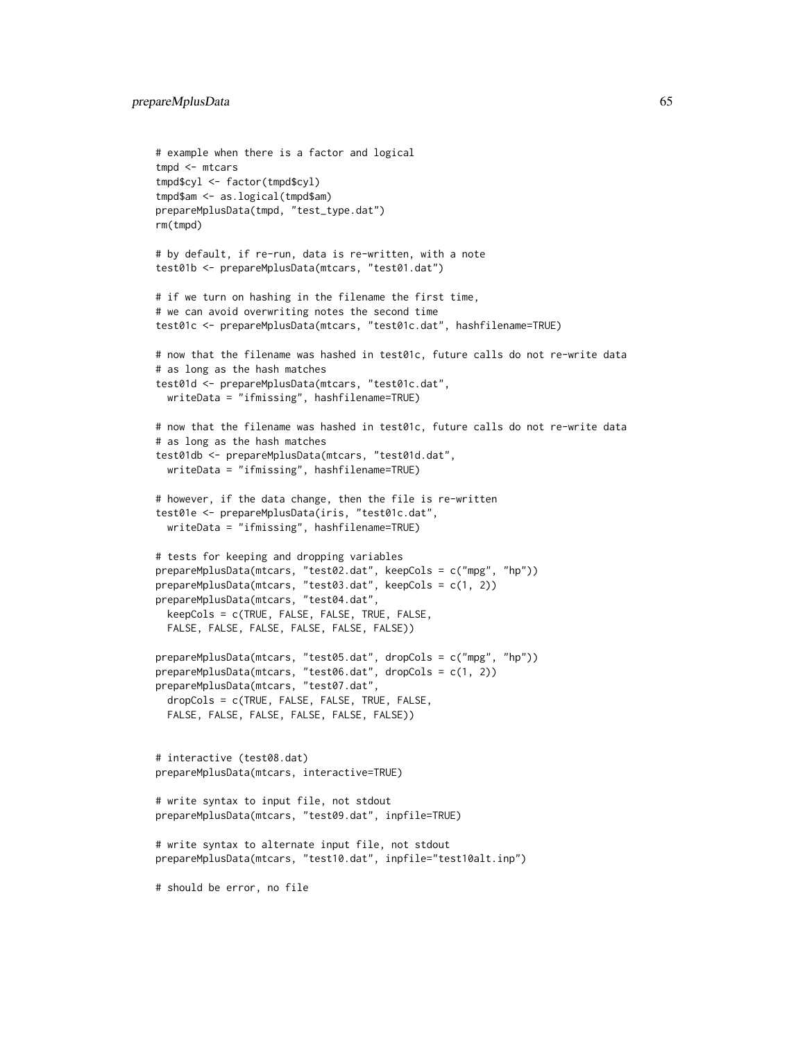```
# example when there is a factor and logical
tmpd <- mtcars
tmpd$cyl <- factor(tmpd$cyl)
tmpd$am <- as.logical(tmpd$am)
prepareMplusData(tmpd, "test_type.dat")
rm(tmpd)

# by default, if re-run, data is re-written, with a note
test01b <- prepareMplusData(mtcars, "test01.dat")

# if we turn on hashing in the filename the first time,
# we can avoid overwriting notes the second time
test01c <- prepareMplusData(mtcars, "test01c.dat", hashfilename=TRUE)

# now that the filename was hashed in test01c, future calls do not re-write data
# as long as the hash matches
test01d <- prepareMplusData(mtcars, "test01c.dat",
  writeData = "ifmissing", hashfilename=TRUE)

# now that the filename was hashed in test01c, future calls do not re-write data
# as long as the hash matches
test01db <- prepareMplusData(mtcars, "test01d.dat",
  writeData = "ifmissing", hashfilename=TRUE)

# however, if the data change, then the file is re-written
test01e <- prepareMplusData(iris, "test01c.dat",
  writeData = "ifmissing", hashfilename=TRUE)

# tests for keeping and dropping variables
prepareMplusData(mtcars, "test02.dat", keepCols = c("mpg", "hp"))
prepareMplusData(mtcars, "test03.dat", keepCols = c(1, 2))
prepareMplusData(mtcars, "test04.dat",
  keepCols = c(TRUE, FALSE, FALSE, TRUE, FALSE,
  FALSE, FALSE, FALSE, FALSE, FALSE, FALSE))

prepareMplusData(mtcars, "test05.dat", dropCols = c("mpg", "hp"))
prepareMplusData(mtcars, "test06.dat", dropCols = c(1, 2))
prepareMplusData(mtcars, "test07.dat",
  dropCols = c(TRUE, FALSE, FALSE, TRUE, FALSE,
  FALSE, FALSE, FALSE, FALSE, FALSE, FALSE))


# interactive (test08.dat)
prepareMplusData(mtcars, interactive=TRUE)

# write syntax to input file, not stdout
prepareMplusData(mtcars, "test09.dat", inpfile=TRUE)

# write syntax to alternate input file, not stdout
prepareMplusData(mtcars, "test10.dat", inpfile="test10alt.inp")

# should be error, no file
```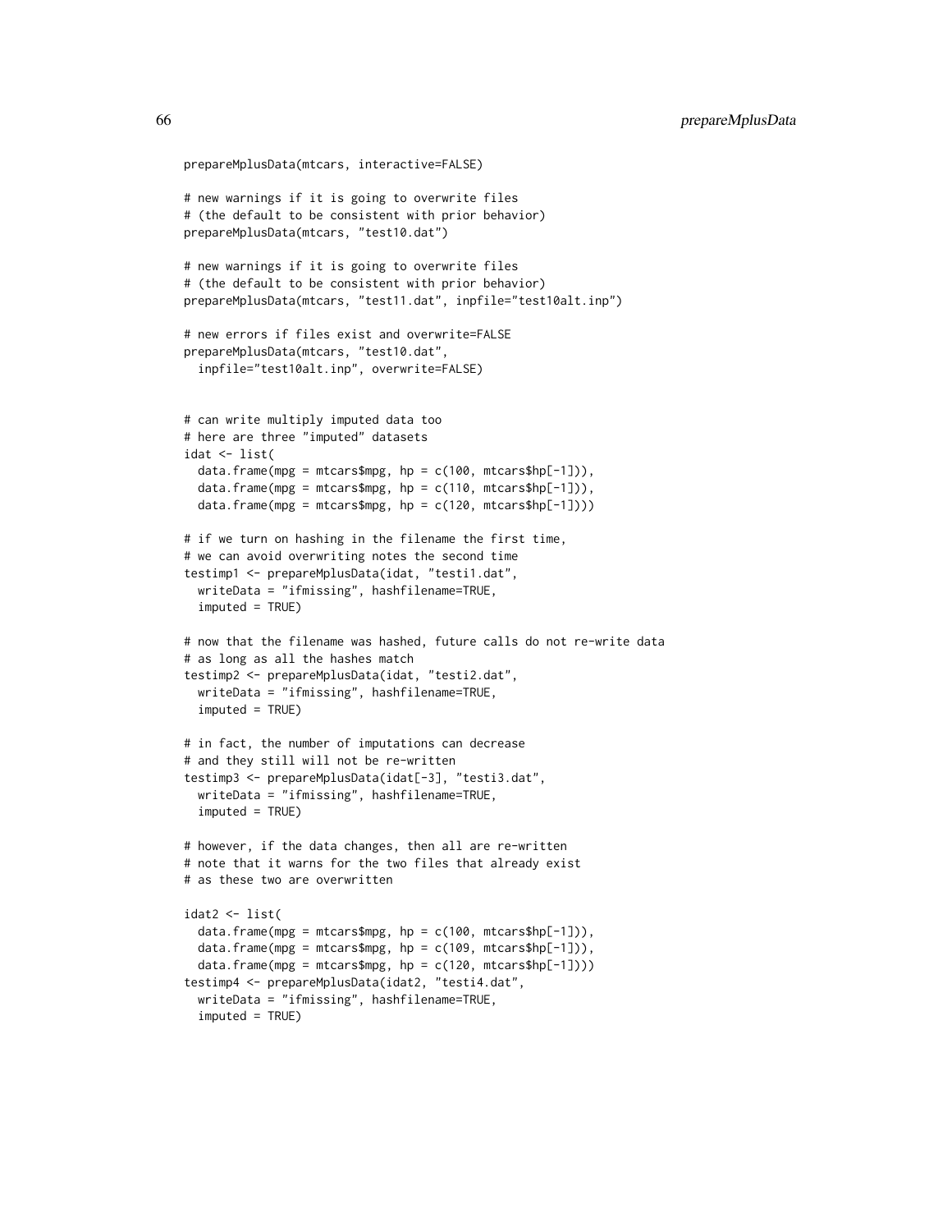```
prepareMplusData(mtcars, interactive=FALSE)

# new warnings if it is going to overwrite files
# (the default to be consistent with prior behavior)
prepareMplusData(mtcars, "test10.dat")

# new warnings if it is going to overwrite files
# (the default to be consistent with prior behavior)
prepareMplusData(mtcars, "test11.dat", inpfile="test10alt.inp")

# new errors if files exist and overwrite=FALSE
prepareMplusData(mtcars, "test10.dat",
  inpfile="test10alt.inp", overwrite=FALSE)


# can write multiply imputed data too
# here are three "imputed" datasets
idat <- list(
  data.frame(mpg = mtcars$mpg, hp = c(100, mtcars$hp[-1])),
  data.frame(mpg = mtcars$mpg, hp = c(110, mtcars$hp[-1])),
  data.frame(mpg = mtcars$mpg, hp = c(120, mtcars$hp[-1])))

# if we turn on hashing in the filename the first time,
# we can avoid overwriting notes the second time
testimp1 <- prepareMplusData(idat, "testi1.dat",
  writeData = "ifmissing", hashfilename=TRUE,
  imputed = TRUE)

# now that the filename was hashed, future calls do not re-write data
# as long as all the hashes match
testimp2 <- prepareMplusData(idat, "testi2.dat",
  writeData = "ifmissing", hashfilename=TRUE,
  imputed = TRUE)

# in fact, the number of imputations can decrease
# and they still will not be re-written
testimp3 <- prepareMplusData(idat[-3], "testi3.dat",
  writeData = "ifmissing", hashfilename=TRUE,
  imputed = TRUE)

# however, if the data changes, then all are re-written
# note that it warns for the two files that already exist
# as these two are overwritten

idat2 <- list(
  data.frame(mpg = mtcars$mpg, hp = c(100, mtcars$hp[-1])),
  data.frame(mpg = mtcars$mpg, hp = c(109, mtcars$hp[-1])),
  data.frame(mpg = mtcars$mpg, hp = c(120, mtcars$hp[-1])))
testimp4 <- prepareMplusData(idat2, "testi4.dat",
  writeData = "ifmissing", hashfilename=TRUE,
  imputed = TRUE)
```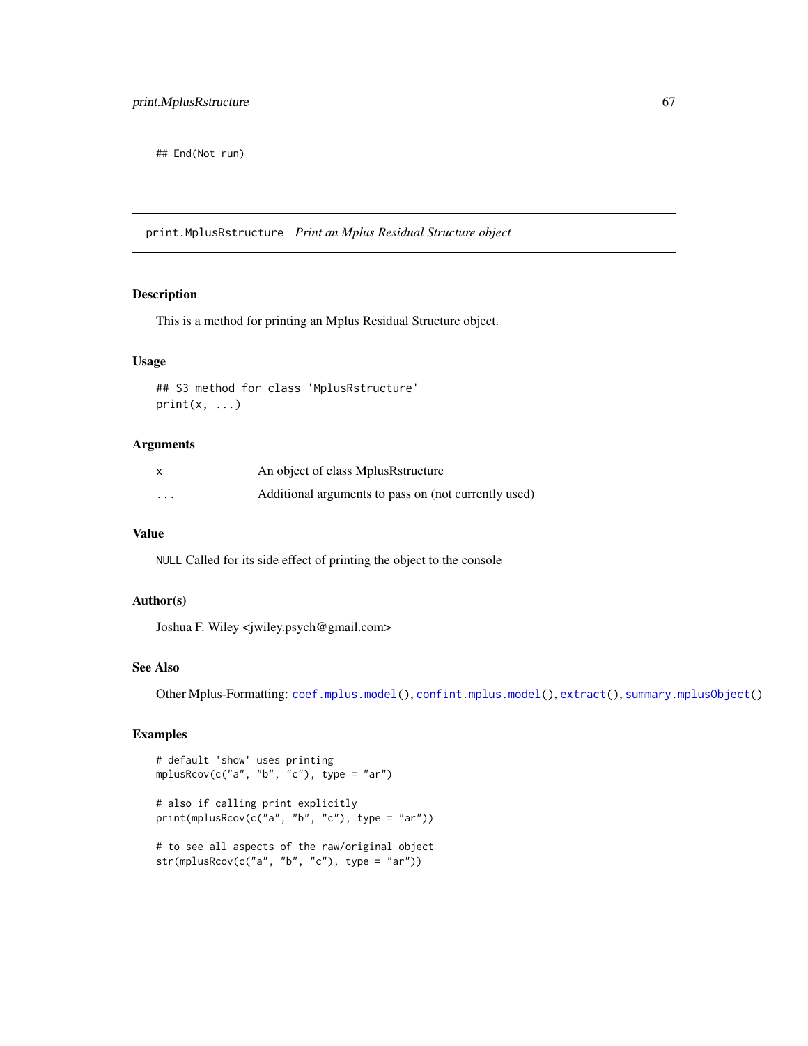```
## End(Not run)
```

## print.MplusRstructure *Print an Mplus Residual Structure object*

### Description

This is a method for printing an Mplus Residual Structure object.

### Usage

```
## S3 method for class 'MplusRstructure'
print(x, ...)
```

### Arguments

| | |
|---|---|
| x | An object of class MplusRstructure |
| ... | Additional arguments to pass on (not currently used) |

### Value

NULL Called for its side effect of printing the object to the console

### Author(s)

Joshua F. Wiley <jwiley.psych@gmail.com>

### See Also

Other Mplus-Formatting: `coef.mplus.model()`, `confint.mplus.model()`, `extract()`, `summary.mplusObject()`

### Examples

```
# default 'show' uses printing
mplusRcov(c("a", "b", "c"), type = "ar")

# also if calling print explicitly
print(mplusRcov(c("a", "b", "c"), type = "ar"))

# to see all aspects of the raw/original object
str(mplusRcov(c("a", "b", "c"), type = "ar"))
```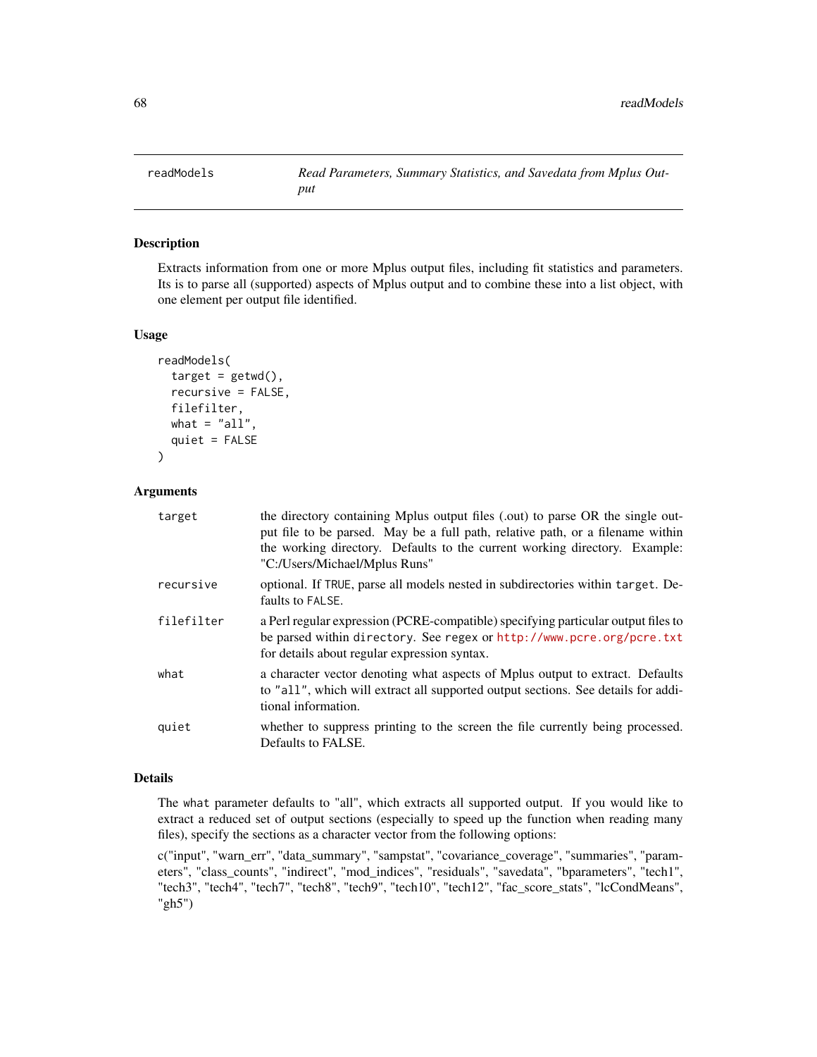## readModels

*Read Parameters, Summary Statistics, and Savedata from Mplus Output*

### Description

Extracts information from one or more Mplus output files, including fit statistics and parameters. Its is to parse all (supported) aspects of Mplus output and to combine these into a list object, with one element per output file identified.

### Usage

```
readModels(
  target = getwd(),
  recursive = FALSE,
  filefilter,
  what = "all",
  quiet = FALSE
)
```

### Arguments

| | |
|---|---|
| `target` | the directory containing Mplus output files (.out) to parse OR the single output file to be parsed. May be a full path, relative path, or a filename within the working directory. Defaults to the current working directory. Example: "C:/Users/Michael/Mplus Runs" |
| `recursive` | optional. If `TRUE`, parse all models nested in subdirectories within `target`. Defaults to `FALSE`. |
| `filefilter` | a Perl regular expression (PCRE-compatible) specifying particular output files to be parsed within `directory`. See `regex` or http://www.pcre.org/pcre.txt for details about regular expression syntax. |
| `what` | a character vector denoting what aspects of Mplus output to extract. Defaults to `"all"`, which will extract all supported output sections. See details for additional information. |
| `quiet` | whether to suppress printing to the screen the file currently being processed. Defaults to FALSE. |

### Details

The `what` parameter defaults to "all", which extracts all supported output. If you would like to extract a reduced set of output sections (especially to speed up the function when reading many files), specify the sections as a character vector from the following options:

c("input", "warn_err", "data_summary", "sampstat", "covariance_coverage", "summaries", "parameters", "class_counts", "indirect", "mod_indices", "residuals", "savedata", "bparameters", "tech1", "tech3", "tech4", "tech7", "tech8", "tech9", "tech10", "tech12", "fac_score_stats", "lcCondMeans", "gh5")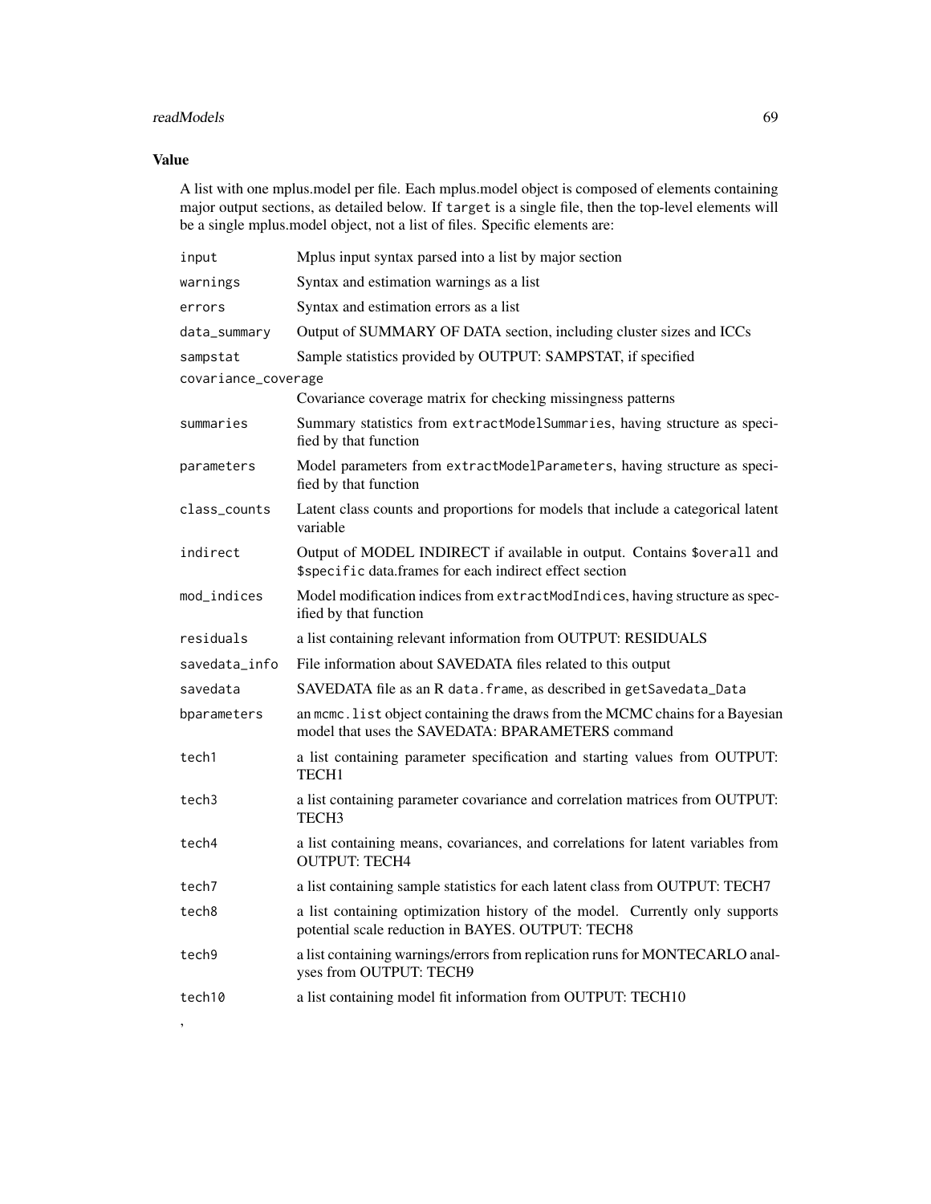## Value

A list with one mplus.model per file. Each mplus.model object is composed of elements containing major output sections, as detailed below. If `target` is a single file, then the top-level elements will be a single mplus.model object, not a list of files. Specific elements are:

| | |
|---|---|
| `input` | Mplus input syntax parsed into a list by major section |
| `warnings` | Syntax and estimation warnings as a list |
| `errors` | Syntax and estimation errors as a list |
| `data_summary` | Output of SUMMARY OF DATA section, including cluster sizes and ICCs |
| `sampstat` | Sample statistics provided by OUTPUT: SAMPSTAT, if specified |
| `covariance_coverage` | Covariance coverage matrix for checking missingness patterns |
| `summaries` | Summary statistics from `extractModelSummaries`, having structure as specified by that function |
| `parameters` | Model parameters from `extractModelParameters`, having structure as specified by that function |
| `class_counts` | Latent class counts and proportions for models that include a categorical latent variable |
| `indirect` | Output of MODEL INDIRECT if available in output. Contains `$overall` and `$specific` data.frames for each indirect effect section |
| `mod_indices` | Model modification indices from `extractModIndices`, having structure as specified by that function |
| `residuals` | a list containing relevant information from OUTPUT: RESIDUALS |
| `savedata_info` | File information about SAVEDATA files related to this output |
| `savedata` | SAVEDATA file as an R `data.frame`, as described in `getSavedata_Data` |
| `bparameters` | an `mcmc.list` object containing the draws from the MCMC chains for a Bayesian model that uses the SAVEDATA: BPARAMETERS command |
| `tech1` | a list containing parameter specification and starting values from OUTPUT: TECH1 |
| `tech3` | a list containing parameter covariance and correlation matrices from OUTPUT: TECH3 |
| `tech4` | a list containing means, covariances, and correlations for latent variables from OUTPUT: TECH4 |
| `tech7` | a list containing sample statistics for each latent class from OUTPUT: TECH7 |
| `tech8` | a list containing optimization history of the model. Currently only supports potential scale reduction in BAYES. OUTPUT: TECH8 |
| `tech9` | a list containing warnings/errors from replication runs for MONTECARLO analyses from OUTPUT: TECH9 |
| `tech10` | a list containing model fit information from OUTPUT: TECH10 |

,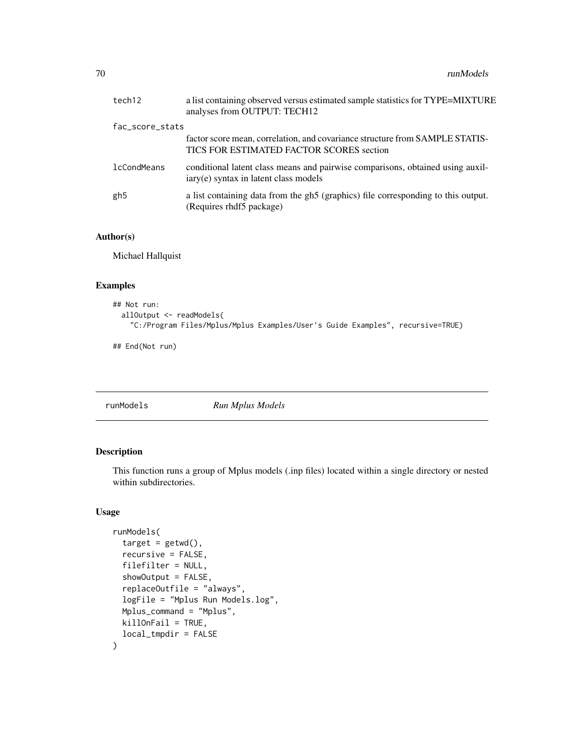| | |
|---|---|
| tech12 | a list containing observed versus estimated sample statistics for TYPE=MIXTURE analyses from OUTPUT: TECH12 |
| fac_score_stats | factor score mean, correlation, and covariance structure from SAMPLE STATISTICS FOR ESTIMATED FACTOR SCORES section |
| lcCondMeans | conditional latent class means and pairwise comparisons, obtained using auxiliary(e) syntax in latent class models |
| gh5 | a list containing data from the gh5 (graphics) file corresponding to this output. (Requires rhdf5 package) |

## Author(s)

Michael Hallquist

## Examples

```
## Not run:
  allOutput <- readModels(
    "C:/Program Files/Mplus/Mplus Examples/User's Guide Examples", recursive=TRUE)

## End(Not run)
```

---

# runModels *Run Mplus Models*

---

## Description

This function runs a group of Mplus models (.inp files) located within a single directory or nested within subdirectories.

## Usage

```
runModels(
  target = getwd(),
  recursive = FALSE,
  filefilter = NULL,
  showOutput = FALSE,
  replaceOutfile = "always",
  logFile = "Mplus Run Models.log",
  Mplus_command = "Mplus",
  killOnFail = TRUE,
  local_tmpdir = FALSE
)
```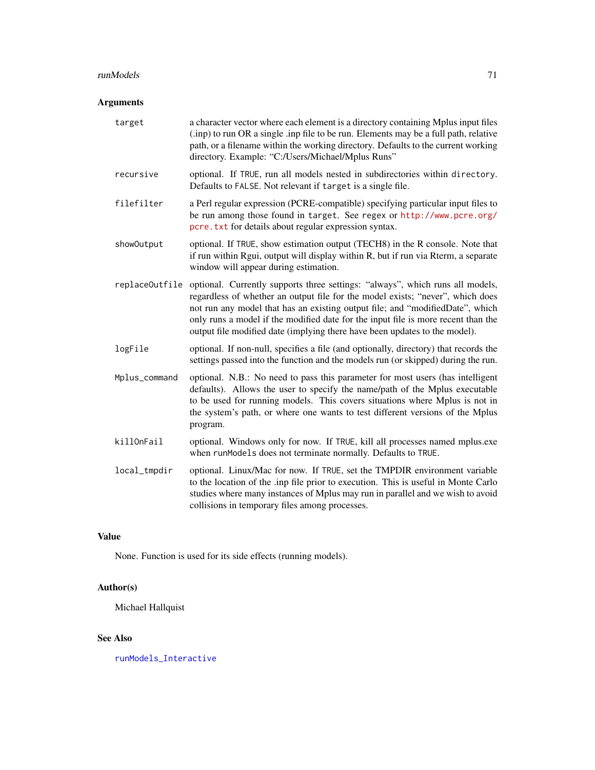## Arguments

**target** a character vector where each element is a directory containing Mplus input files (.inp) to run OR a single .inp file to be run. Elements may be a full path, relative path, or a filename within the working directory. Defaults to the current working directory. Example: "C:/Users/Michael/Mplus Runs"

**recursive** optional. If `TRUE`, run all models nested in subdirectories within `directory`. Defaults to `FALSE`. Not relevant if `target` is a single file.

**filefilter** a Perl regular expression (PCRE-compatible) specifying particular input files to be run among those found in `target`. See `regex` or http://www.pcre.org/pcre.txt for details about regular expression syntax.

**showOutput** optional. If `TRUE`, show estimation output (TECH8) in the R console. Note that if run within Rgui, output will display within R, but if run via Rterm, a separate window will appear during estimation.

**replaceOutfile** optional. Currently supports three settings: "always", which runs all models, regardless of whether an output file for the model exists; "never", which does not run any model that has an existing output file; and "modifiedDate", which only runs a model if the modified date for the input file is more recent than the output file modified date (implying there have been updates to the model).

**logFile** optional. If non-null, specifies a file (and optionally, directory) that records the settings passed into the function and the models run (or skipped) during the run.

**Mplus_command** optional. N.B.: No need to pass this parameter for most users (has intelligent defaults). Allows the user to specify the name/path of the Mplus executable to be used for running models. This covers situations where Mplus is not in the system's path, or where one wants to test different versions of the Mplus program.

**killOnFail** optional. Windows only for now. If `TRUE`, kill all processes named mplus.exe when `runModels` does not terminate normally. Defaults to `TRUE`.

**local_tmpdir** optional. Linux/Mac for now. If `TRUE`, set the TMPDIR environment variable to the location of the .inp file prior to execution. This is useful in Monte Carlo studies where many instances of Mplus may run in parallel and we wish to avoid collisions in temporary files among processes.

## Value

None. Function is used for its side effects (running models).

## Author(s)

Michael Hallquist

## See Also

`runModels_Interactive`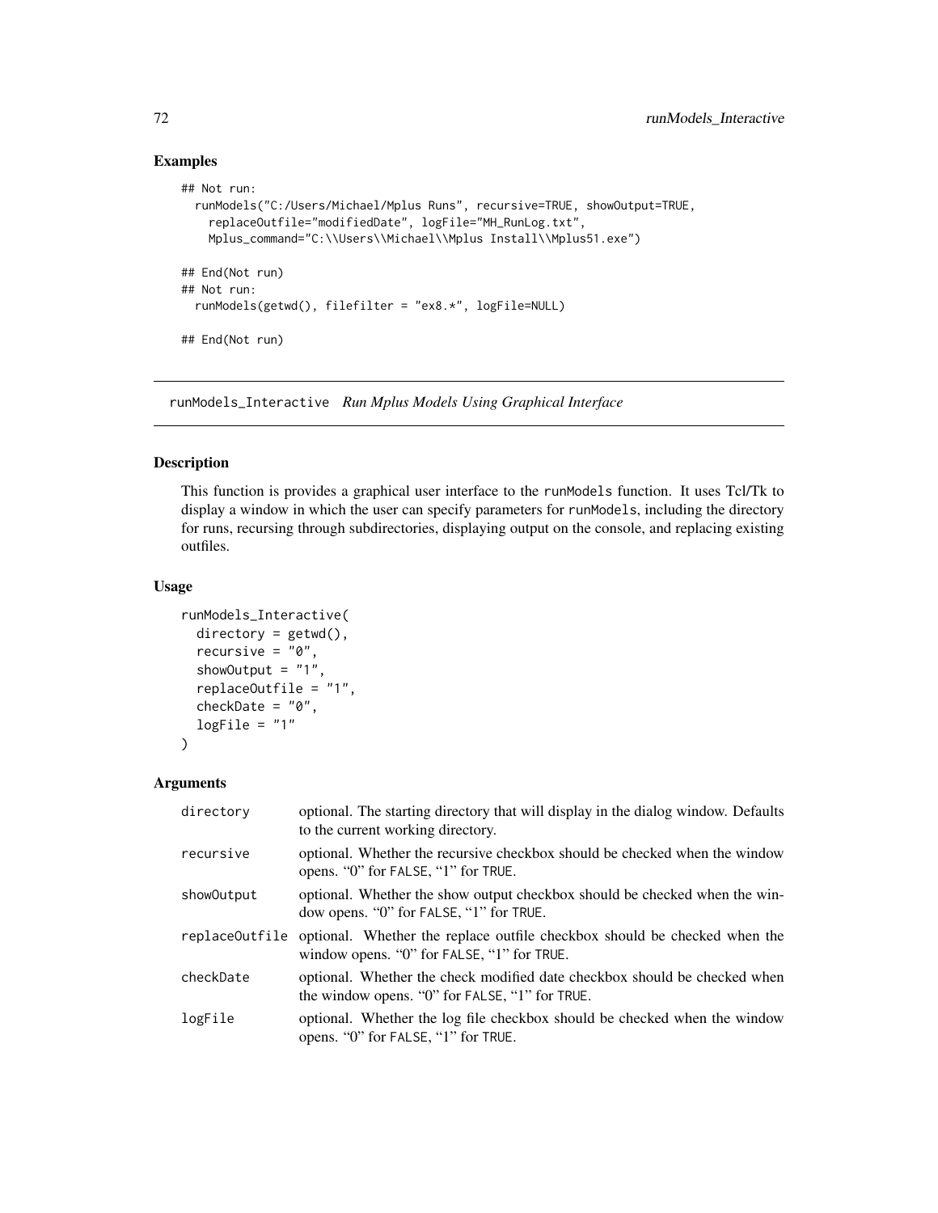## Examples

```
## Not run:
  runModels("C:/Users/Michael/Mplus Runs", recursive=TRUE, showOutput=TRUE,
    replaceOutfile="modifiedDate", logFile="MH_RunLog.txt",
    Mplus_command="C:\\Users\\Michael\\Mplus Install\\Mplus51.exe")

## End(Not run)
## Not run:
  runModels(getwd(), filefilter = "ex8.*", logFile=NULL)

## End(Not run)
```

---

# runModels_Interactive *Run Mplus Models Using Graphical Interface*

---

## Description

This function is provides a graphical user interface to the runModels function. It uses Tcl/Tk to display a window in which the user can specify parameters for runModels, including the directory for runs, recursing through subdirectories, displaying output on the console, and replacing existing outfiles.

## Usage

```
runModels_Interactive(
  directory = getwd(),
  recursive = "0",
  showOutput = "1",
  replaceOutfile = "1",
  checkDate = "0",
  logFile = "1"
)
```

## Arguments

| | |
|---|---|
| directory | optional. The starting directory that will display in the dialog window. Defaults to the current working directory. |
| recursive | optional. Whether the recursive checkbox should be checked when the window opens. "0" for FALSE, "1" for TRUE. |
| showOutput | optional. Whether the show output checkbox should be checked when the window opens. "0" for FALSE, "1" for TRUE. |
| replaceOutfile | optional. Whether the replace outfile checkbox should be checked when the window opens. "0" for FALSE, "1" for TRUE. |
| checkDate | optional. Whether the check modified date checkbox should be checked when the window opens. "0" for FALSE, "1" for TRUE. |
| logFile | optional. Whether the log file checkbox should be checked when the window opens. "0" for FALSE, "1" for TRUE. |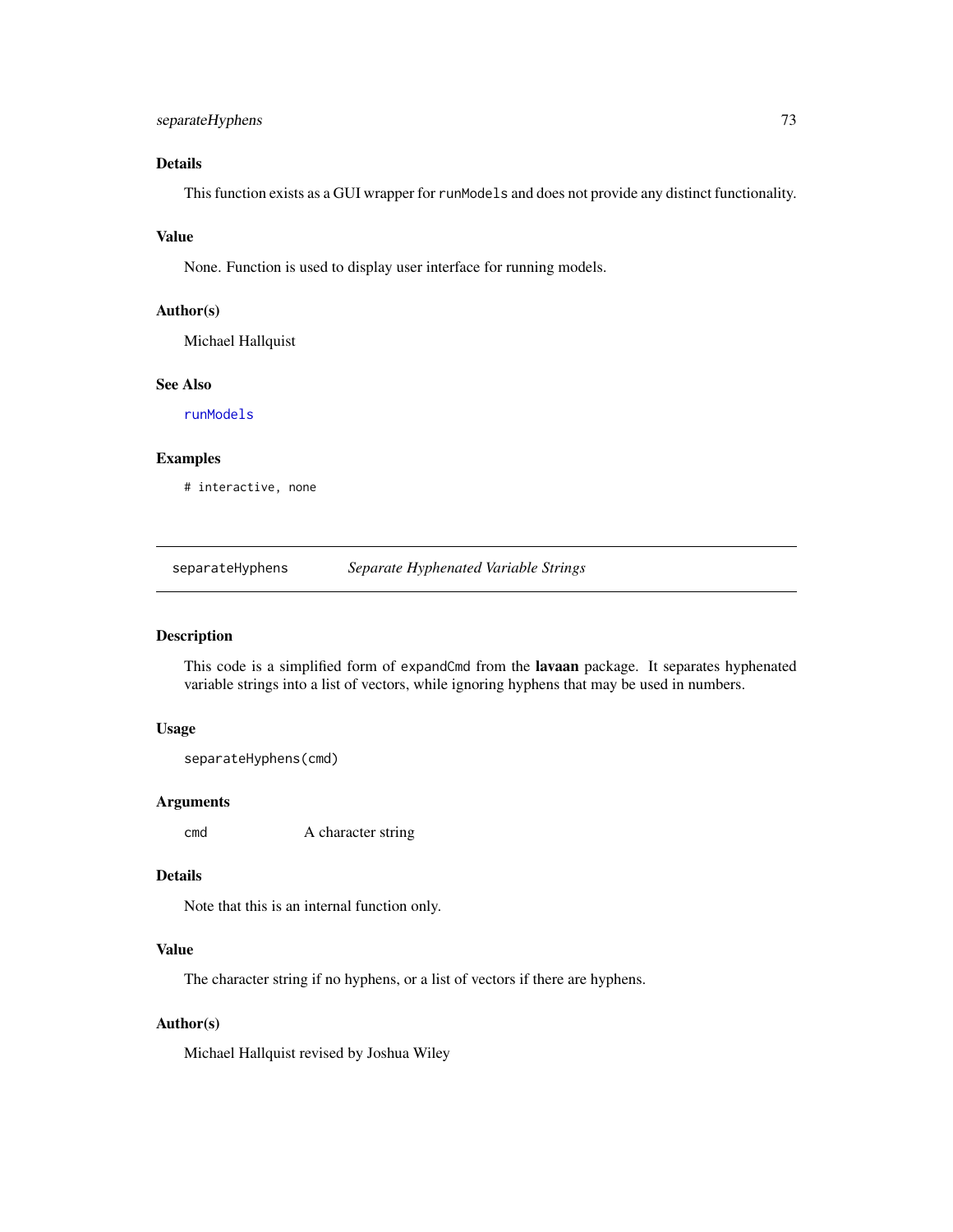### Details

This function exists as a GUI wrapper for `runModels` and does not provide any distinct functionality.

### Value

None. Function is used to display user interface for running models.

### Author(s)

Michael Hallquist

### See Also

`runModels`

### Examples

```
# interactive, none
```

---

## separateHyphens — *Separate Hyphenated Variable Strings*

---

### Description

This code is a simplified form of `expandCmd` from the **lavaan** package. It separates hyphenated variable strings into a list of vectors, while ignoring hyphens that may be used in numbers.

### Usage

```
separateHyphens(cmd)
```

### Arguments

| | |
|---|---|
| `cmd` | A character string |

### Details

Note that this is an internal function only.

### Value

The character string if no hyphens, or a list of vectors if there are hyphens.

### Author(s)

Michael Hallquist revised by Joshua Wiley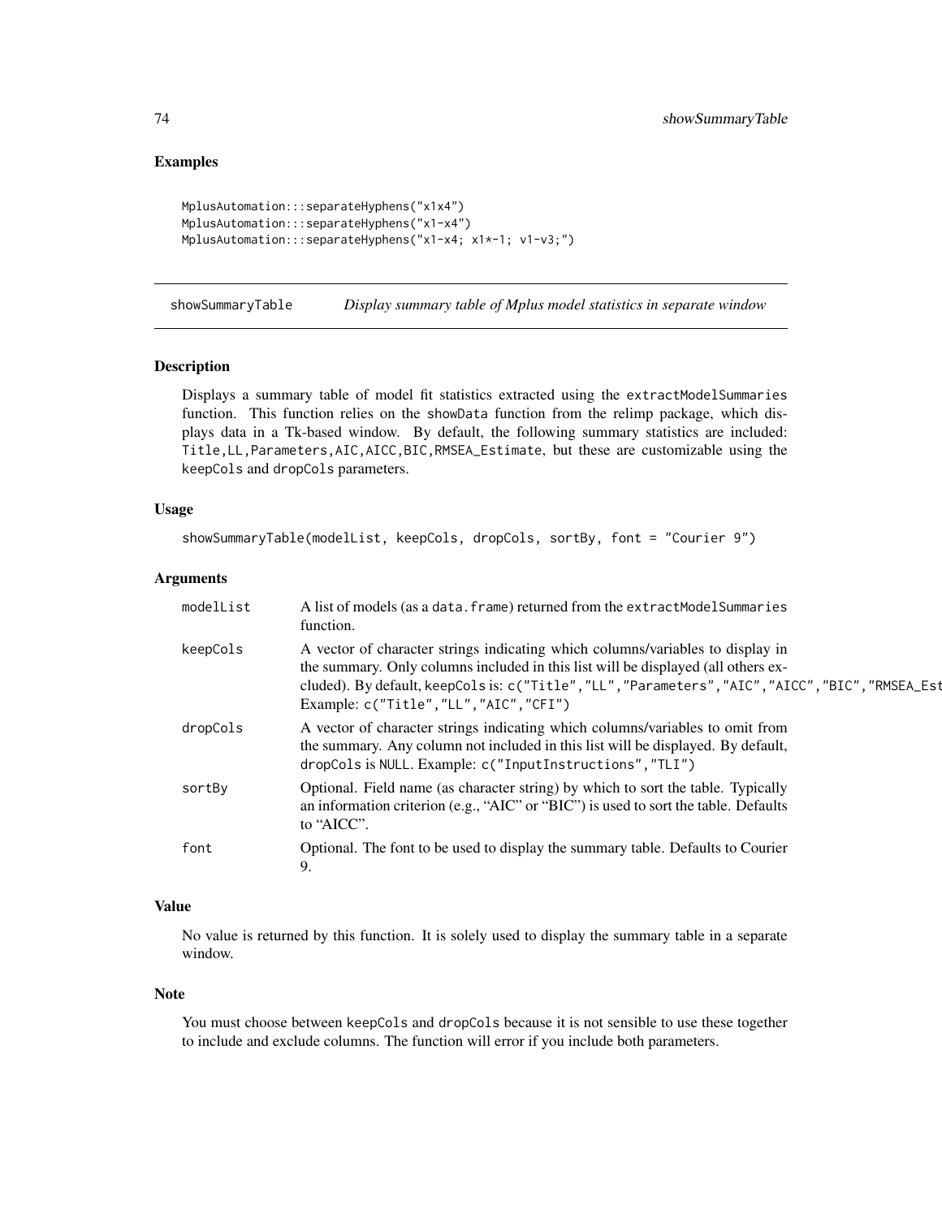## Examples

```
MplusAutomation:::separateHyphens("x1x4")
MplusAutomation:::separateHyphens("x1-x4")
MplusAutomation:::separateHyphens("x1-x4; x1*-1; v1-v3;")
```

---

## showSummaryTable *Display summary table of Mplus model statistics in separate window*

---

### Description

Displays a summary table of model fit statistics extracted using the `extractModelSummaries` function. This function relies on the `showData` function from the relimp package, which displays data in a Tk-based window. By default, the following summary statistics are included: `Title,LL,Parameters,AIC,AICC,BIC,RMSEA_Estimate`, but these are customizable using the `keepCols` and `dropCols` parameters.

### Usage

```
showSummaryTable(modelList, keepCols, dropCols, sortBy, font = "Courier 9")
```

### Arguments

| | |
|---|---|
| `modelList` | A list of models (as a `data.frame`) returned from the `extractModelSummaries` function. |
| `keepCols` | A vector of character strings indicating which columns/variables to display in the summary. Only columns included in this list will be displayed (all others excluded). By default, `keepCols` is: `c("Title","LL","Parameters","AIC","AICC","BIC","RMSEA_Est` Example: `c("Title","LL","AIC","CFI")` |
| `dropCols` | A vector of character strings indicating which columns/variables to omit from the summary. Any column not included in this list will be displayed. By default, `dropCols` is `NULL`. Example: `c("InputInstructions","TLI")` |
| `sortBy` | Optional. Field name (as character string) by which to sort the table. Typically an information criterion (e.g., "AIC" or "BIC") is used to sort the table. Defaults to "AICC". |
| `font` | Optional. The font to be used to display the summary table. Defaults to Courier 9. |

### Value

No value is returned by this function. It is solely used to display the summary table in a separate window.

### Note

You must choose between `keepCols` and `dropCols` because it is not sensible to use these together to include and exclude columns. The function will error if you include both parameters.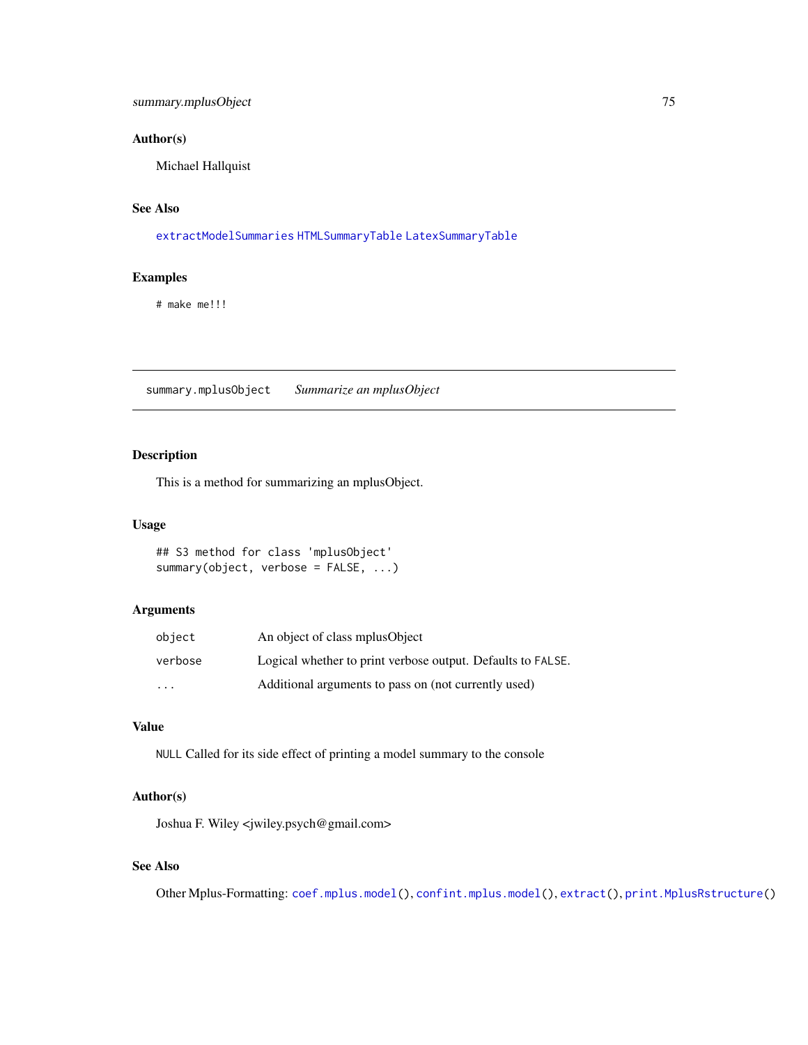### Author(s)

Michael Hallquist

### See Also

extractModelSummaries HTMLSummaryTable LatexSummaryTable

### Examples

```
# make me!!!
```

---

## summary.mplusObject *Summarize an mplusObject*

### Description

This is a method for summarizing an mplusObject.

### Usage

```
## S3 method for class 'mplusObject'
summary(object, verbose = FALSE, ...)
```

### Arguments

| | |
|---|---|
| object | An object of class mplusObject |
| verbose | Logical whether to print verbose output. Defaults to FALSE. |
| ... | Additional arguments to pass on (not currently used) |

### Value

NULL Called for its side effect of printing a model summary to the console

### Author(s)

Joshua F. Wiley <jwiley.psych@gmail.com>

### See Also

Other Mplus-Formatting: coef.mplus.model(), confint.mplus.model(), extract(), print.MplusRstructure()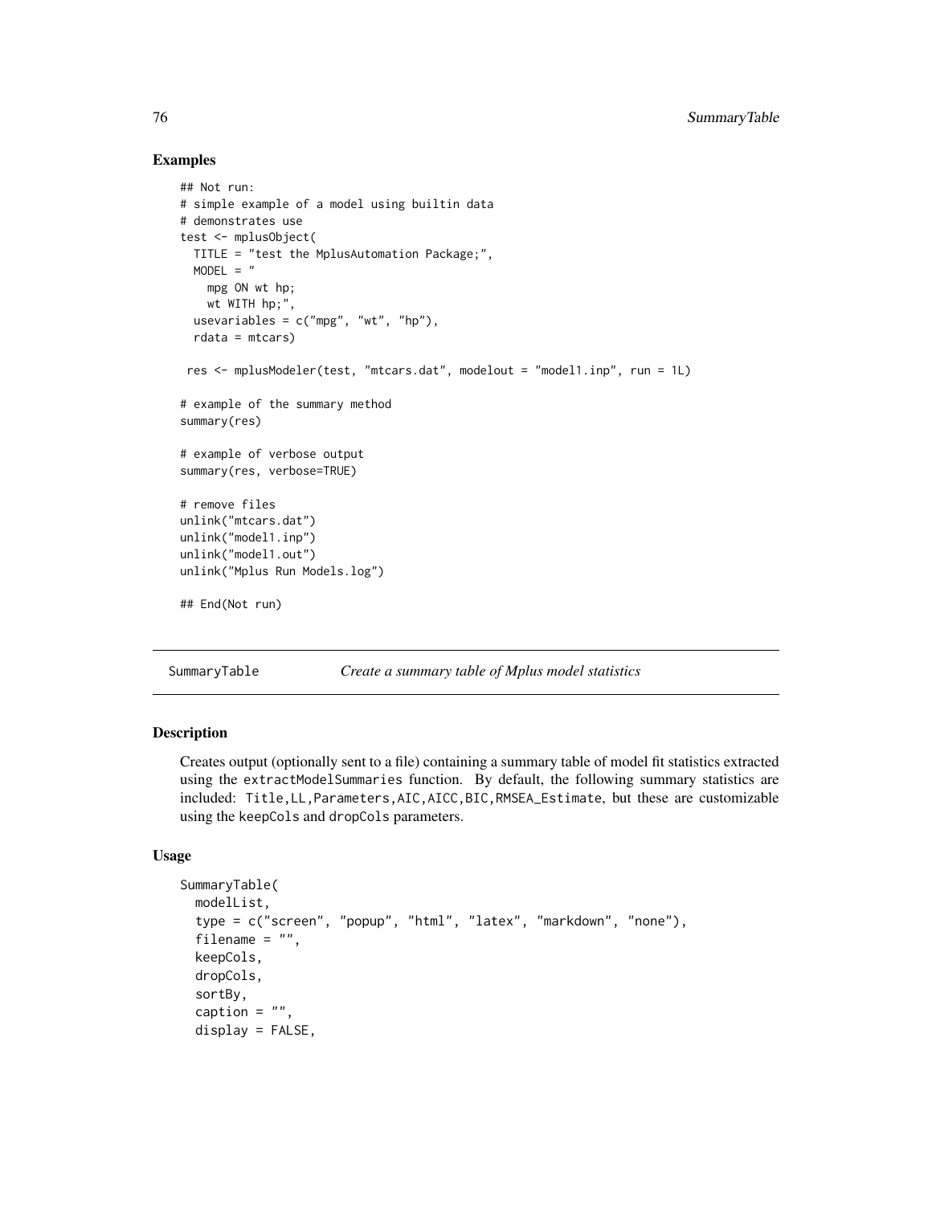### Examples

```
## Not run:
# simple example of a model using builtin data
# demonstrates use
test <- mplusObject(
  TITLE = "test the MplusAutomation Package;",
  MODEL = "
    mpg ON wt hp;
    wt WITH hp;",
  usevariables = c("mpg", "wt", "hp"),
  rdata = mtcars)

 res <- mplusModeler(test, "mtcars.dat", modelout = "model1.inp", run = 1L)

# example of the summary method
summary(res)

# example of verbose output
summary(res, verbose=TRUE)

# remove files
unlink("mtcars.dat")
unlink("model1.inp")
unlink("model1.out")
unlink("Mplus Run Models.log")

## End(Not run)
```

## SummaryTable — *Create a summary table of Mplus model statistics*

### Description

Creates output (optionally sent to a file) containing a summary table of model fit statistics extracted using the extractModelSummaries function. By default, the following summary statistics are included: Title,LL,Parameters,AIC,AICC,BIC,RMSEA_Estimate, but these are customizable using the keepCols and dropCols parameters.

### Usage

```
SummaryTable(
  modelList,
  type = c("screen", "popup", "html", "latex", "markdown", "none"),
  filename = "",
  keepCols,
  dropCols,
  sortBy,
  caption = "",
  display = FALSE,
```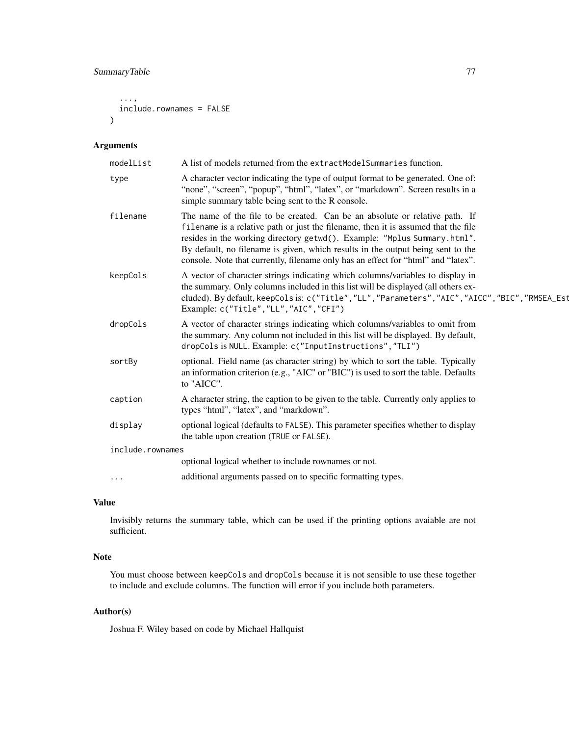```
  ...,
  include.rownames = FALSE
)
```

## Arguments

**modelList** A list of models returned from the `extractModelSummaries` function.

**type** A character vector indicating the type of output format to be generated. One of: "none", "screen", "popup", "html", "latex", or "markdown". Screen results in a simple summary table being sent to the R console.

**filename** The name of the file to be created. Can be an absolute or relative path. If `filename` is a relative path or just the filename, then it is assumed that the file resides in the working directory `getwd()`. Example: `"Mplus Summary.html"`. By default, no filename is given, which results in the output being sent to the console. Note that currently, filename only has an effect for "html" and "latex".

**keepCols** A vector of character strings indicating which columns/variables to display in the summary. Only columns included in this list will be displayed (all others excluded). By default, keepCols is: `c("Title","LL","Parameters","AIC","AICC","BIC","RMSEA_Est` Example: `c("Title","LL","AIC","CFI")`

**dropCols** A vector of character strings indicating which columns/variables to omit from the summary. Any column not included in this list will be displayed. By default, dropCols is `NULL`. Example: `c("InputInstructions","TLI")`

**sortBy** optional. Field name (as character string) by which to sort the table. Typically an information criterion (e.g., "AIC" or "BIC") is used to sort the table. Defaults to "AICC".

**caption** A character string, the caption to be given to the table. Currently only applies to types "html", "latex", and "markdown".

**display** optional logical (defaults to `FALSE`). This parameter specifies whether to display the table upon creation (`TRUE` or `FALSE`).

**include.rownames** optional logical whether to include rownames or not.

**...** additional arguments passed on to specific formatting types.

## Value

Invisibly returns the summary table, which can be used if the printing options avaiable are not sufficient.

## Note

You must choose between `keepCols` and `dropCols` because it is not sensible to use these together to include and exclude columns. The function will error if you include both parameters.

## Author(s)

Joshua F. Wiley based on code by Michael Hallquist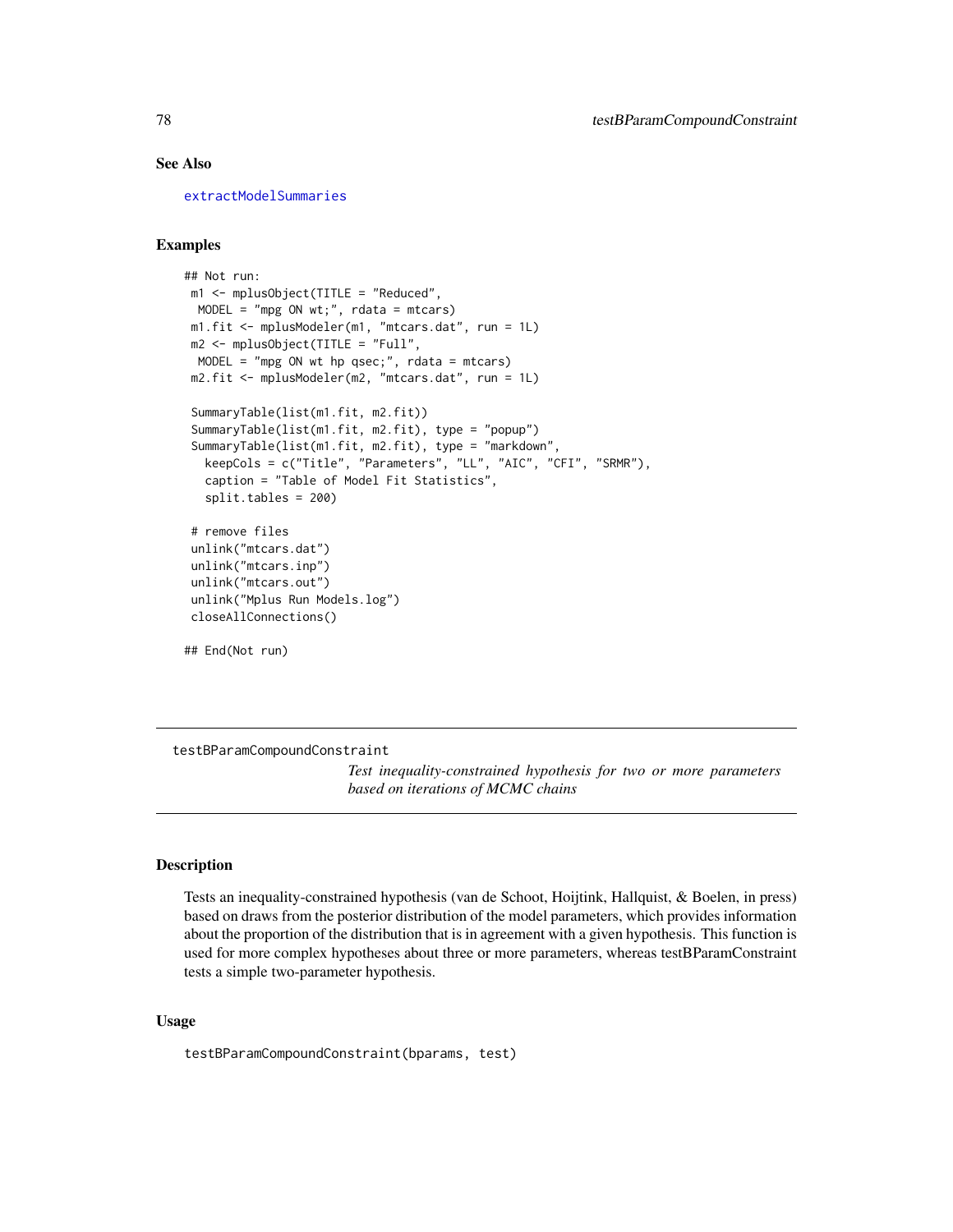### See Also

extractModelSummaries

### Examples

```
## Not run:
 m1 <- mplusObject(TITLE = "Reduced",
  MODEL = "mpg ON wt;", rdata = mtcars)
 m1.fit <- mplusModeler(m1, "mtcars.dat", run = 1L)
 m2 <- mplusObject(TITLE = "Full",
  MODEL = "mpg ON wt hp qsec;", rdata = mtcars)
 m2.fit <- mplusModeler(m2, "mtcars.dat", run = 1L)

 SummaryTable(list(m1.fit, m2.fit))
 SummaryTable(list(m1.fit, m2.fit), type = "popup")
 SummaryTable(list(m1.fit, m2.fit), type = "markdown",
   keepCols = c("Title", "Parameters", "LL", "AIC", "CFI", "SRMR"),
   caption = "Table of Model Fit Statistics",
   split.tables = 200)

 # remove files
 unlink("mtcars.dat")
 unlink("mtcars.inp")
 unlink("mtcars.out")
 unlink("Mplus Run Models.log")
 closeAllConnections()

## End(Not run)
```

---

## testBParamCompoundConstraint

*Test inequality-constrained hypothesis for two or more parameters based on iterations of MCMC chains*

---

### Description

Tests an inequality-constrained hypothesis (van de Schoot, Hoijtink, Hallquist, & Boelen, in press) based on draws from the posterior distribution of the model parameters, which provides information about the proportion of the distribution that is in agreement with a given hypothesis. This function is used for more complex hypotheses about three or more parameters, whereas testBParamConstraint tests a simple two-parameter hypothesis.

### Usage

```
testBParamCompoundConstraint(bparams, test)
```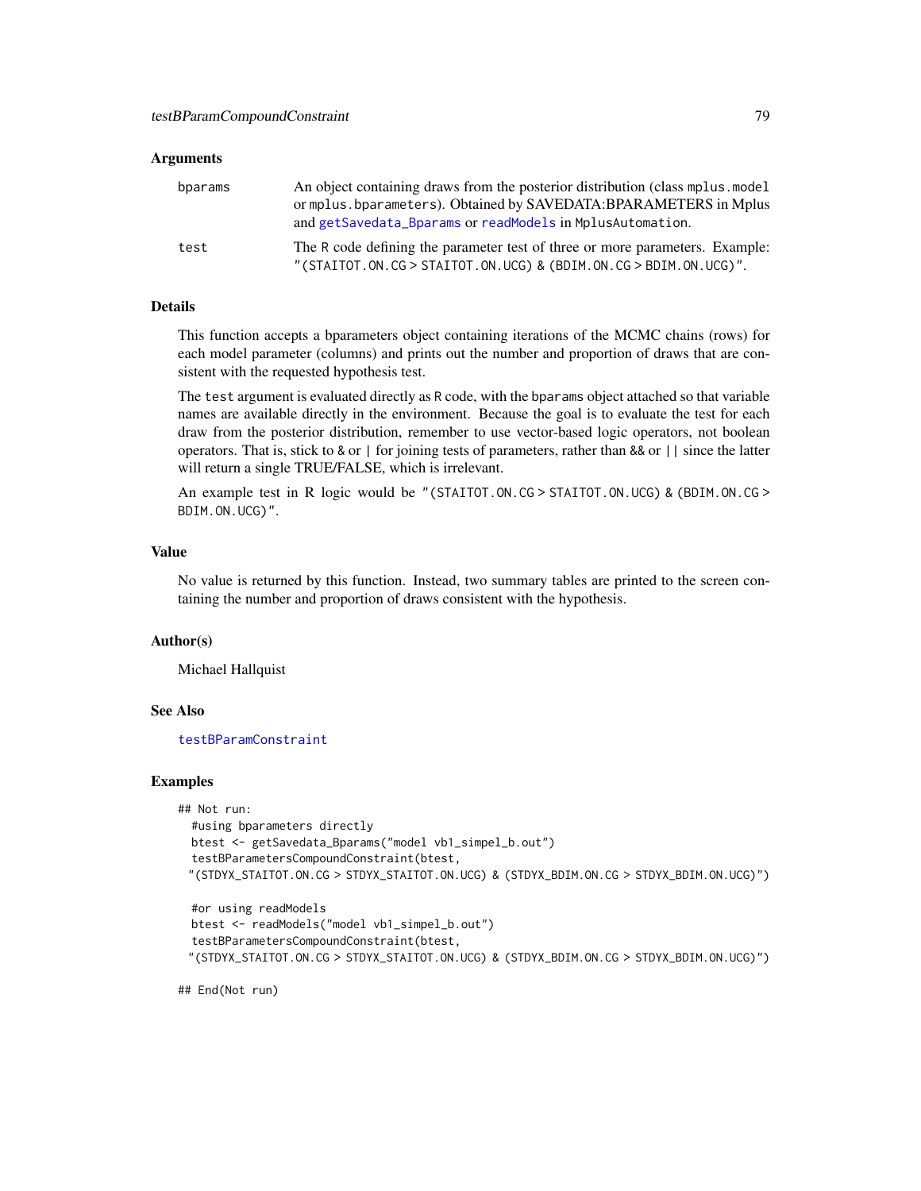### Arguments

| | |
|---|---|
| bparams | An object containing draws from the posterior distribution (class `mplus.model` or `mplus.bparameters`). Obtained by SAVEDATA:BPARAMETERS in Mplus and `getSavedata_Bparams` or `readModels` in `MplusAutomation`. |
| test | The R code defining the parameter test of three or more parameters. Example: `"(STAITOT.ON.CG > STAITOT.ON.UCG) & (BDIM.ON.CG > BDIM.ON.UCG)"`. |

### Details

This function accepts a bparameters object containing iterations of the MCMC chains (rows) for each model parameter (columns) and prints out the number and proportion of draws that are consistent with the requested hypothesis test.

The `test` argument is evaluated directly as R code, with the `bparams` object attached so that variable names are available directly in the environment. Because the goal is to evaluate the test for each draw from the posterior distribution, remember to use vector-based logic operators, not boolean operators. That is, stick to `&` or `|` for joining tests of parameters, rather than `&&` or `||` since the latter will return a single TRUE/FALSE, which is irrelevant.

An example test in R logic would be `"(STAITOT.ON.CG > STAITOT.ON.UCG) & (BDIM.ON.CG > BDIM.ON.UCG)"`.

### Value

No value is returned by this function. Instead, two summary tables are printed to the screen containing the number and proportion of draws consistent with the hypothesis.

### Author(s)

Michael Hallquist

### See Also

`testBParamConstraint`

### Examples

```
## Not run:
  #using bparameters directly
  btest <- getSavedata_Bparams("model vb1_simpel_b.out")
  testBParametersCompoundConstraint(btest,
 "(STDYX_STAITOT.ON.CG > STDYX_STAITOT.ON.UCG) & (STDYX_BDIM.ON.CG > STDYX_BDIM.ON.UCG)")

  #or using readModels
  btest <- readModels("model vb1_simpel_b.out")
  testBParametersCompoundConstraint(btest,
 "(STDYX_STAITOT.ON.CG > STDYX_STAITOT.ON.UCG) & (STDYX_BDIM.ON.CG > STDYX_BDIM.ON.UCG)")

## End(Not run)
```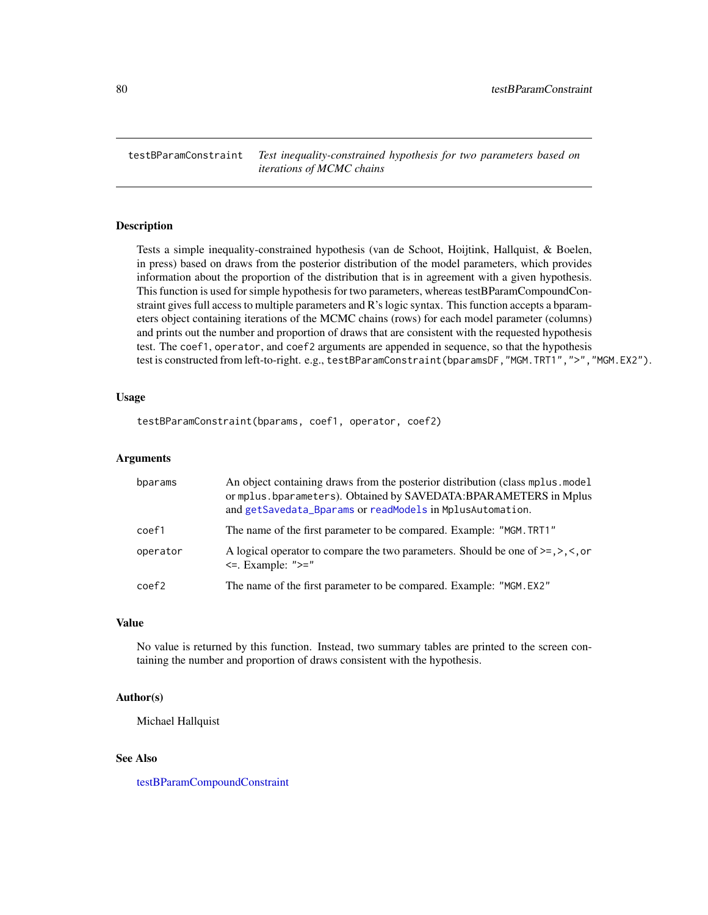## testBParamConstraint *Test inequality-constrained hypothesis for two parameters based on iterations of MCMC chains*

### Description

Tests a simple inequality-constrained hypothesis (van de Schoot, Hoijtink, Hallquist, & Boelen, in press) based on draws from the posterior distribution of the model parameters, which provides information about the proportion of the distribution that is in agreement with a given hypothesis. This function is used for simple hypothesis for two parameters, whereas testBParamCompoundConstraint gives full access to multiple parameters and R's logic syntax. This function accepts a bparameters object containing iterations of the MCMC chains (rows) for each model parameter (columns) and prints out the number and proportion of draws that are consistent with the requested hypothesis test. The `coef1`, `operator`, and `coef2` arguments are appended in sequence, so that the hypothesis test is constructed from left-to-right. e.g., `testBParamConstraint(bparamsDF,"MGM.TRT1",">","MGM.EX2")`.

### Usage

```
testBParamConstraint(bparams, coef1, operator, coef2)
```

### Arguments

| | |
|---|---|
| bparams | An object containing draws from the posterior distribution (class `mplus.model` or `mplus.bparameters`). Obtained by SAVEDATA:BPARAMETERS in Mplus and `getSavedata_Bparams` or `readModels` in `MplusAutomation`. |
| coef1 | The name of the first parameter to be compared. Example: `"MGM.TRT1"` |
| operator | A logical operator to compare the two parameters. Should be one of `>=`, `>`, `<`, or `<=`. Example: `">="` |
| coef2 | The name of the first parameter to be compared. Example: `"MGM.EX2"` |

### Value

No value is returned by this function. Instead, two summary tables are printed to the screen containing the number and proportion of draws consistent with the hypothesis.

### Author(s)

Michael Hallquist

### See Also

testBParamCompoundConstraint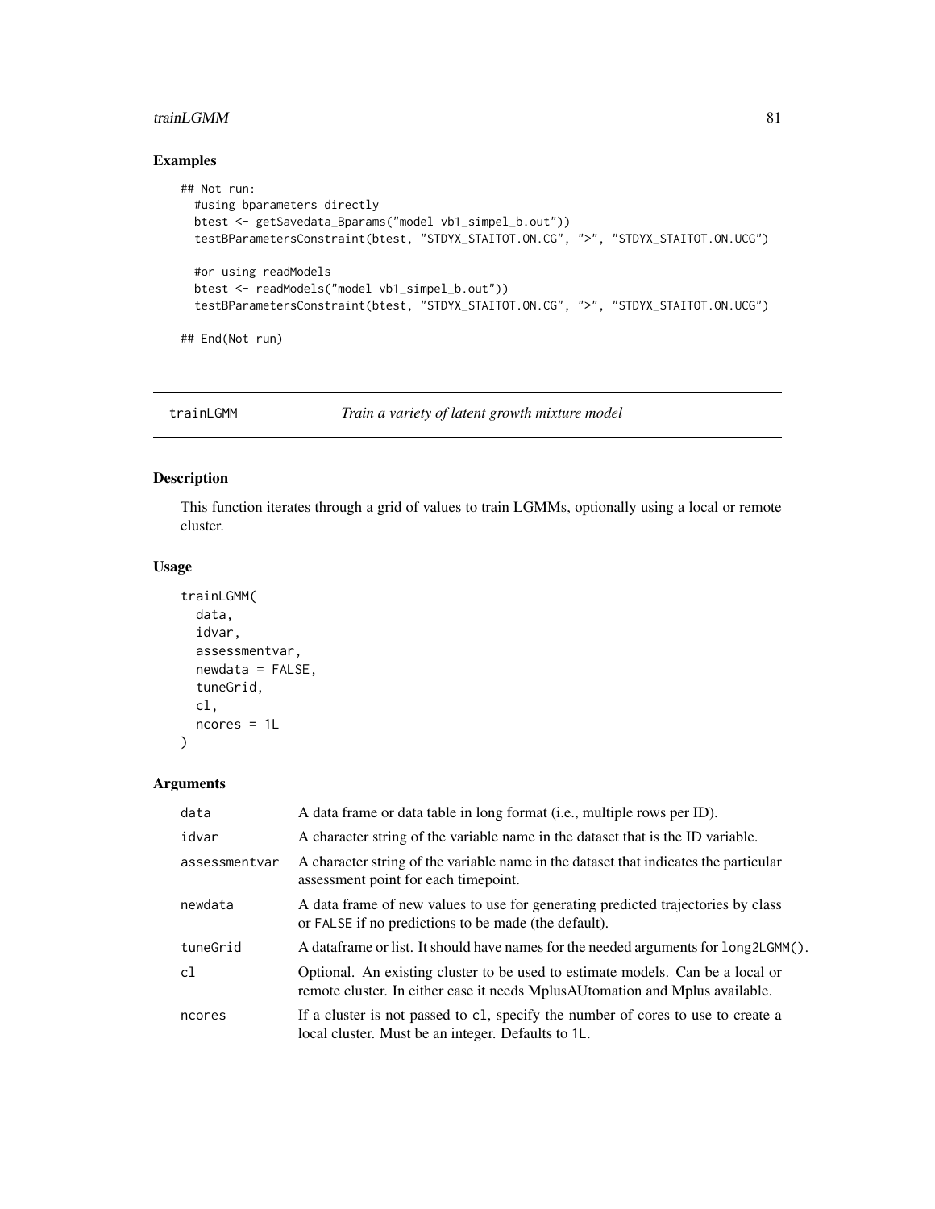## Examples

```
## Not run:
  #using bparameters directly
  btest <- getSavedata_Bparams("model vb1_simpel_b.out"))
  testBParametersConstraint(btest, "STDYX_STAITOT.ON.CG", ">", "STDYX_STAITOT.ON.UCG")

  #or using readModels
  btest <- readModels("model vb1_simpel_b.out"))
  testBParametersConstraint(btest, "STDYX_STAITOT.ON.CG", ">", "STDYX_STAITOT.ON.UCG")

## End(Not run)
```

---

# trainLGMM — *Train a variety of latent growth mixture model*

## Description

This function iterates through a grid of values to train LGMMs, optionally using a local or remote cluster.

## Usage

```
trainLGMM(
  data,
  idvar,
  assessmentvar,
  newdata = FALSE,
  tuneGrid,
  cl,
  ncores = 1L
)
```

## Arguments

| | |
|---|---|
| data | A data frame or data table in long format (i.e., multiple rows per ID). |
| idvar | A character string of the variable name in the dataset that is the ID variable. |
| assessmentvar | A character string of the variable name in the dataset that indicates the particular assessment point for each timepoint. |
| newdata | A data frame of new values to use for generating predicted trajectories by class or FALSE if no predictions to be made (the default). |
| tuneGrid | A dataframe or list. It should have names for the needed arguments for long2LGMM(). |
| cl | Optional. An existing cluster to be used to estimate models. Can be a local or remote cluster. In either case it needs MplusAUtomation and Mplus available. |
| ncores | If a cluster is not passed to cl, specify the number of cores to use to create a local cluster. Must be an integer. Defaults to 1L. |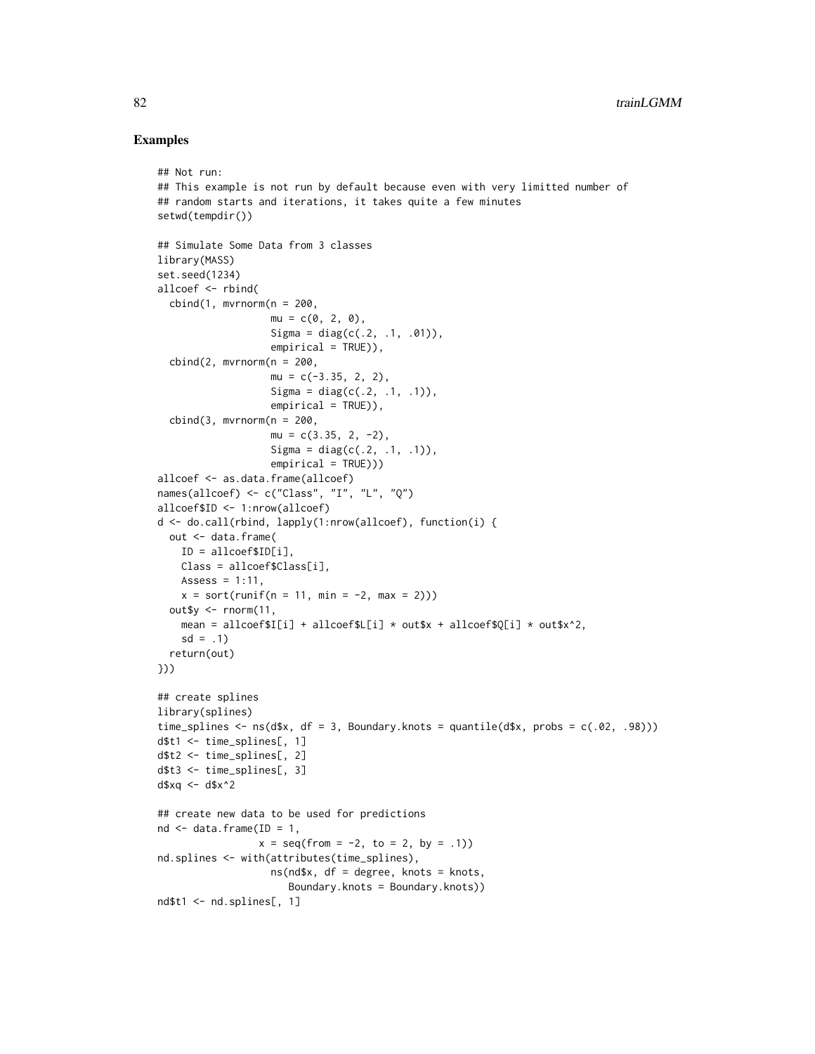## Examples

```
## Not run:
## This example is not run by default because even with very limitted number of
## random starts and iterations, it takes quite a few minutes
setwd(tempdir())

## Simulate Some Data from 3 classes
library(MASS)
set.seed(1234)
allcoef <- rbind(
  cbind(1, mvrnorm(n = 200,
                   mu = c(0, 2, 0),
                   Sigma = diag(c(.2, .1, .01)),
                   empirical = TRUE)),
  cbind(2, mvrnorm(n = 200,
                   mu = c(-3.35, 2, 2),
                   Sigma = diag(c(.2, .1, .1)),
                   empirical = TRUE)),
  cbind(3, mvrnorm(n = 200,
                   mu = c(3.35, 2, -2),
                   Sigma = diag(c(.2, .1, .1)),
                   empirical = TRUE)))
allcoef <- as.data.frame(allcoef)
names(allcoef) <- c("Class", "I", "L", "Q")
allcoef$ID <- 1:nrow(allcoef)
d <- do.call(rbind, lapply(1:nrow(allcoef), function(i) {
  out <- data.frame(
    ID = allcoef$ID[i],
    Class = allcoef$Class[i],
    Assess = 1:11,
    x = sort(runif(n = 11, min = -2, max = 2)))
  out$y <- rnorm(11,
    mean = allcoef$I[i] + allcoef$L[i] * out$x + allcoef$Q[i] * out$x^2,
    sd = .1)
  return(out)
}))

## create splines
library(splines)
time_splines <- ns(d$x, df = 3, Boundary.knots = quantile(d$x, probs = c(.02, .98)))
d$t1 <- time_splines[, 1]
d$t2 <- time_splines[, 2]
d$t3 <- time_splines[, 3]
d$xq <- d$x^2

## create new data to be used for predictions
nd <- data.frame(ID = 1,
                 x = seq(from = -2, to = 2, by = .1))
nd.splines <- with(attributes(time_splines),
                   ns(nd$x, df = degree, knots = knots,
                      Boundary.knots = Boundary.knots))
nd$t1 <- nd.splines[, 1]
```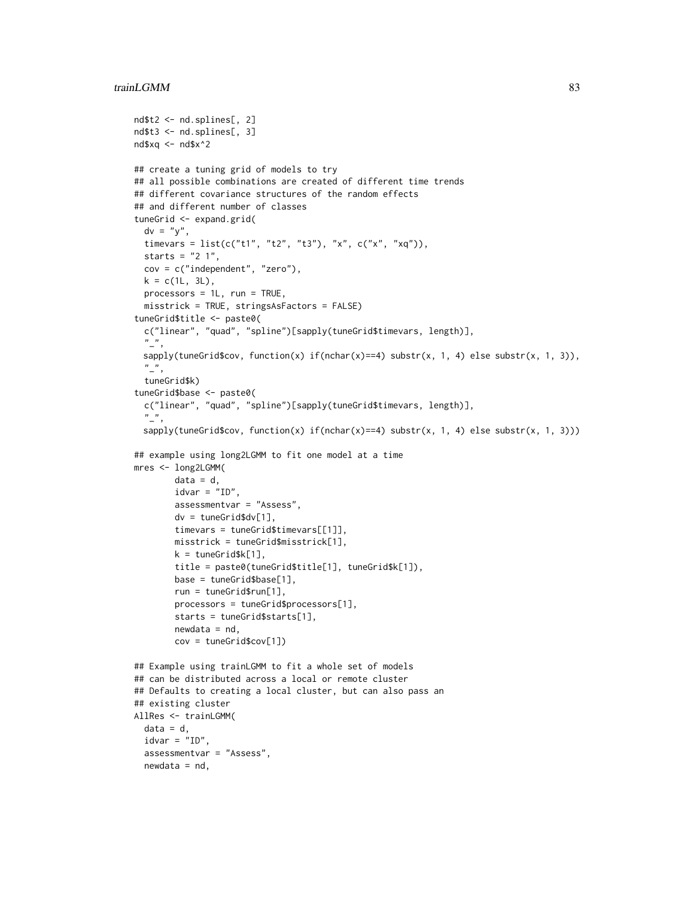```
nd$t2 <- nd.splines[, 2]
nd$t3 <- nd.splines[, 3]
nd$xq <- nd$x^2

## create a tuning grid of models to try
## all possible combinations are created of different time trends
## different covariance structures of the random effects
## and different number of classes
tuneGrid <- expand.grid(
  dv = "y",
  timevars = list(c("t1", "t2", "t3"), "x", c("x", "xq")),
  starts = "2 1",
  cov = c("independent", "zero"),
  k = c(1L, 3L),
  processors = 1L, run = TRUE,
  misstrick = TRUE, stringsAsFactors = FALSE)
tuneGrid$title <- paste0(
  c("linear", "quad", "spline")[sapply(tuneGrid$timevars, length)],
  "_",
  sapply(tuneGrid$cov, function(x) if(nchar(x)==4) substr(x, 1, 4) else substr(x, 1, 3)),
  "_",
  tuneGrid$k)
tuneGrid$base <- paste0(
  c("linear", "quad", "spline")[sapply(tuneGrid$timevars, length)],
  "_",
  sapply(tuneGrid$cov, function(x) if(nchar(x)==4) substr(x, 1, 4) else substr(x, 1, 3)))

## example using long2LGMM to fit one model at a time
mres <- long2LGMM(
        data = d,
        idvar = "ID",
        assessmentvar = "Assess",
        dv = tuneGrid$dv[1],
        timevars = tuneGrid$timevars[[1]],
        misstrick = tuneGrid$misstrick[1],
        k = tuneGrid$k[1],
        title = paste0(tuneGrid$title[1], tuneGrid$k[1]),
        base = tuneGrid$base[1],
        run = tuneGrid$run[1],
        processors = tuneGrid$processors[1],
        starts = tuneGrid$starts[1],
        newdata = nd,
        cov = tuneGrid$cov[1])

## Example using trainLGMM to fit a whole set of models
## can be distributed across a local or remote cluster
## Defaults to creating a local cluster, but can also pass an
## existing cluster
AllRes <- trainLGMM(
  data = d,
  idvar = "ID",
  assessmentvar = "Assess",
  newdata = nd,
```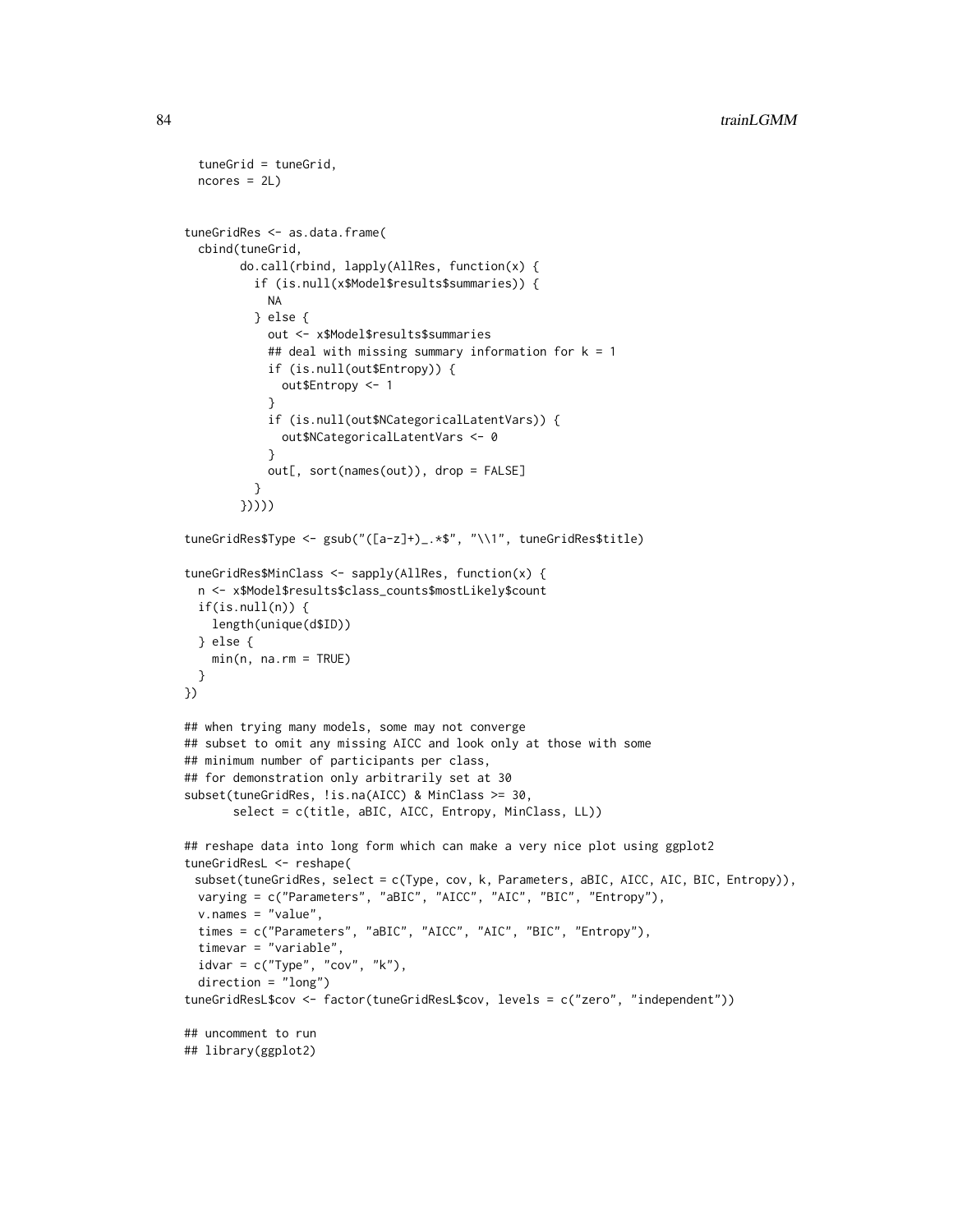```
  tuneGrid = tuneGrid,
  ncores = 2L)


tuneGridRes <- as.data.frame(
  cbind(tuneGrid,
        do.call(rbind, lapply(AllRes, function(x) {
          if (is.null(x$Model$results$summaries)) {
            NA
          } else {
            out <- x$Model$results$summaries
            ## deal with missing summary information for k = 1
            if (is.null(out$Entropy)) {
              out$Entropy <- 1
            }
            if (is.null(out$NCategoricalLatentVars)) {
              out$NCategoricalLatentVars <- 0
            }
            out[, sort(names(out)), drop = FALSE]
          }
        }))))

tuneGridRes$Type <- gsub("([a-z]+)_.*$", "\\1", tuneGridRes$title)

tuneGridRes$MinClass <- sapply(AllRes, function(x) {
  n <- x$Model$results$class_counts$mostLikely$count
  if(is.null(n)) {
    length(unique(d$ID))
  } else {
    min(n, na.rm = TRUE)
  }
})

## when trying many models, some may not converge
## subset to omit any missing AICC and look only at those with some
## minimum number of participants per class,
## for demonstration only arbitrarily set at 30
subset(tuneGridRes, !is.na(AICC) & MinClass >= 30,
       select = c(title, aBIC, AICC, Entropy, MinClass, LL))

## reshape data into long form which can make a very nice plot using ggplot2
tuneGridResL <- reshape(
  subset(tuneGridRes, select = c(Type, cov, k, Parameters, aBIC, AICC, AIC, BIC, Entropy)),
  varying = c("Parameters", "aBIC", "AICC", "AIC", "BIC", "Entropy"),
  v.names = "value",
  times = c("Parameters", "aBIC", "AICC", "AIC", "BIC", "Entropy"),
  timevar = "variable",
  idvar = c("Type", "cov", "k"),
  direction = "long")
tuneGridResL$cov <- factor(tuneGridResL$cov, levels = c("zero", "independent"))

## uncomment to run
## library(ggplot2)
```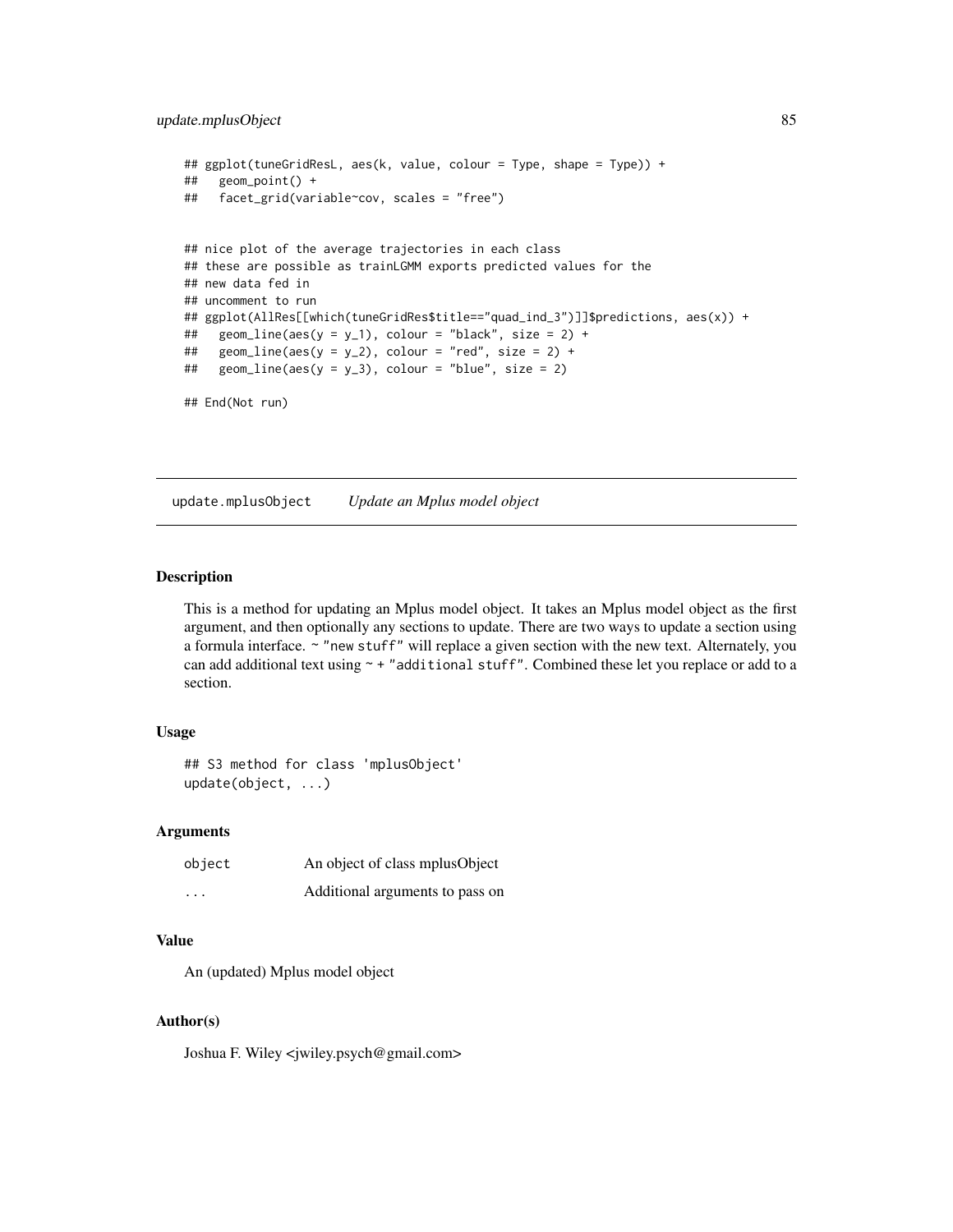```
## ggplot(tuneGridResL, aes(k, value, colour = Type, shape = Type)) +
##   geom_point() +
##   facet_grid(variable~cov, scales = "free")


## nice plot of the average trajectories in each class
## these are possible as trainLGMM exports predicted values for the
## new data fed in
## uncomment to run
## ggplot(AllRes[[which(tuneGridRes$title=="quad_ind_3")]]$predictions, aes(x)) +
##   geom_line(aes(y = y_1), colour = "black", size = 2) +
##   geom_line(aes(y = y_2), colour = "red", size = 2) +
##   geom_line(aes(y = y_3), colour = "blue", size = 2)

## End(Not run)
```

---

## update.mplusObject *Update an Mplus model object*

### Description

This is a method for updating an Mplus model object. It takes an Mplus model object as the first argument, and then optionally any sections to update. There are two ways to update a section using a formula interface. `~ "new stuff"` will replace a given section with the new text. Alternately, you can add additional text using `~ + "additional stuff"`. Combined these let you replace or add to a section.

### Usage

```
## S3 method for class 'mplusObject'
update(object, ...)
```

### Arguments

| | |
|---|---|
| object | An object of class mplusObject |
| ... | Additional arguments to pass on |

### Value

An (updated) Mplus model object

### Author(s)

Joshua F. Wiley <jwiley.psych@gmail.com>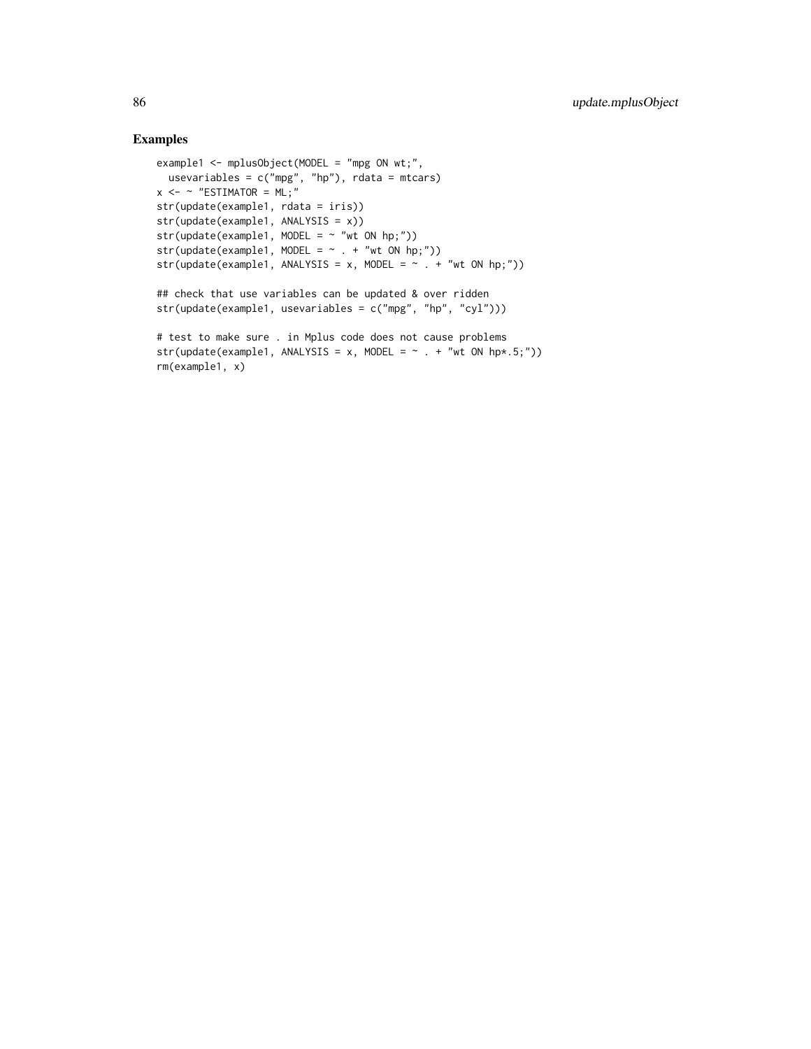## Examples

```
example1 <- mplusObject(MODEL = "mpg ON wt;",
  usevariables = c("mpg", "hp"), rdata = mtcars)
x <- ~ "ESTIMATOR = ML;"
str(update(example1, rdata = iris))
str(update(example1, ANALYSIS = x))
str(update(example1, MODEL = ~ "wt ON hp;"))
str(update(example1, MODEL = ~ . + "wt ON hp;"))
str(update(example1, ANALYSIS = x, MODEL = ~ . + "wt ON hp;"))

## check that use variables can be updated & over ridden
str(update(example1, usevariables = c("mpg", "hp", "cyl")))

# test to make sure . in Mplus code does not cause problems
str(update(example1, ANALYSIS = x, MODEL = ~ . + "wt ON hp*.5;"))
rm(example1, x)
```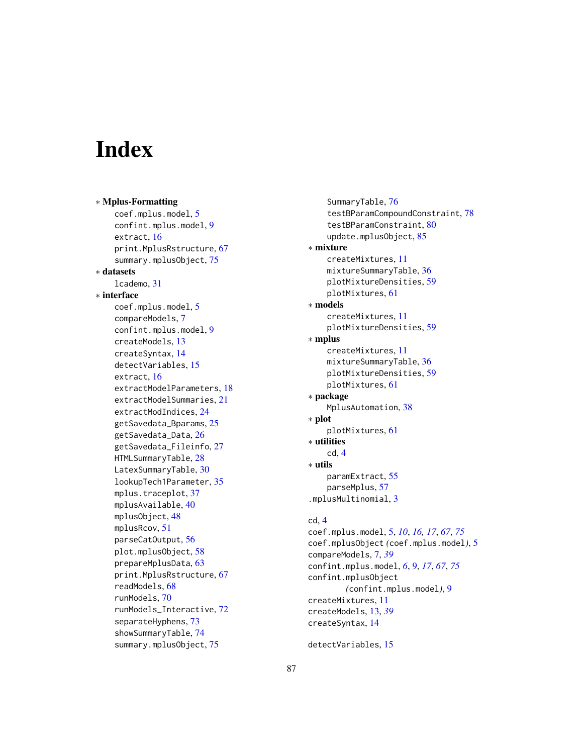# Index

∗ **Mplus-Formatting**
  coef.mplus.model, 5
  confint.mplus.model, 9
  extract, 16
  print.MplusRstructure, 67
  summary.mplusObject, 75

∗ **datasets**
  lcademo, 31

∗ **interface**
  coef.mplus.model, 5
  compareModels, 7
  confint.mplus.model, 9
  createModels, 13
  createSyntax, 14
  detectVariables, 15
  extract, 16
  extractModelParameters, 18
  extractModelSummaries, 21
  extractModIndices, 24
  getSavedata_Bparams, 25
  getSavedata_Data, 26
  getSavedata_Fileinfo, 27
  HTMLSummaryTable, 28
  LatexSummaryTable, 30
  lookupTech1Parameter, 35
  mplus.traceplot, 37
  mplusAvailable, 40
  mplusObject, 48
  mplusRcov, 51
  parseCatOutput, 56
  plot.mplusObject, 58
  prepareMplusData, 63
  print.MplusRstructure, 67
  readModels, 68
  runModels, 70
  runModels_Interactive, 72
  separateHyphens, 73
  showSummaryTable, 74
  summary.mplusObject, 75
  SummaryTable, 76
  testBParamCompoundConstraint, 78
  testBParamConstraint, 80
  update.mplusObject, 85

∗ **mixture**
  createMixtures, 11
  mixtureSummaryTable, 36
  plotMixtureDensities, 59
  plotMixtures, 61

∗ **models**
  createMixtures, 11
  plotMixtureDensities, 59

∗ **mplus**
  createMixtures, 11
  mixtureSummaryTable, 36
  plotMixtureDensities, 59
  plotMixtures, 61

∗ **package**
  MplusAutomation, 38

∗ **plot**
  plotMixtures, 61

∗ **utilities**
  cd, 4

∗ **utils**
  paramExtract, 55
  parseMplus, 57

.mplusMultinomial, 3

cd, 4
coef.mplus.model, 5, *10*, *16*, *17*, *67*, *75*
coef.mplusObject *(*coef.mplus.model*)*, 5
compareModels, 7, *39*
confint.mplus.model, *6*, 9, *17*, *67*, *75*
confint.mplusObject
  *(*confint.mplus.model*)*, 9
createMixtures, 11
createModels, 13, *39*
createSyntax, 14

detectVariables, 15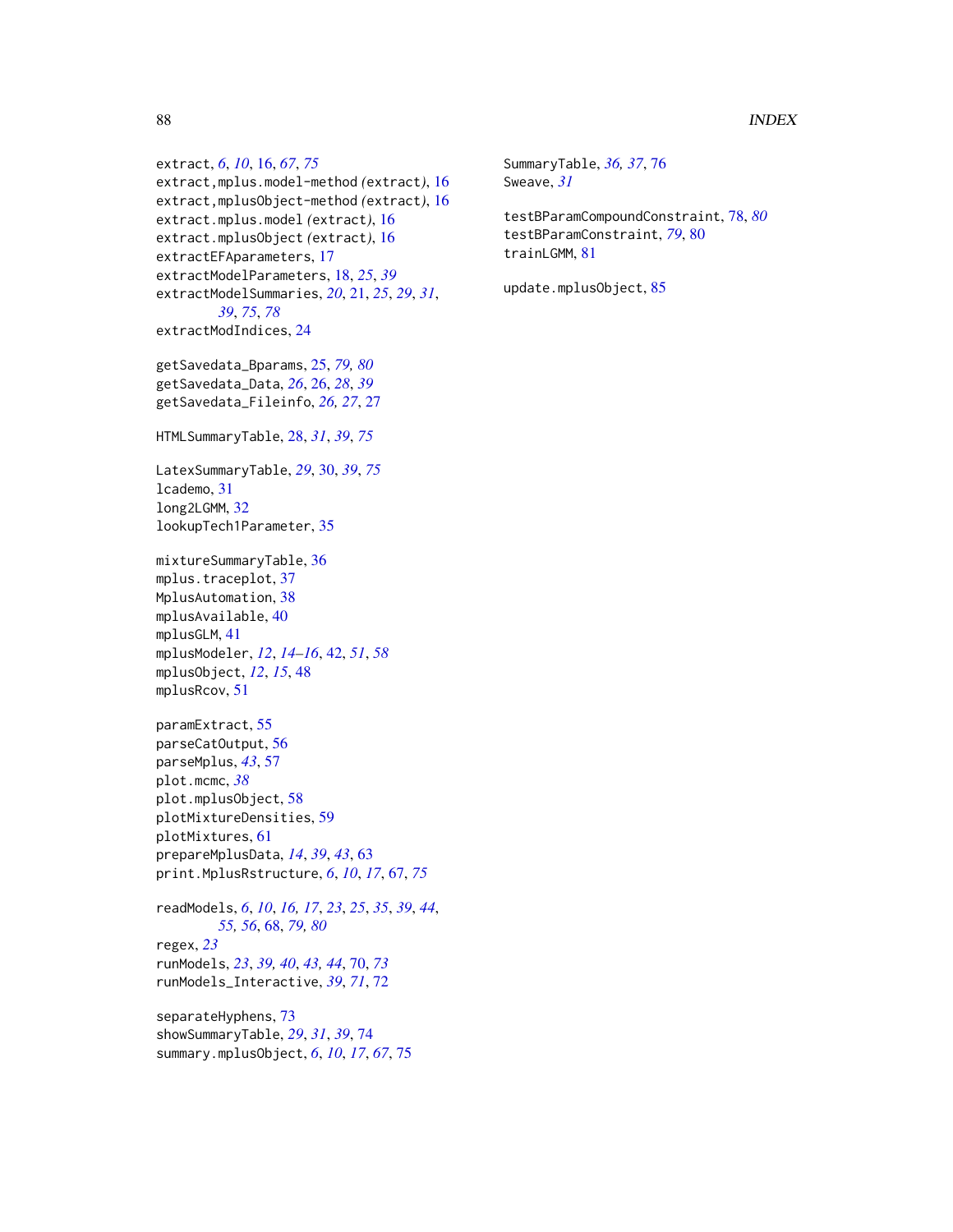extract, *6*, *10*, 16, *67*, *75*
extract,mplus.model-method *(extract)*, 16
extract,mplusObject-method *(extract)*, 16
extract.mplus.model *(extract)*, 16
extract.mplusObject *(extract)*, 16
extractEFAparameters, 17
extractModelParameters, 18, *25*, *39*
extractModelSummaries, *20*, 21, *25*, *29*, *31*, *39*, *75*, *78*
extractModIndices, 24

getSavedata_Bparams, 25, *79*, *80*
getSavedata_Data, *26*, 26, *28*, *39*
getSavedata_Fileinfo, *26*, *27*, 27

HTMLSummaryTable, 28, *31*, *39*, *75*

LatexSummaryTable, *29*, 30, *39*, *75*
lcademo, 31
long2LGMM, 32
lookupTech1Parameter, 35

mixtureSummaryTable, 36
mplus.traceplot, 37
MplusAutomation, 38
mplusAvailable, 40
mplusGLM, 41
mplusModeler, *12*, *14–16*, 42, *51*, *58*
mplusObject, *12*, *15*, 48
mplusRcov, 51

paramExtract, 55
parseCatOutput, 56
parseMplus, *43*, 57
plot.mcmc, *38*
plot.mplusObject, 58
plotMixtureDensities, 59
plotMixtures, 61
prepareMplusData, *14*, *39*, *43*, 63
print.MplusRstructure, *6*, *10*, *17*, 67, *75*

readModels, *6*, *10*, *16*, *17*, *23*, *25*, *35*, *39*, *44*, *55*, *56*, 68, *79*, *80*
regex, *23*
runModels, *23*, *39*, *40*, *43*, *44*, 70, *73*
runModels_Interactive, *39*, *71*, 72

separateHyphens, 73
showSummaryTable, *29*, *31*, *39*, 74
summary.mplusObject, *6*, *10*, *17*, *67*, 75
SummaryTable, *36*, *37*, 76
Sweave, *31*

testBParamCompoundConstraint, 78, *80*
testBParamConstraint, *79*, 80
trainLGMM, 81

update.mplusObject, 85